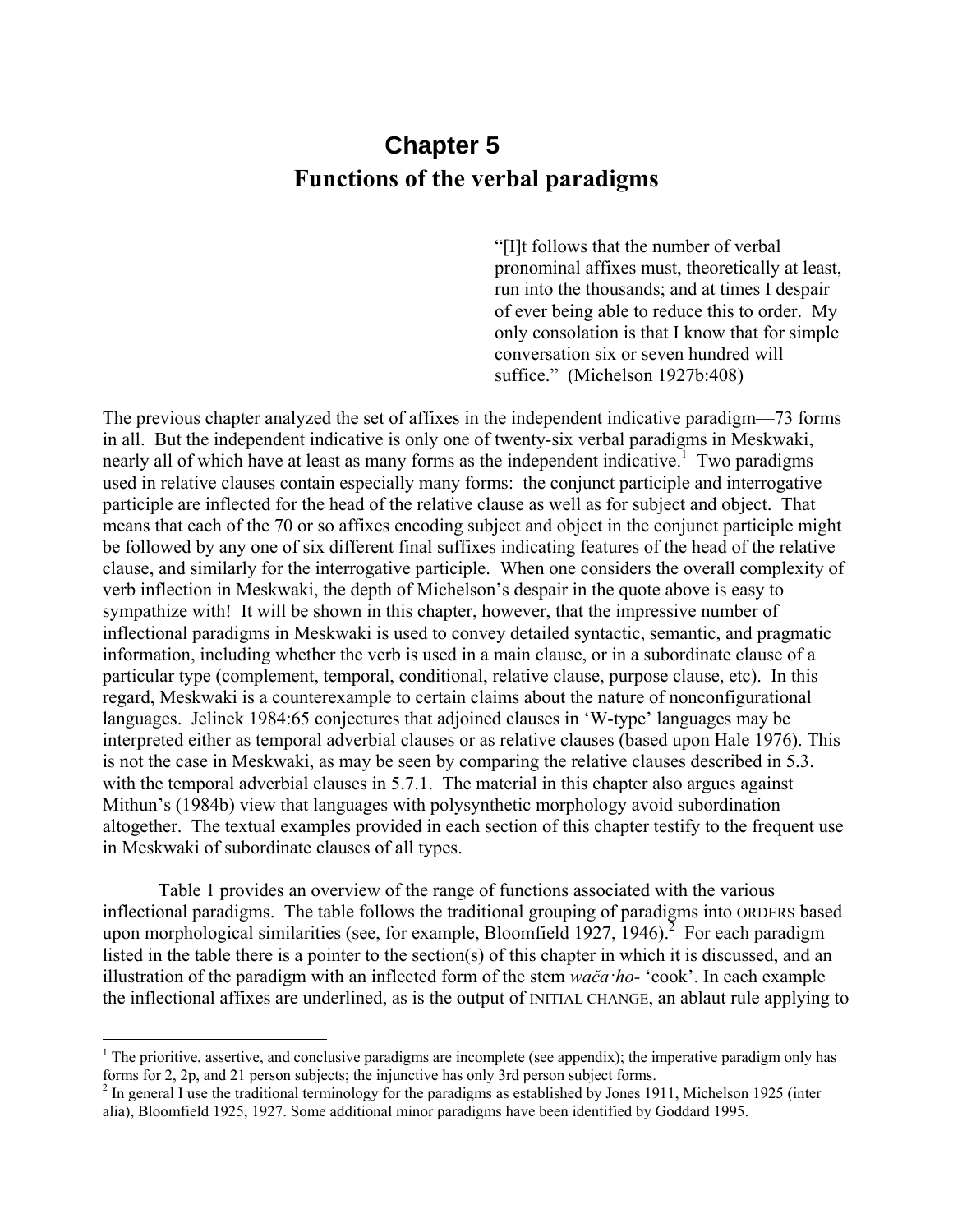# Chapter 5
## Functions of the verbal paradigms

> "[I]t follows that the number of verbal pronominal affixes must, theoretically at least, run into the thousands; and at times I despair of ever being able to reduce this to order. My only consolation is that I know that for simple conversation six or seven hundred will suffice." (Michelson 1927b:408)

The previous chapter analyzed the set of affixes in the independent indicative paradigm—73 forms in all. But the independent indicative is only one of twenty-six verbal paradigms in Meskwaki, nearly all of which have at least as many forms as the independent indicative.[1] Two paradigms used in relative clauses contain especially many forms: the conjunct participle and interrogative participle are inflected for the head of the relative clause as well as for subject and object. That means that each of the 70 or so affixes encoding subject and object in the conjunct participle might be followed by any one of six different final suffixes indicating features of the head of the relative clause, and similarly for the interrogative participle. When one considers the overall complexity of verb inflection in Meskwaki, the depth of Michelson's despair in the quote above is easy to sympathize with! It will be shown in this chapter, however, that the impressive number of inflectional paradigms in Meskwaki is used to convey detailed syntactic, semantic, and pragmatic information, including whether the verb is used in a main clause, or in a subordinate clause of a particular type (complement, temporal, conditional, relative clause, purpose clause, etc). In this regard, Meskwaki is a counterexample to certain claims about the nature of nonconfigurational languages. Jelinek 1984:65 conjectures that adjoined clauses in 'W-type' languages may be interpreted either as temporal adverbial clauses or as relative clauses (based upon Hale 1976). This is not the case in Meskwaki, as may be seen by comparing the relative clauses described in 5.3. with the temporal adverbial clauses in 5.7.1. The material in this chapter also argues against Mithun's (1984b) view that languages with polysynthetic morphology avoid subordination altogether. The textual examples provided in each section of this chapter testify to the frequent use in Meskwaki of subordinate clauses of all types.

Table 1 provides an overview of the range of functions associated with the various inflectional paradigms. The table follows the traditional grouping of paradigms into ORDERS based upon morphological similarities (see, for example, Bloomfield 1927, 1946).[2] For each paradigm listed in the table there is a pointer to the section(s) of this chapter in which it is discussed, and an illustration of the paradigm with an inflected form of the stem *wača·ho-* 'cook'. In each example the inflectional affixes are underlined, as is the output of INITIAL CHANGE, an ablaut rule applying to

---

[1] The prioritive, assertive, and conclusive paradigms are incomplete (see appendix); the imperative paradigm only has forms for 2, 2p, and 21 person subjects; the injunctive has only 3rd person subject forms.

[2] In general I use the traditional terminology for the paradigms as established by Jones 1911, Michelson 1925 (inter alia), Bloomfield 1925, 1927. Some additional minor paradigms have been identified by Goddard 1995.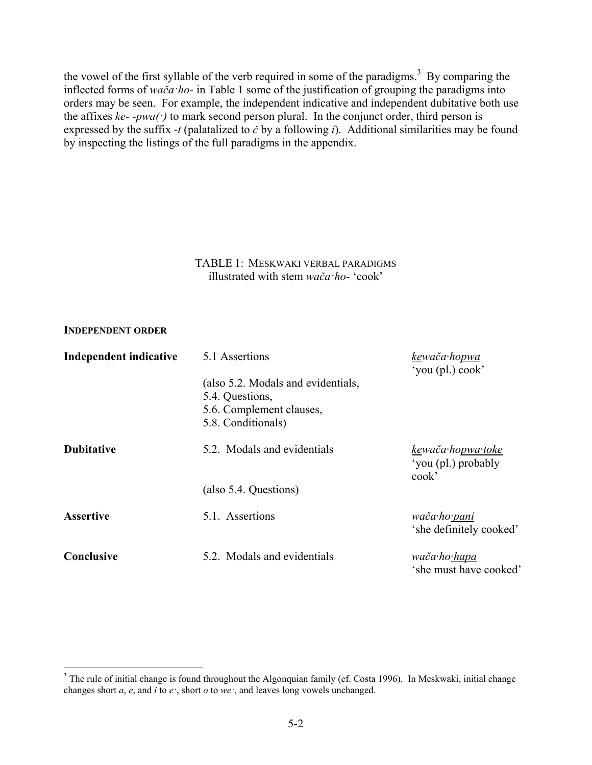the vowel of the first syllable of the verb required in some of the paradigms.[3] By comparing the inflected forms of *wača·ho-* in Table 1 some of the justification of grouping the paradigms into orders may be seen. For example, the independent indicative and independent dubitative both use the affixes *ke- -pwa(·)* to mark second person plural. In the conjunct order, third person is expressed by the suffix *-t* (palatalized to *č* by a following *i*). Additional similarities may be found by inspecting the listings of the full paradigms in the appendix.

TABLE 1: MESKWAKI VERBAL PARADIGMS
illustrated with stem *wača·ho-* 'cook'

**INDEPENDENT ORDER**

| | | |
|---|---|---|
| **Independent indicative** | 5.1 Assertions<br>(also 5.2. Modals and evidentials,<br>5.4. Questions,<br>5.6. Complement clauses,<br>5.8. Conditionals) | *<u>ke</u>wača·ho<u>pwa</u>*<br>'you (pl.) cook' |
| **Dubitative** | 5.2. Modals and evidentials<br>(also 5.4. Questions) | *<u>ke</u>wača·ho<u>pwa·toke</u>*<br>'you (pl.) probably cook' |
| **Assertive** | 5.1. Assertions | *wača·ho·<u>pani</u>*<br>'she definitely cooked' |
| **Conclusive** | 5.2. Modals and evidentials | *wača·ho·<u>hapa</u>*<br>'she must have cooked' |

[3] The rule of initial change is found throughout the Algonquian family (cf. Costa 1996). In Meskwaki, initial change changes short *a*, *e*, and *i* to *e·*, short *o* to *we·*, and leaves long vowels unchanged.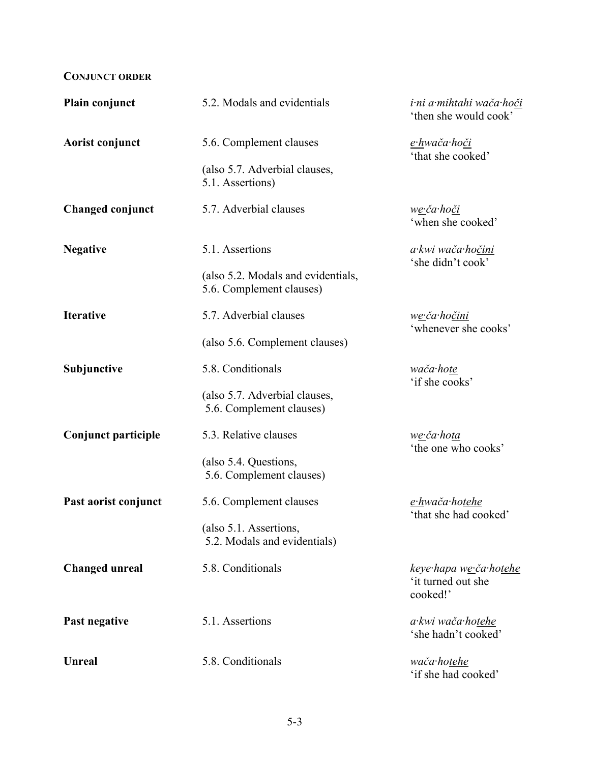**CONJUNCT ORDER**

| | | |
|---|---|---|
| **Plain conjunct** | 5.2. Modals and evidentials | *i·ni a·mihtahi wača·ho<u>či</u>*<br>'then she would cook' |
| **Aorist conjunct** | 5.6. Complement clauses<br><br>(also 5.7. Adverbial clauses, 5.1. Assertions) | *<u>e·h</u>wača·ho<u>či</u>*<br>'that she cooked' |
| **Changed conjunct** | 5.7. Adverbial clauses | *w<u>e</u>·ča·ho<u>či</u>*<br>'when she cooked' |
| **Negative** | 5.1. Assertions<br><br>(also 5.2. Modals and evidentials, 5.6. Complement clauses) | *a·kwi wača·ho<u>čini</u>*<br>'she didn't cook' |
| **Iterative** | 5.7. Adverbial clauses<br><br>(also 5.6. Complement clauses) | *w<u>e</u>·ča·ho<u>čini</u>*<br>'whenever she cooks' |
| **Subjunctive** | 5.8. Conditionals<br><br>(also 5.7. Adverbial clauses, 5.6. Complement clauses) | *wača·ho<u>te</u>*<br>'if she cooks' |
| **Conjunct participle** | 5.3. Relative clauses<br><br>(also 5.4. Questions, 5.6. Complement clauses) | *w<u>e</u>·ča·ho<u>ta</u>*<br>'the one who cooks' |
| **Past aorist conjunct** | 5.6. Complement clauses<br><br>(also 5.1. Assertions, 5.2. Modals and evidentials) | *<u>e·h</u>wača·ho<u>tehe</u>*<br>'that she had cooked' |
| **Changed unreal** | 5.8. Conditionals | *keye·hapa w<u>e</u>·ča·ho<u>tehe</u>*<br>'it turned out she cooked!' |
| **Past negative** | 5.1. Assertions | *a·kwi wača·ho<u>tehe</u>*<br>'she hadn't cooked' |
| **Unreal** | 5.8. Conditionals | *wača·ho<u>tehe</u>*<br>'if she had cooked' |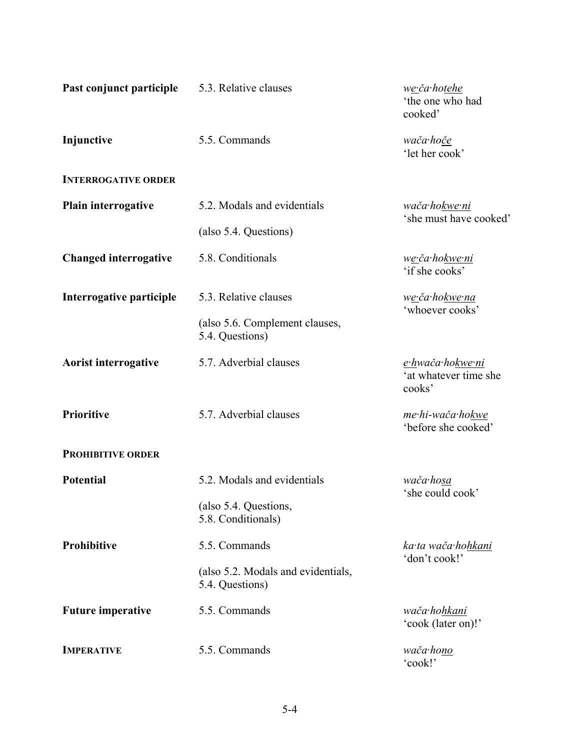| | | |
|---|---|---|
| **Past conjunct participle** | 5.3. Relative clauses | *we·ča·hotehe*<br>'the one who had cooked' |
| **Injunctive** | 5.5. Commands | *wača·hoče*<br>'let her cook' |
| **INTERROGATIVE ORDER** | | |
| **Plain interrogative** | 5.2. Modals and evidentials<br>(also 5.4. Questions) | *wača·hokwe·ni*<br>'she must have cooked' |
| **Changed interrogative** | 5.8. Conditionals | *we·ča·hokwe·ni*<br>'if she cooks' |
| **Interrogative participle** | 5.3. Relative clauses<br>(also 5.6. Complement clauses, 5.4. Questions) | *we·ča·hokwe·na*<br>'whoever cooks' |
| **Aorist interrogative** | 5.7. Adverbial clauses | *e·hwača·hokwe·ni*<br>'at whatever time she cooks' |
| **Prioritive** | 5.7. Adverbial clauses | *me·hi-wača·hokwe*<br>'before she cooked' |
| **PROHIBITIVE ORDER** | | |
| **Potential** | 5.2. Modals and evidentials<br>(also 5.4. Questions, 5.8. Conditionals) | *wača·hosa*<br>'she could cook' |
| **Prohibitive** | 5.5. Commands<br>(also 5.2. Modals and evidentials, 5.4. Questions) | *ka·ta wača·hohkani*<br>'don't cook!' |
| **Future imperative** | 5.5. Commands | *wača·hohkani*<br>'cook (later on)!' |
| **IMPERATIVE** | 5.5. Commands | *wača·hono*<br>'cook!' |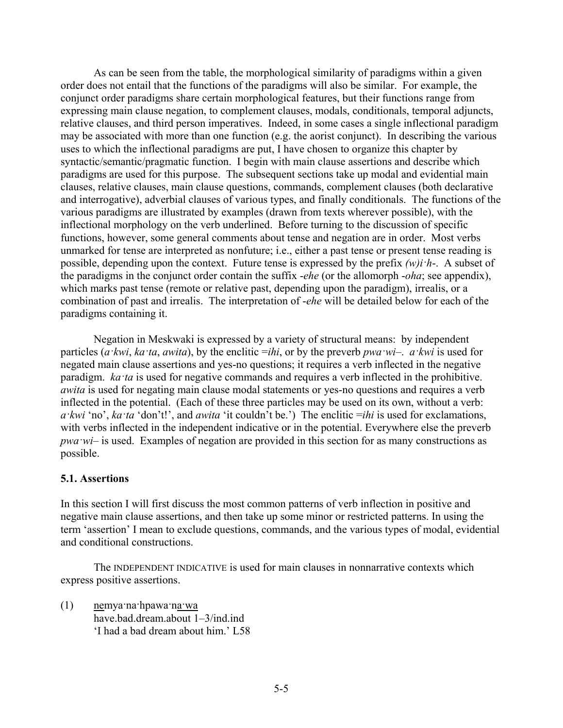As can be seen from the table, the morphological similarity of paradigms within a given order does not entail that the functions of the paradigms will also be similar. For example, the conjunct order paradigms share certain morphological features, but their functions range from expressing main clause negation, to complement clauses, modals, conditionals, temporal adjuncts, relative clauses, and third person imperatives. Indeed, in some cases a single inflectional paradigm may be associated with more than one function (e.g. the aorist conjunct). In describing the various uses to which the inflectional paradigms are put, I have chosen to organize this chapter by syntactic/semantic/pragmatic function. I begin with main clause assertions and describe which paradigms are used for this purpose. The subsequent sections take up modal and evidential main clauses, relative clauses, main clause questions, commands, complement clauses (both declarative and interrogative), adverbial clauses of various types, and finally conditionals. The functions of the various paradigms are illustrated by examples (drawn from texts wherever possible), with the inflectional morphology on the verb underlined. Before turning to the discussion of specific functions, however, some general comments about tense and negation are in order. Most verbs unmarked for tense are interpreted as nonfuture; i.e., either a past tense or present tense reading is possible, depending upon the context. Future tense is expressed by the prefix *(w)i·h-*. A subset of the paradigms in the conjunct order contain the suffix *-ehe* (or the allomorph *-oha*; see appendix), which marks past tense (remote or relative past, depending upon the paradigm), irrealis, or a combination of past and irrealis. The interpretation of *-ehe* will be detailed below for each of the paradigms containing it.

Negation in Meskwaki is expressed by a variety of structural means: by independent particles (*a·kwi*, *ka·ta*, *awita*), by the enclitic *=ihi*, or by the preverb *pwa·wi–*. *a·kwi* is used for negated main clause assertions and yes-no questions; it requires a verb inflected in the negative paradigm. *ka·ta* is used for negative commands and requires a verb inflected in the prohibitive. *awita* is used for negating main clause modal statements or yes-no questions and requires a verb inflected in the potential. (Each of these three particles may be used on its own, without a verb: *a·kwi* 'no', *ka·ta* 'don't!', and *awita* 'it couldn't be.') The enclitic *=ihi* is used for exclamations, with verbs inflected in the independent indicative or in the potential. Everywhere else the preverb *pwa·wi–* is used. Examples of negation are provided in this section for as many constructions as possible.

### 5.1. Assertions

In this section I will first discuss the most common patterns of verb inflection in positive and negative main clause assertions, and then take up some minor or restricted patterns. In using the term 'assertion' I mean to exclude questions, commands, and the various types of modal, evidential and conditional constructions.

The INDEPENDENT INDICATIVE is used for main clauses in nonnarrative contexts which express positive assertions.

(1) <u>ne</u>mya·na·hpawa·<u>na·wa</u>
have.bad.dream.about 1–3/ind.ind
'I had a bad dream about him.' L58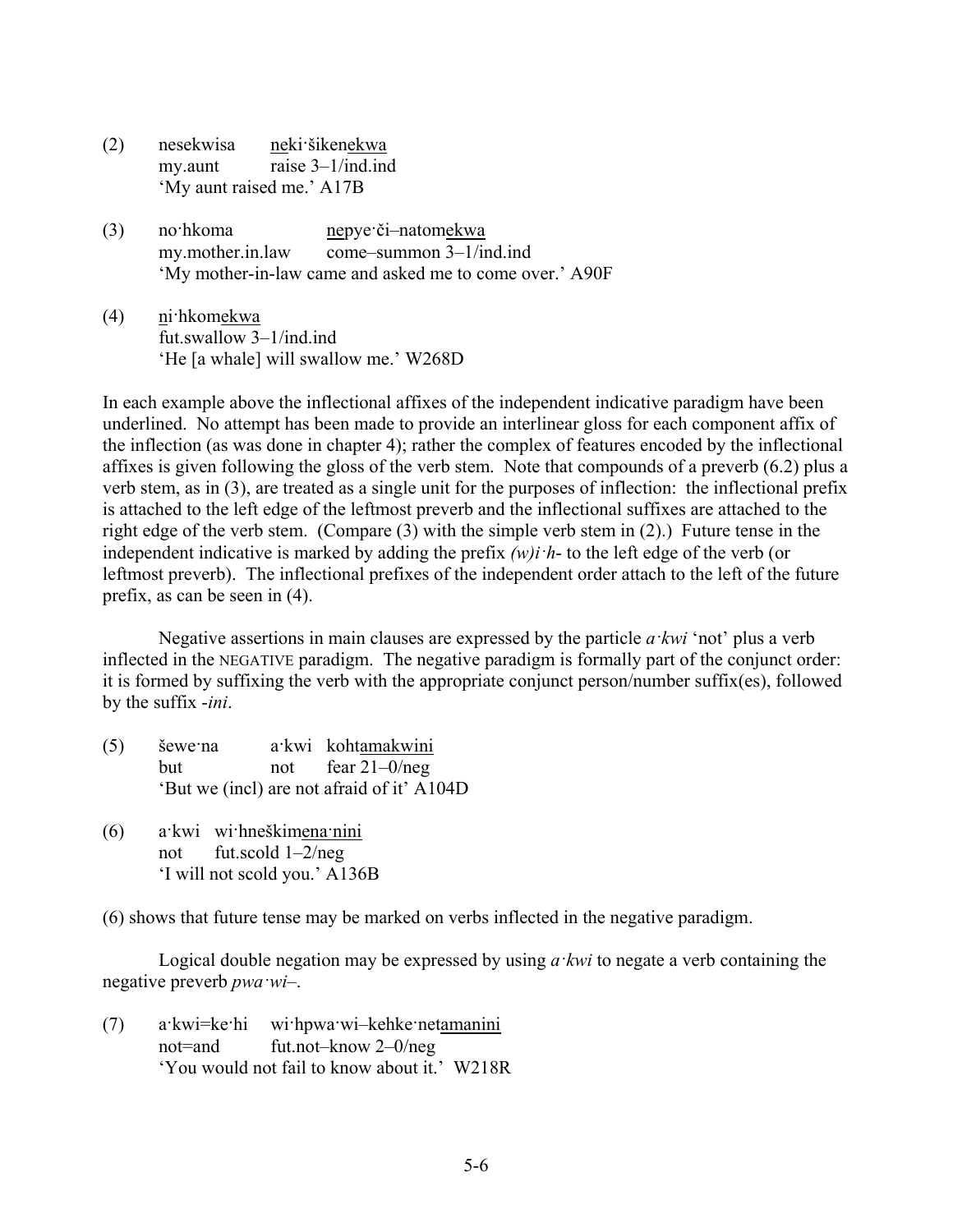(2) nesekwisa <u>ne</u>ki·šiken<u>ekwa</u>
my.aunt raise 3–1/ind.ind
'My aunt raised me.' A17B

(3) no·hkoma <u>ne</u>pye·či–natom<u>ekwa</u>
my.mother.in.law come–summon 3–1/ind.ind
'My mother-in-law came and asked me to come over.' A90F

(4) <u>n</u>i·hkom<u>ekwa</u>
fut.swallow 3–1/ind.ind
'He [a whale] will swallow me.' W268D

In each example above the inflectional affixes of the independent indicative paradigm have been underlined. No attempt has been made to provide an interlinear gloss for each component affix of the inflection (as was done in chapter 4); rather the complex of features encoded by the inflectional affixes is given following the gloss of the verb stem. Note that compounds of a preverb (6.2) plus a verb stem, as in (3), are treated as a single unit for the purposes of inflection: the inflectional prefix is attached to the left edge of the leftmost preverb and the inflectional suffixes are attached to the right edge of the verb stem. (Compare (3) with the simple verb stem in (2).) Future tense in the independent indicative is marked by adding the prefix *(w)i·h-* to the left edge of the verb (or leftmost preverb). The inflectional prefixes of the independent order attach to the left of the future prefix, as can be seen in (4).

Negative assertions in main clauses are expressed by the particle *a·kwi* 'not' plus a verb inflected in the NEGATIVE paradigm. The negative paradigm is formally part of the conjunct order: it is formed by suffixing the verb with the appropriate conjunct person/number suffix(es), followed by the suffix *-ini*.

(5) šewe·na a·kwi koht<u>amakwini</u>
but not fear 21–0/neg
'But we (incl) are not afraid of it' A104D

(6) a·kwi wi·hneškim<u>ena·nini</u>
not fut.scold 1–2/neg
'I will not scold you.' A136B

(6) shows that future tense may be marked on verbs inflected in the negative paradigm.

Logical double negation may be expressed by using *a·kwi* to negate a verb containing the negative preverb *pwa·wi–*.

(7) a·kwi=ke·hi wi·hpwa·wi–kehke·net<u>amanini</u>
not=and fut.not–know 2–0/neg
'You would not fail to know about it.' W218R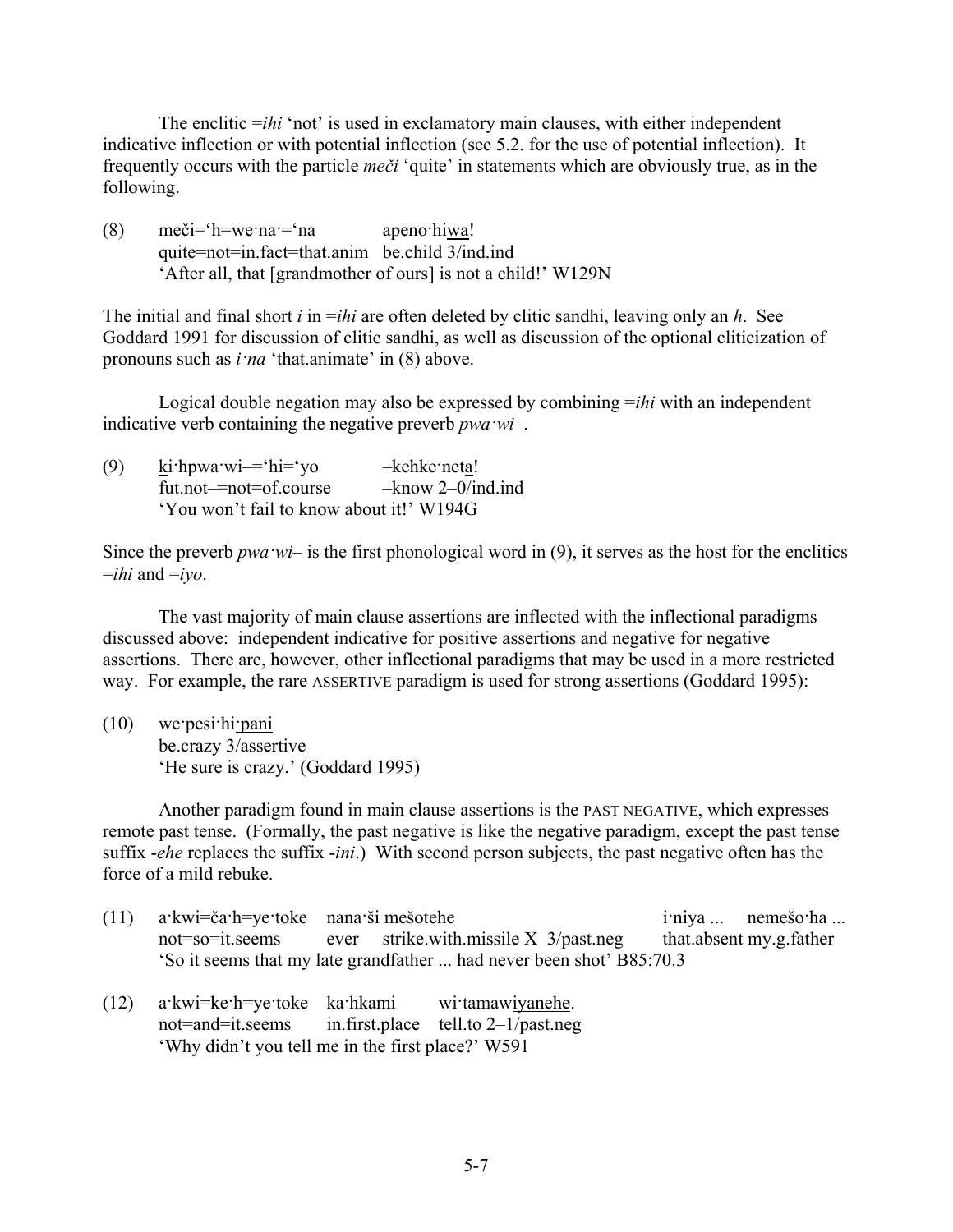The enclitic =*ihi* 'not' is used in exclamatory main clauses, with either independent indicative inflection or with potential inflection (see 5.2. for the use of potential inflection). It frequently occurs with the particle *meči* 'quite' in statements which are obviously true, as in the following.

(8) meči='h=we·na·='na apeno·hi<u>wa</u>!
quite=not=in.fact=that.anim be.child 3/ind.ind
'After all, that [grandmother of ours] is not a child!' W129N

The initial and final short *i* in =*ihi* are often deleted by clitic sandhi, leaving only an *h*. See Goddard 1991 for discussion of clitic sandhi, as well as discussion of the optional cliticization of pronouns such as *i·na* 'that.animate' in (8) above.

Logical double negation may also be expressed by combining =*ihi* with an independent indicative verb containing the negative preverb *pwa·wi–*.

(9) <u>ki</u>·hpwa·wi–='hi='yo –kehke·net<u>a</u>!
fut.not–=not=of.course –know 2–0/ind.ind
'You won't fail to know about it!' W194G

Since the preverb *pwa·wi–* is the first phonological word in (9), it serves as the host for the enclitics =*ihi* and =*iyo*.

The vast majority of main clause assertions are inflected with the inflectional paradigms discussed above: independent indicative for positive assertions and negative for negative assertions. There are, however, other inflectional paradigms that may be used in a more restricted way. For example, the rare ASSERTIVE paradigm is used for strong assertions (Goddard 1995):

(10) we·pesi·hi<u>·pani</u>
be.crazy 3/assertive
'He sure is crazy.' (Goddard 1995)

Another paradigm found in main clause assertions is the PAST NEGATIVE, which expresses remote past tense. (Formally, the past negative is like the negative paradigm, except the past tense suffix -*ehe* replaces the suffix -*ini*.) With second person subjects, the past negative often has the force of a mild rebuke.

(11) a·kwi=ča·h=ye·toke nana·ši mešo<u>tehe</u> i·niya ... nemešo·ha ...
not=so=it.seems ever strike.with.missile X–3/past.neg that.absent my.g.father
'So it seems that my late grandfather ... had never been shot' B85:70.3

(12) a·kwi=ke·h=ye·toke ka·hkami wi·tamaw<u>iyanehe</u>.
not=and=it.seems in.first.place tell.to 2–1/past.neg
'Why didn't you tell me in the first place?' W591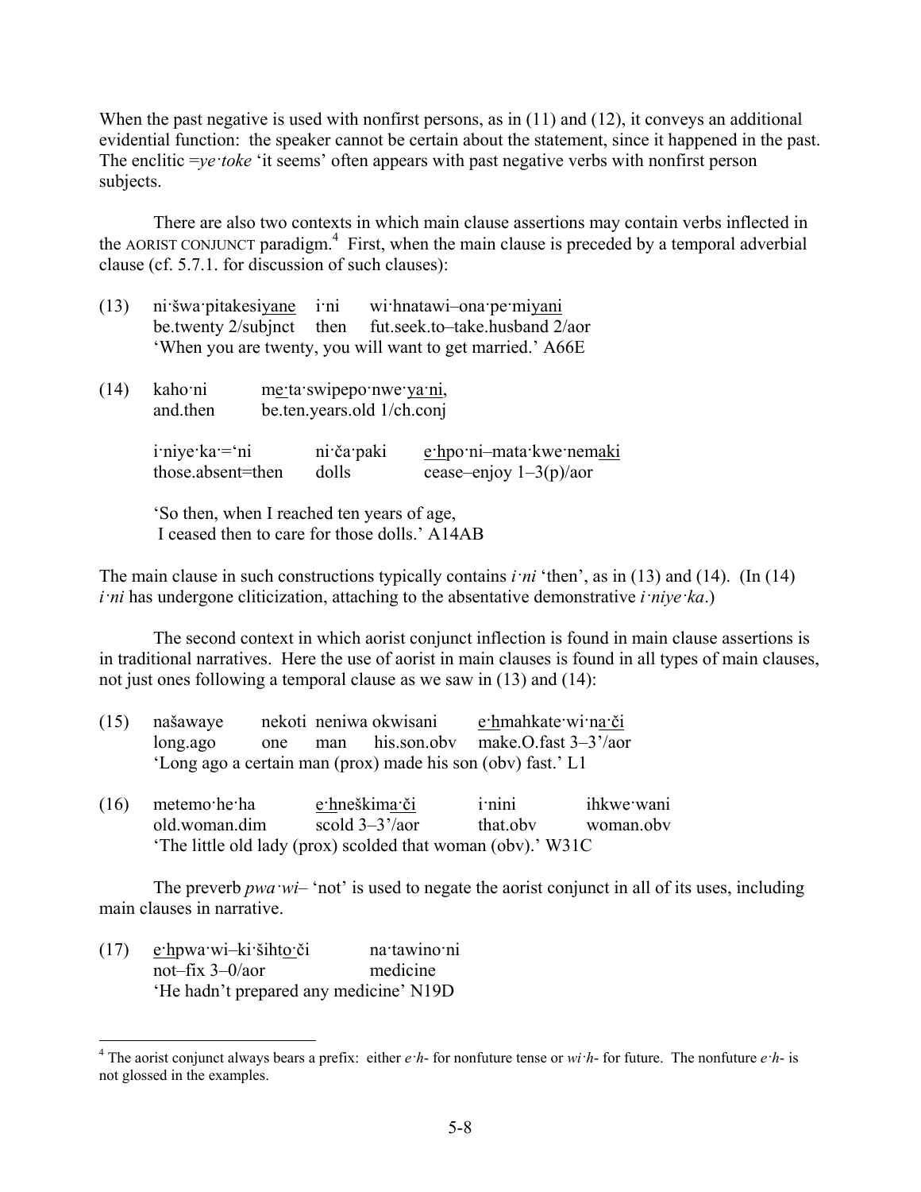When the past negative is used with nonfirst persons, as in (11) and (12), it conveys an additional evidential function: the speaker cannot be certain about the statement, since it happened in the past. The enclitic *=ye·toke* 'it seems' often appears with past negative verbs with nonfirst person subjects.

There are also two contexts in which main clause assertions may contain verbs inflected in the AORIST CONJUNCT paradigm.[4] First, when the main clause is preceded by a temporal adverbial clause (cf. 5.7.1. for discussion of such clauses):

(13) ni·šwa·pitakesi<u>yane</u>  i·ni  wi·hnatawi–ona·pe·mi<u>yani</u>
be.twenty 2/subjnct  then  fut.seek.to–take.husband 2/aor
'When you are twenty, you will want to get married.' A66E

(14) kaho·ni  m<u>e</u>·ta·swipepo·nwe·<u>ya·ni</u>,
and.then  be.ten.years.old 1/ch.conj

i·niye·ka·='ni  ni·ča·paki  <u>e·h</u>po·ni–mata·kwe·nem<u>aki</u>
those.absent=then  dolls  cease–enjoy 1–3(p)/aor

'So then, when I reached ten years of age,
I ceased then to care for those dolls.' A14AB

The main clause in such constructions typically contains *i·ni* 'then', as in (13) and (14). (In (14) *i·ni* has undergone cliticization, attaching to the absentative demonstrative *i·niye·ka*.)

The second context in which aorist conjunct inflection is found in main clause assertions is in traditional narratives. Here the use of aorist in main clauses is found in all types of main clauses, not just ones following a temporal clause as we saw in (13) and (14):

(15) našawaye  nekoti  neniwa  okwisani  <u>e·h</u>mahkate·wi·n<u>a·či</u>
long.ago  one  man  his.son.obv  make.O.fast 3–3'/aor
'Long ago a certain man (prox) made his son (obv) fast.' L1

(16) metemo·he·ha  <u>e·h</u>neškim<u>a·či</u>  i·nini  ihkwe·wani
old.woman.dim  scold 3–3'/aor  that.obv  woman.obv
'The little old lady (prox) scolded that woman (obv).' W31C

The preverb *pwa·wi–* 'not' is used to negate the aorist conjunct in all of its uses, including main clauses in narrative.

(17) <u>e·h</u>pwa·wi–ki·šiht<u>o·</u>či  na·tawino·ni
not–fix 3–0/aor  medicine
'He hadn't prepared any medicine' N19D

[4] The aorist conjunct always bears a prefix: either *e·h-* for nonfuture tense or *wi·h-* for future. The nonfuture *e·h-* is not glossed in the examples.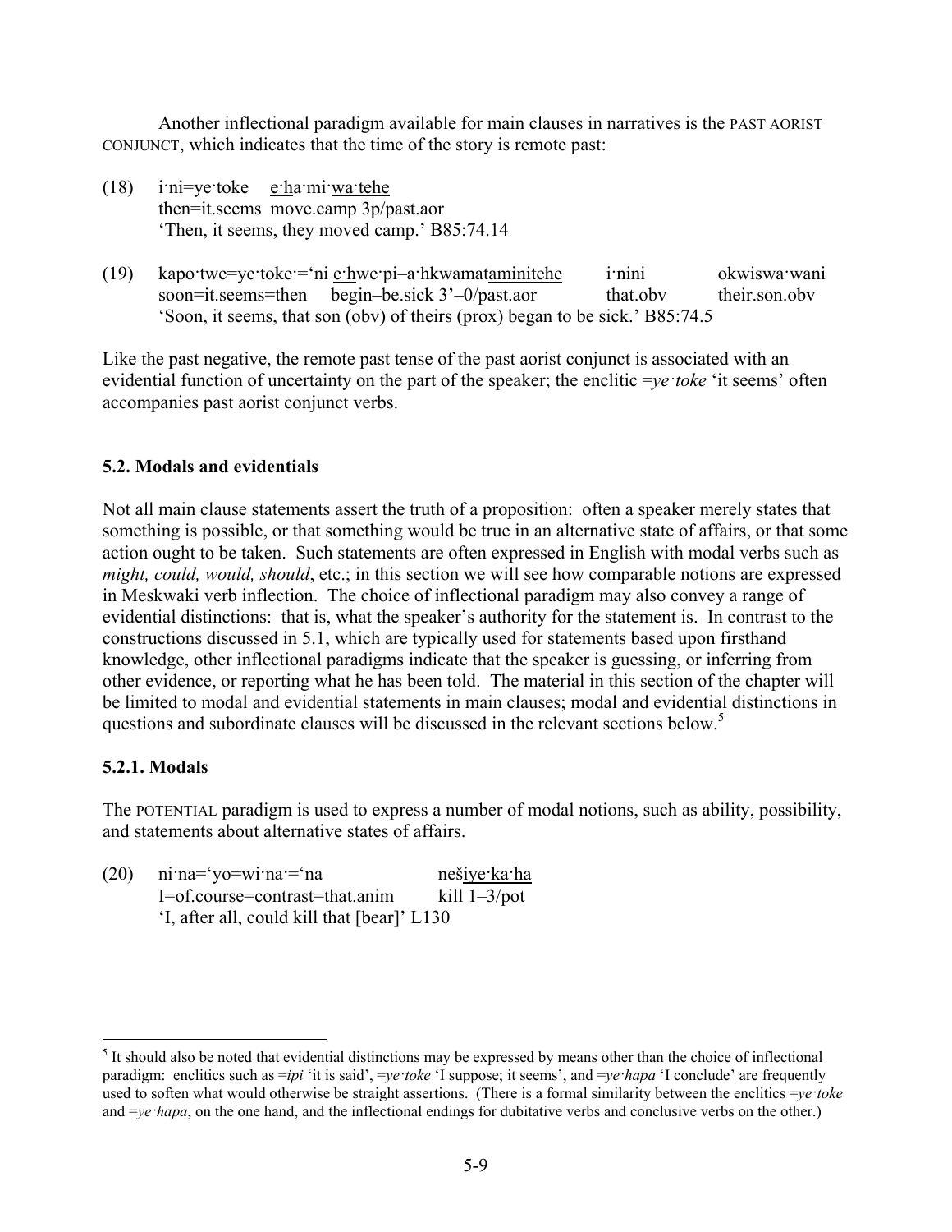Another inflectional paradigm available for main clauses in narratives is the PAST AORIST CONJUNCT, which indicates that the time of the story is remote past:

(18) i·ni=ye·toke e·ha·mi·wa·tehe
then=it.seems move.camp 3p/past.aor
'Then, it seems, they moved camp.' B85:74.14

(19) kapo·twe=ye·toke·='ni e·hwe·pi–a·hkwamataminitehe i·nini okwiswa·wani
soon=it.seems=then begin–be.sick 3'–0/past.aor that.obv their.son.obv
'Soon, it seems, that son (obv) of theirs (prox) began to be sick.' B85:74.5

Like the past negative, the remote past tense of the past aorist conjunct is associated with an evidential function of uncertainty on the part of the speaker; the enclitic =*ye·toke* 'it seems' often accompanies past aorist conjunct verbs.

### 5.2. Modals and evidentials

Not all main clause statements assert the truth of a proposition: often a speaker merely states that something is possible, or that something would be true in an alternative state of affairs, or that some action ought to be taken. Such statements are often expressed in English with modal verbs such as *might, could, would, should*, etc.; in this section we will see how comparable notions are expressed in Meskwaki verb inflection. The choice of inflectional paradigm may also convey a range of evidential distinctions: that is, what the speaker's authority for the statement is. In contrast to the constructions discussed in 5.1, which are typically used for statements based upon firsthand knowledge, other inflectional paradigms indicate that the speaker is guessing, or inferring from other evidence, or reporting what he has been told. The material in this section of the chapter will be limited to modal and evidential statements in main clauses; modal and evidential distinctions in questions and subordinate clauses will be discussed in the relevant sections below.[5]

#### 5.2.1. Modals

The POTENTIAL paradigm is used to express a number of modal notions, such as ability, possibility, and statements about alternative states of affairs.

(20) ni·na='yo=wi·na·='na nešiye·ka·ha
I=of.course=contrast=that.anim kill 1–3/pot
'I, after all, could kill that [bear]' L130

[5] It should also be noted that evidential distinctions may be expressed by means other than the choice of inflectional paradigm: enclitics such as =*ipi* 'it is said', =*ye·toke* 'I suppose; it seems', and =*ye·hapa* 'I conclude' are frequently used to soften what would otherwise be straight assertions. (There is a formal similarity between the enclitics =*ye·toke* and =*ye·hapa*, on the one hand, and the inflectional endings for dubitative verbs and conclusive verbs on the other.)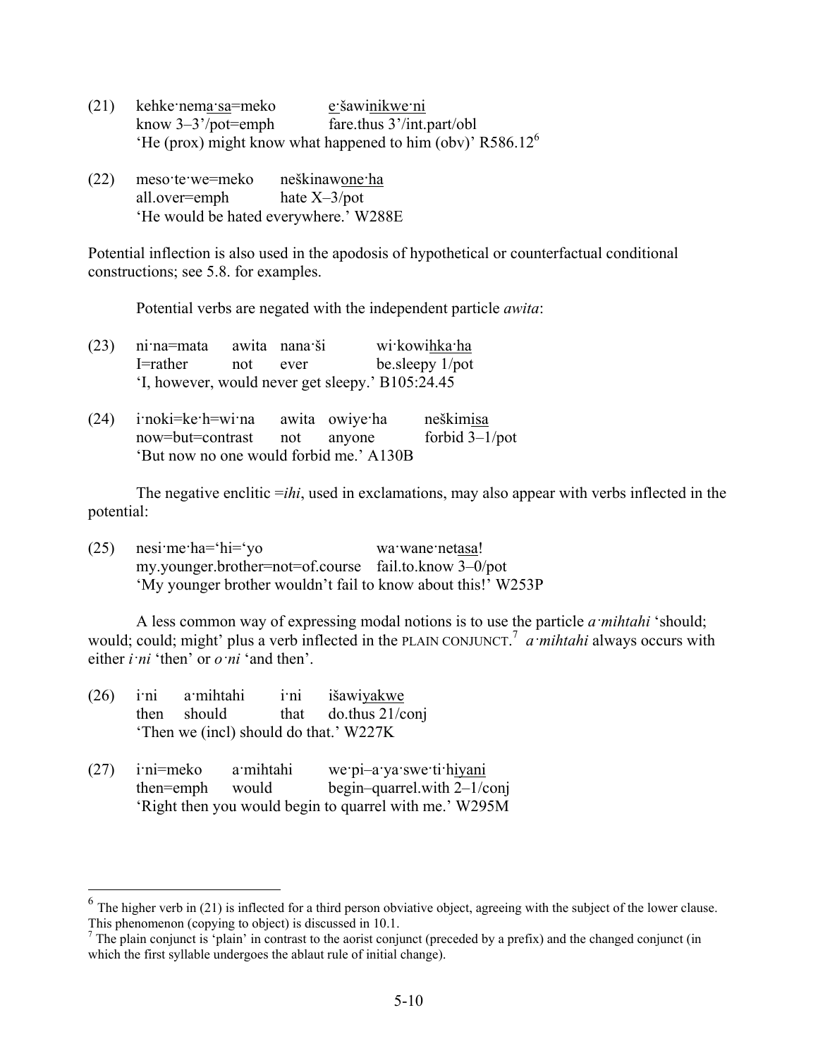(21) kehke·nema·sa=meko e·šawinikwe·ni
know 3–3'/pot=emph fare.thus 3'/int.part/obl
'He (prox) might know what happened to him (obv)' R586.12[6]

(22) meso·te·we=meko neškinawone·ha
all.over=emph hate X–3/pot
'He would be hated everywhere.' W288E

Potential inflection is also used in the apodosis of hypothetical or counterfactual conditional constructions; see 5.8. for examples.

Potential verbs are negated with the independent particle *awita*:

(23) ni·na=mata awita nana·ši wi·kowihka·ha
I=rather not ever be.sleepy 1/pot
'I, however, would never get sleepy.' B105:24.45

(24) i·noki=ke·h=wi·na awita owiye·ha neškimisa
now=but=contrast not anyone forbid 3–1/pot
'But now no one would forbid me.' A130B

The negative enclitic =*ihi*, used in exclamations, may also appear with verbs inflected in the potential:

(25) nesi·me·ha='hi='yo wa·wane·netasa!
my.younger.brother=not=of.course fail.to.know 3–0/pot
'My younger brother wouldn't fail to know about this!' W253P

A less common way of expressing modal notions is to use the particle *a·mihtahi* 'should; would; could; might' plus a verb inflected in the PLAIN CONJUNCT.[7] *a·mihtahi* always occurs with either *i·ni* 'then' or *o·ni* 'and then'.

(26) i·ni a·mihtahi i·ni išawiyakwe
then should that do.thus 21/conj
'Then we (incl) should do that.' W227K

(27) i·ni=meko a·mihtahi we·pi–a·ya·swe·ti·hiyani
then=emph would begin–quarrel.with 2–1/conj
'Right then you would begin to quarrel with me.' W295M

---

[6] The higher verb in (21) is inflected for a third person obviative object, agreeing with the subject of the lower clause. This phenomenon (copying to object) is discussed in 10.1.

[7] The plain conjunct is 'plain' in contrast to the aorist conjunct (preceded by a prefix) and the changed conjunct (in which the first syllable undergoes the ablaut rule of initial change).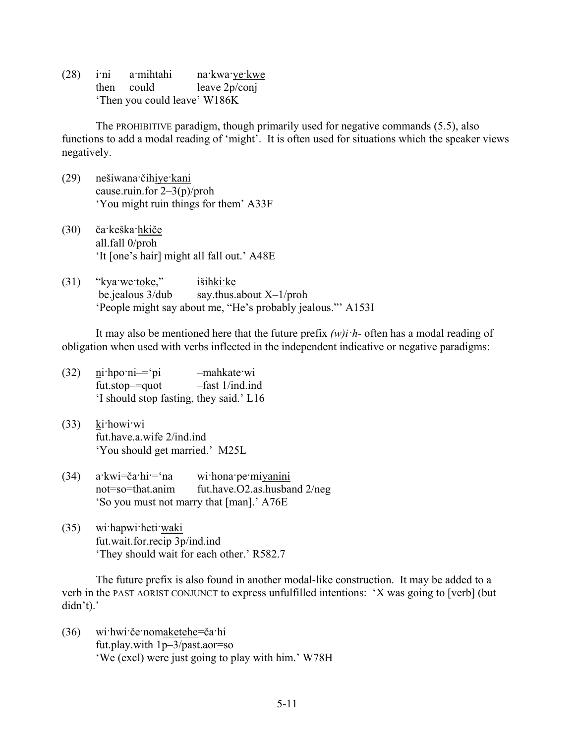(28) i·ni a·mihtahi na·kwa·<u>ye·kwe</u>
then could leave 2p/conj
'Then you could leave' W186K

The PROHIBITIVE paradigm, though primarily used for negative commands (5.5), also functions to add a modal reading of 'might'. It is often used for situations which the speaker views negatively.

(29) nešiwana·čihi<u>ye·kani</u>
cause.ruin.for 2–3(p)/proh
'You might ruin things for them' A33F

(30) ča·keška·<u>hkiče</u>
all.fall 0/proh
'It [one's hair] might all fall out.' A48E

(31) "kya·we·<u>toke</u>," iš<u>ihki·ke</u>
be.jealous 3/dub say.thus.about X–1/proh
'People might say about me, "He's probably jealous."' A153I

It may also be mentioned here that the future prefix *(w)i·h-* often has a modal reading of obligation when used with verbs inflected in the independent indicative or negative paradigms:

(32) <u>n</u>i·hpo·ni–='pi –mahkate·wi
fut.stop–=quot –fast 1/ind.ind
'I should stop fasting, they said.' L16

(33) <u>k</u>i·howi·wi
fut.have.a.wife 2/ind.ind
'You should get married.' M25L

(34) a·kwi=ča·hi·='na wi·hona·pe·mi<u>yanini</u>
not=so=that.anim fut.have.O2.as.husband 2/neg
'So you must not marry that [man].' A76E

(35) wi·hapwi·heti·<u>waki</u>
fut.wait.for.recip 3p/ind.ind
'They should wait for each other.' R582.7

The future prefix is also found in another modal-like construction. It may be added to a verb in the PAST AORIST CONJUNCT to express unfulfilled intentions: 'X was going to [verb] (but didn't).'

(36) wi·hwi·če·nom<u>aketehe</u>=ča·hi
fut.play.with 1p–3/past.aor=so
'We (excl) were just going to play with him.' W78H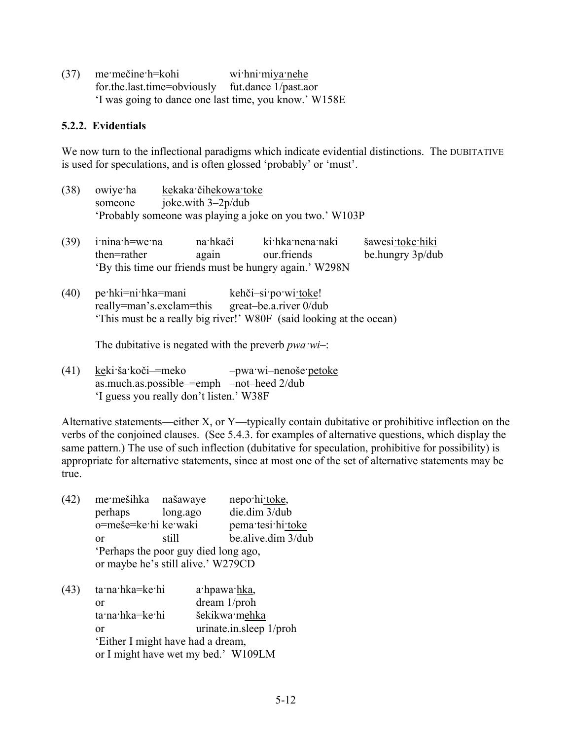(37) me·mečine·h=kohi wi·hni·miya·nehe
for.the.last.time=obviously fut.dance 1/past.aor
'I was going to dance one last time, you know.' W158E

### 5.2.2. Evidentials

We now turn to the inflectional paradigms which indicate evidential distinctions. The DUBITATIVE is used for speculations, and is often glossed 'probably' or 'must'.

(38) owiye·ha kekaka·čihekowa·toke
someone joke.with 3–2p/dub
'Probably someone was playing a joke on you two.' W103P

(39) i·nina·h=we·na na·hkači ki·hka·nena·naki šawesi·toke·hiki
then=rather again our.friends be.hungry 3p/dub
'By this time our friends must be hungry again.' W298N

(40) pe·hki=ni·hka=mani kehči–si·po·wi·toke!
really=man's.exclam=this great–be.a.river 0/dub
'This must be a really big river!' W80F (said looking at the ocean)

The dubitative is negated with the preverb *pwa·wi–*:

(41) keki·ša·koči–=meko –pwa·wi–nenoše·petoke
as.much.as.possible–=emph –not–heed 2/dub
'I guess you really don't listen.' W38F

Alternative statements—either X, or Y—typically contain dubitative or prohibitive inflection on the verbs of the conjoined clauses. (See 5.4.3. for examples of alternative questions, which display the same pattern.) The use of such inflection (dubitative for speculation, prohibitive for possibility) is appropriate for alternative statements, since at most one of the set of alternative statements may be true.

(42) me·mešihka našawaye nepo·hi·toke,
perhaps long.ago die.dim 3/dub
o=meše=ke·hi ke·waki pema·tesi·hi·toke
or still be.alive.dim 3/dub
'Perhaps the poor guy died long ago,
or maybe he's still alive.' W279CD

(43) ta·na·hka=ke·hi a·hpawa·hka,
or dream 1/proh
ta·na·hka=ke·hi šekikwa·mehka
or urinate.in.sleep 1/proh
'Either I might have had a dream,
or I might have wet my bed.' W109LM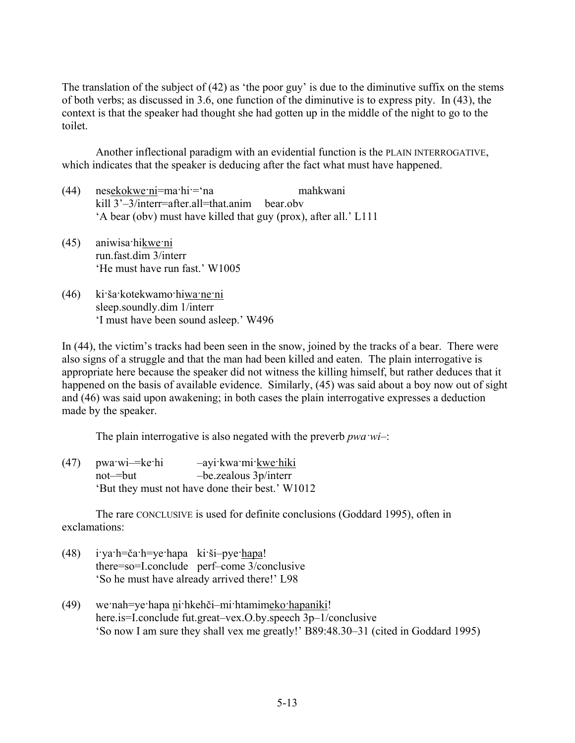The translation of the subject of (42) as 'the poor guy' is due to the diminutive suffix on the stems of both verbs; as discussed in 3.6, one function of the diminutive is to express pity. In (43), the context is that the speaker had thought she had gotten up in the middle of the night to go to the toilet.

Another inflectional paradigm with an evidential function is the PLAIN INTERROGATIVE, which indicates that the speaker is deducing after the fact what must have happened.

(44) nes<u>ekokwe·ni</u>=ma·hi·='na mahkwani
kill 3'–3/interr=after.all=that.anim bear.obv
'A bear (obv) must have killed that guy (prox), after all.' L111

(45) aniwisa·hi<u>kwe·ni</u>
run.fast.dim 3/interr
'He must have run fast.' W1005

(46) ki·ša·kotekwamo·hi<u>wa·ne·ni</u>
sleep.soundly.dim 1/interr
'I must have been sound asleep.' W496

In (44), the victim's tracks had been seen in the snow, joined by the tracks of a bear. There were also signs of a struggle and that the man had been killed and eaten. The plain interrogative is appropriate here because the speaker did not witness the killing himself, but rather deduces that it happened on the basis of available evidence. Similarly, (45) was said about a boy now out of sight and (46) was said upon awakening; in both cases the plain interrogative expresses a deduction made by the speaker.

The plain interrogative is also negated with the preverb *pwa·wi–*:

(47) pwa·wi–=ke·hi –ayi·kwa·mi·<u>kwe·hiki</u>
not–=but –be.zealous 3p/interr
'But they must not have done their best.' W1012

The rare CONCLUSIVE is used for definite conclusions (Goddard 1995), often in exclamations:

(48) i·ya·h=ča·h=ye·hapa ki·ši–pye·<u>hapa</u>!
there=so=I.conclude perf–come 3/conclusive
'So he must have already arrived there!' L98

(49) we·nah=ye·hapa <u>n</u>i·hkehči–mi·htamim<u>eko·hapaniki</u>!
here.is=I.conclude fut.great–vex.O.by.speech 3p–1/conclusive
'So now I am sure they shall vex me greatly!' B89:48.30–31 (cited in Goddard 1995)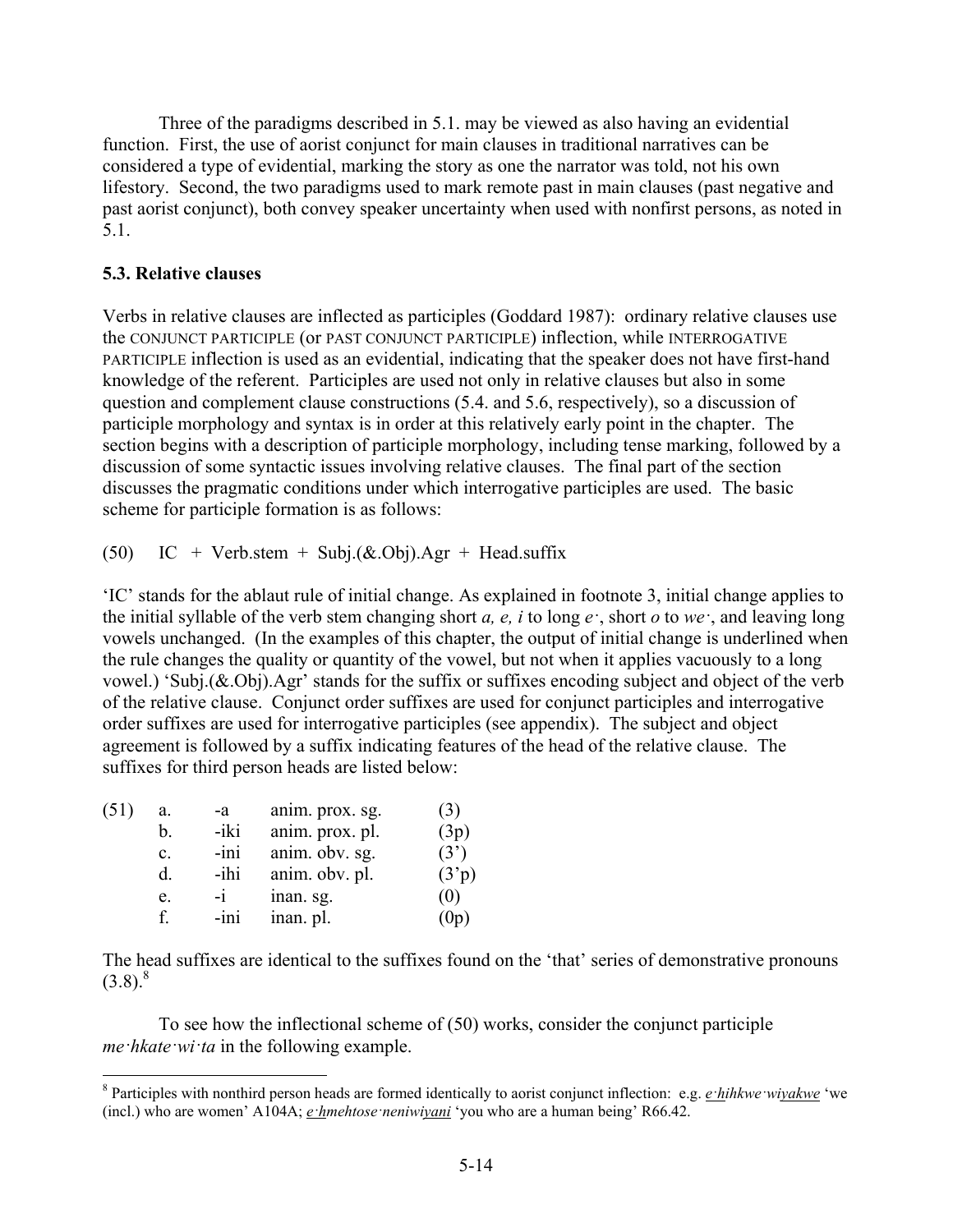Three of the paradigms described in 5.1. may be viewed as also having an evidential function. First, the use of aorist conjunct for main clauses in traditional narratives can be considered a type of evidential, marking the story as one the narrator was told, not his own lifestory. Second, the two paradigms used to mark remote past in main clauses (past negative and past aorist conjunct), both convey speaker uncertainty when used with nonfirst persons, as noted in 5.1.

## 5.3. Relative clauses

Verbs in relative clauses are inflected as participles (Goddard 1987): ordinary relative clauses use the CONJUNCT PARTICIPLE (or PAST CONJUNCT PARTICIPLE) inflection, while INTERROGATIVE PARTICIPLE inflection is used as an evidential, indicating that the speaker does not have first-hand knowledge of the referent. Participles are used not only in relative clauses but also in some question and complement clause constructions (5.4. and 5.6, respectively), so a discussion of participle morphology and syntax is in order at this relatively early point in the chapter. The section begins with a description of participle morphology, including tense marking, followed by a discussion of some syntactic issues involving relative clauses. The final part of the section discusses the pragmatic conditions under which interrogative participles are used. The basic scheme for participle formation is as follows:

(50) IC + Verb.stem + Subj.(&.Obj).Agr + Head.suffix

'IC' stands for the ablaut rule of initial change. As explained in footnote 3, initial change applies to the initial syllable of the verb stem changing short *a, e, i* to long *e·*, short *o* to *we·*, and leaving long vowels unchanged. (In the examples of this chapter, the output of initial change is underlined when the rule changes the quality or quantity of the vowel, but not when it applies vacuously to a long vowel.) 'Subj.(&.Obj).Agr' stands for the suffix or suffixes encoding subject and object of the verb of the relative clause. Conjunct order suffixes are used for conjunct participles and interrogative order suffixes are used for interrogative participles (see appendix). The subject and object agreement is followed by a suffix indicating features of the head of the relative clause. The suffixes for third person heads are listed below:

| (51) | | | |
|---|---|---|---|
| a. | -a | anim. prox. sg. | (3) |
| b. | -iki | anim. prox. pl. | (3p) |
| c. | -ini | anim. obv. sg. | (3') |
| d. | -ihi | anim. obv. pl. | (3'p) |
| e. | -i | inan. sg. | (0) |
| f. | -ini | inan. pl. | (0p) |

The head suffixes are identical to the suffixes found on the 'that' series of demonstrative pronouns (3.8).[8]

To see how the inflectional scheme of (50) works, consider the conjunct participle *me·hkate·wi·ta* in the following example.

---

[8] Participles with nonthird person heads are formed identically to aorist conjunct inflection: e.g. *e·hihkwe·wiyakwe* 'we (incl.) who are women' A104A; *e·hmehtose·neniwiyani* 'you who are a human being' R66.42.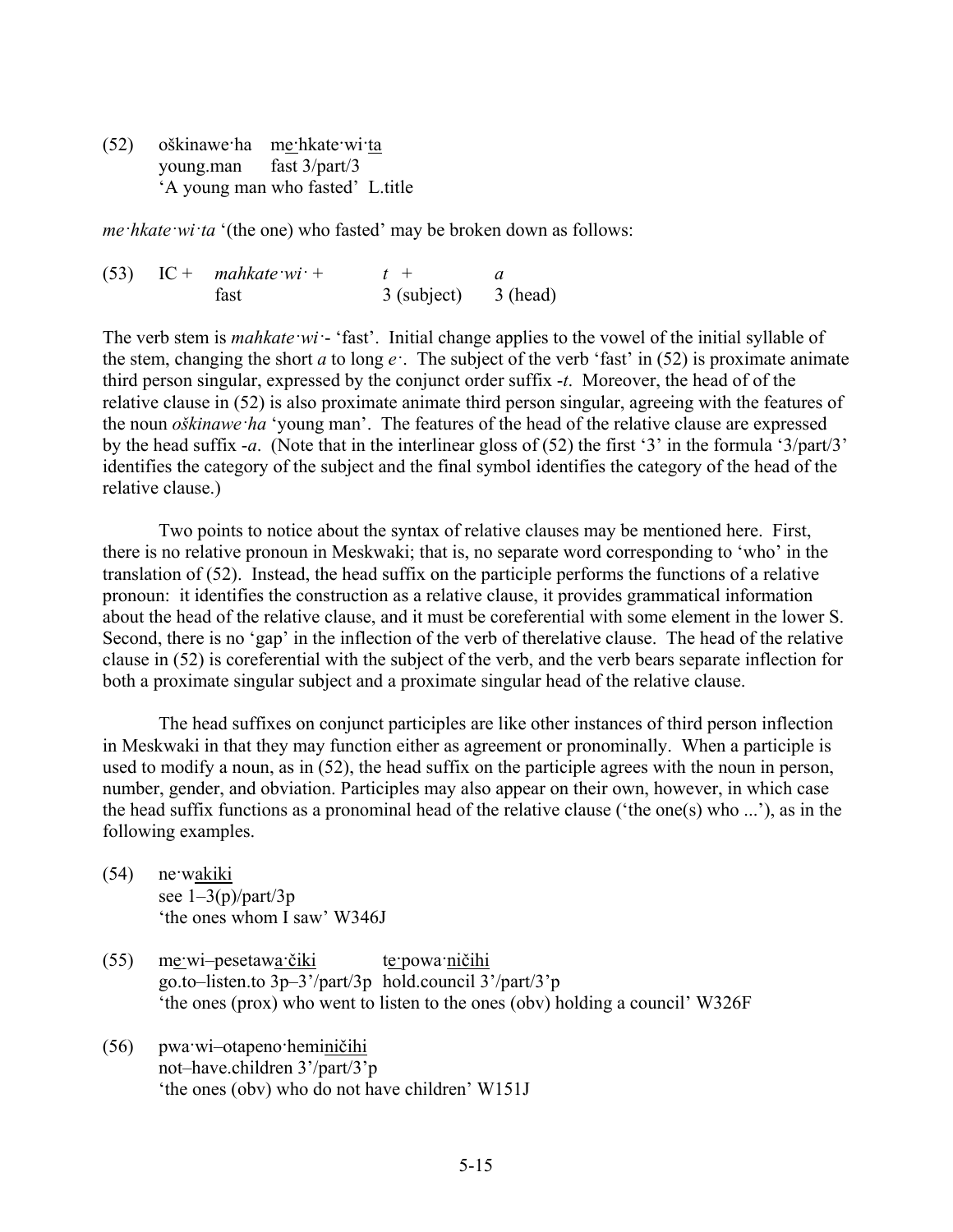(52) oškinawe·ha me·hkate·wi·ta
     young.man fast 3/part/3
     'A young man who fasted' L.title

*me·hkate·wi·ta* '(the one) who fasted' may be broken down as follows:

| (53) | IC + | *mahkate·wi·* + | *t* + | *a* |
|---|---|---|---|---|
| | | fast | 3 (subject) | 3 (head) |

The verb stem is *mahkate·wi·*- 'fast'. Initial change applies to the vowel of the initial syllable of the stem, changing the short *a* to long *e·*. The subject of the verb 'fast' in (52) is proximate animate third person singular, expressed by the conjunct order suffix -*t*. Moreover, the head of of the relative clause in (52) is also proximate animate third person singular, agreeing with the features of the noun *oškinawe·ha* 'young man'. The features of the head of the relative clause are expressed by the head suffix -*a*. (Note that in the interlinear gloss of (52) the first '3' in the formula '3/part/3' identifies the category of the subject and the final symbol identifies the category of the head of the relative clause.)

Two points to notice about the syntax of relative clauses may be mentioned here. First, there is no relative pronoun in Meskwaki; that is, no separate word corresponding to 'who' in the translation of (52). Instead, the head suffix on the participle performs the functions of a relative pronoun: it identifies the construction as a relative clause, it provides grammatical information about the head of the relative clause, and it must be coreferential with some element in the lower S. Second, there is no 'gap' in the inflection of the verb of therelative clause. The head of the relative clause in (52) is coreferential with the subject of the verb, and the verb bears separate inflection for both a proximate singular subject and a proximate singular head of the relative clause.

The head suffixes on conjunct participles are like other instances of third person inflection in Meskwaki in that they may function either as agreement or pronominally. When a participle is used to modify a noun, as in (52), the head suffix on the participle agrees with the noun in person, number, gender, and obviation. Participles may also appear on their own, however, in which case the head suffix functions as a pronominal head of the relative clause ('the one(s) who ...'), as in the following examples.

(54) ne·wakiki
     see 1–3(p)/part/3p
     'the ones whom I saw' W346J

(55) me·wi–pesetawa·čiki te·powa·ničihi
     go.to–listen.to 3p–3'/part/3p hold.council 3'/part/3'p
     'the ones (prox) who went to listen to the ones (obv) holding a council' W326F

(56) pwa·wi–otapeno·heminičihi
     not–have.children 3'/part/3'p
     'the ones (obv) who do not have children' W151J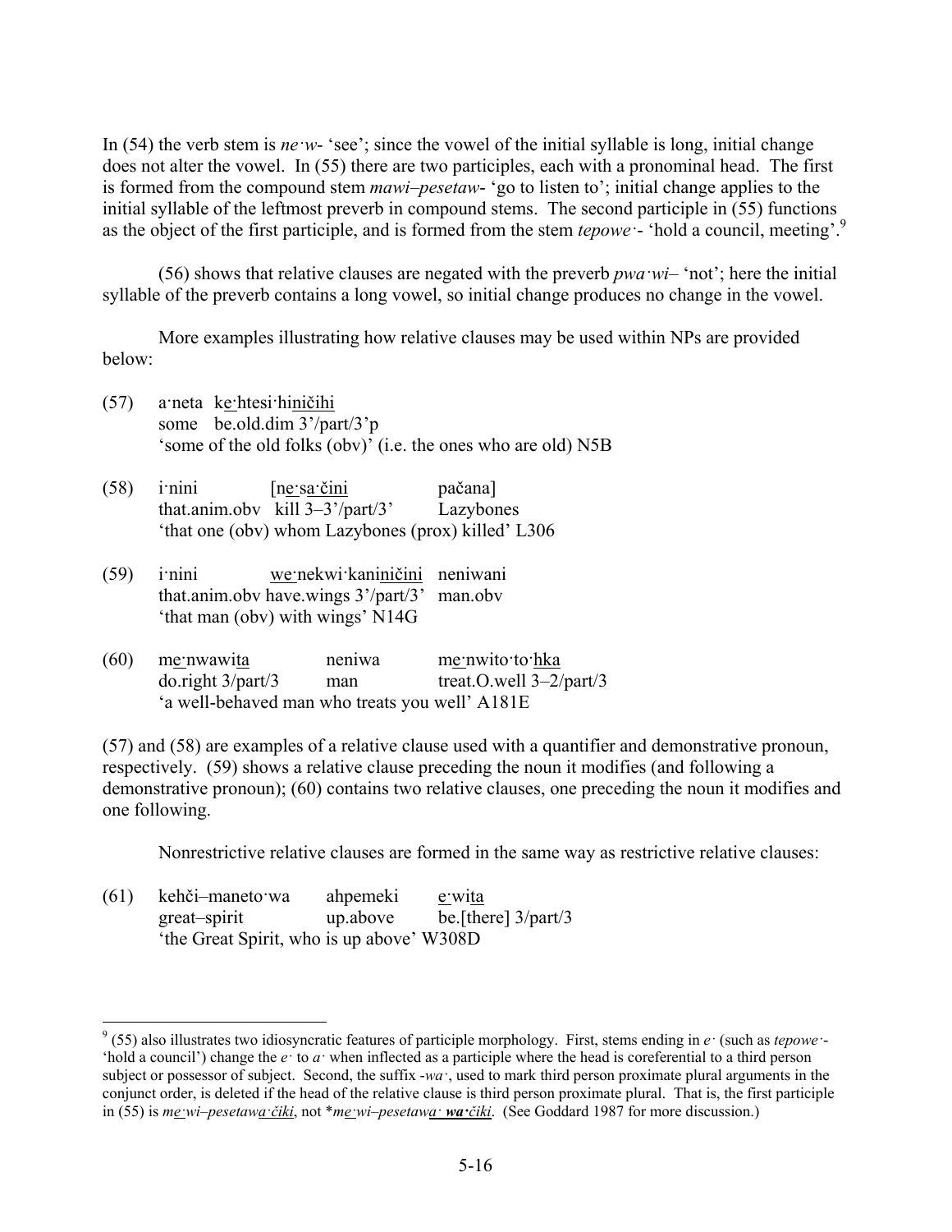In (54) the verb stem is *ne·w*- 'see'; since the vowel of the initial syllable is long, initial change does not alter the vowel. In (55) there are two participles, each with a pronominal head. The first is formed from the compound stem *mawi–pesetaw*- 'go to listen to'; initial change applies to the initial syllable of the leftmost preverb in compound stems. The second participle in (55) functions as the object of the first participle, and is formed from the stem *tepowe·*- 'hold a council, meeting'.[9]

(56) shows that relative clauses are negated with the preverb *pwa·wi*– 'not'; here the initial syllable of the preverb contains a long vowel, so initial change produces no change in the vowel.

More examples illustrating how relative clauses may be used within NPs are provided below:

(57) a·neta <u>ke</u>·htesi·hi<u>ničihi</u>
some be.old.dim 3'/part/3'p
'some of the old folks (obv)' (i.e. the ones who are old) N5B

(58) i·nini [<u>ne</u>·sa·<u>čini</u> pačana]
that.anim.obv kill 3–3'/part/3' Lazybones
'that one (obv) whom Lazybones (prox) killed' L306

(59) i·nini <u>we</u>·nekwi·kani<u>ničini</u> neniwani
that.anim.obv have.wings 3'/part/3' man.obv
'that man (obv) with wings' N14G

(60) <u>me</u>·nwawi<u>ta</u> neniwa <u>me</u>·nwito·to·<u>hka</u>
do.right 3/part/3 man treat.O.well 3–2/part/3
'a well-behaved man who treats you well' A181E

(57) and (58) are examples of a relative clause used with a quantifier and demonstrative pronoun, respectively. (59) shows a relative clause preceding the noun it modifies (and following a demonstrative pronoun); (60) contains two relative clauses, one preceding the noun it modifies and one following.

Nonrestrictive relative clauses are formed in the same way as restrictive relative clauses:

(61) kehči–maneto·wa ahpemeki <u>e</u>·wi<u>ta</u>
great–spirit up.above be.[there] 3/part/3
'the Great Spirit, who is up above' W308D

---

[9] (55) also illustrates two idiosyncratic features of participle morphology. First, stems ending in *e·* (such as *tepowe·*- 'hold a council') change the *e·* to *a·* when inflected as a participle where the head is coreferential to a third person subject or possessor of subject. Second, the suffix *-wa·*, used to mark third person proximate plural arguments in the conjunct order, is deleted if the head of the relative clause is third person proximate plural. That is, the first participle in (55) is *<u>me</u>·wi–pesetaw<u>a·čiki</u>*, not \**<u>me</u>·wi–pesetaw<u>a· **wa·**čiki</u>*. (See Goddard 1987 for more discussion.)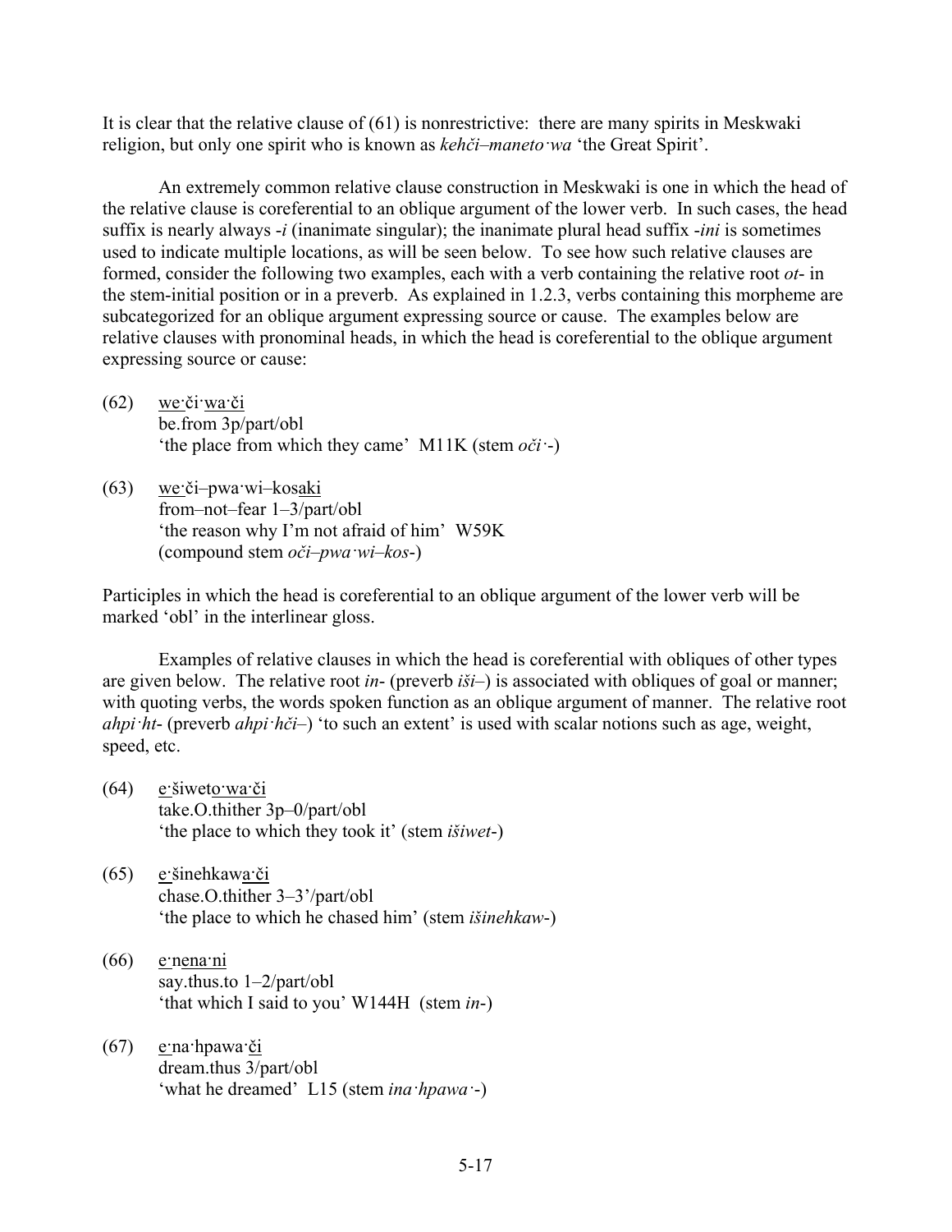It is clear that the relative clause of (61) is nonrestrictive: there are many spirits in Meskwaki religion, but only one spirit who is known as *kehči–maneto·wa* 'the Great Spirit'.

An extremely common relative clause construction in Meskwaki is one in which the head of the relative clause is coreferential to an oblique argument of the lower verb. In such cases, the head suffix is nearly always *-i* (inanimate singular); the inanimate plural head suffix *-ini* is sometimes used to indicate multiple locations, as will be seen below. To see how such relative clauses are formed, consider the following two examples, each with a verb containing the relative root *ot-* in the stem-initial position or in a preverb. As explained in 1.2.3, verbs containing this morpheme are subcategorized for an oblique argument expressing source or cause. The examples below are relative clauses with pronominal heads, in which the head is coreferential to the oblique argument expressing source or cause:

(62) <u>we·</u>či·<u>wa·či</u>
be.from 3p/part/obl
'the place from which they came' M11K (stem *oči·-*)

(63) <u>we·</u>či–pwa·wi–kos<u>aki</u>
from–not–fear 1–3/part/obl
'the reason why I'm not afraid of him' W59K
(compound stem *oči–pwa·wi–kos-*)

Participles in which the head is coreferential to an oblique argument of the lower verb will be marked 'obl' in the interlinear gloss.

Examples of relative clauses in which the head is coreferential with obliques of other types are given below. The relative root *in-* (preverb *iši–*) is associated with obliques of goal or manner; with quoting verbs, the words spoken function as an oblique argument of manner. The relative root *ahpi·ht-* (preverb *ahpi·hči–*) 'to such an extent' is used with scalar notions such as age, weight, speed, etc.

(64) <u>e·</u>šiwet<u>o·wa·či</u>
take.O.thither 3p–0/part/obl
'the place to which they took it' (stem *išiwet-*)

(65) <u>e·</u>šinehkaw<u>a·či</u>
chase.O.thither 3–3'/part/obl
'the place to which he chased him' (stem *išinehkaw-*)

(66) <u>e·</u>n<u>ena·ni</u>
say.thus.to 1–2/part/obl
'that which I said to you' W144H (stem *in-*)

(67) <u>e·</u>na·hpawa·<u>či</u>
dream.thus 3/part/obl
'what he dreamed' L15 (stem *ina·hpawa·-*)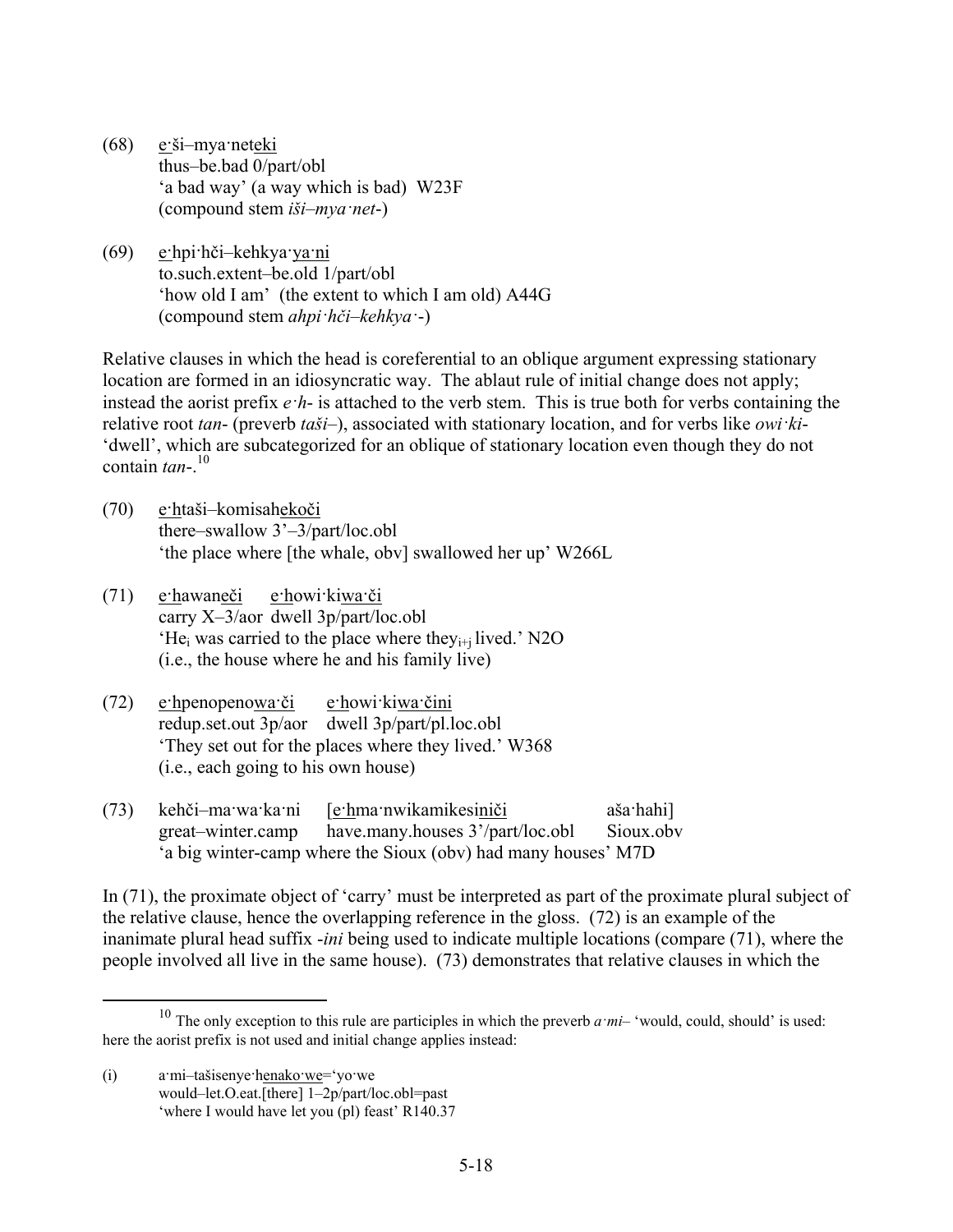(68) <u>e·</u>ši–mya·net<u>eki</u>
thus–be.bad 0/part/obl
'a bad way' (a way which is bad) W23F
(compound stem *iši–mya·net-*)

(69) <u>e·</u>hpi·hči–kehkya·<u>ya·ni</u>
to.such.extent–be.old 1/part/obl
'how old I am' (the extent to which I am old) A44G
(compound stem *ahpi·hči–kehkya·-*)

Relative clauses in which the head is coreferential to an oblique argument expressing stationary location are formed in an idiosyncratic way. The ablaut rule of initial change does not apply; instead the aorist prefix *e·h-* is attached to the verb stem. This is true both for verbs containing the relative root *tan-* (preverb *taši–*), associated with stationary location, and for verbs like *owi·ki-* 'dwell', which are subcategorized for an oblique of stationary location even though they do not contain *tan-*.[10]

(70) <u>e·h</u>taši–komisah<u>ekoči</u>
there–swallow 3'–3/part/loc.obl
'the place where [the whale, obv] swallowed her up' W266L

(71) <u>e·h</u>awan<u>eči</u> <u>e·h</u>owi·ki<u>wa·či</u>
carry X–3/aor dwell 3p/part/loc.obl
'He$_i$ was carried to the place where they$_{i+j}$ lived.' N2O
(i.e., the house where he and his family live)

(72) <u>e·h</u>penopeno<u>wa·či</u> <u>e·h</u>owi·ki<u>wa·čini</u>
redup.set.out 3p/aor dwell 3p/part/pl.loc.obl
'They set out for the places where they lived.' W368
(i.e., each going to his own house)

(73) kehči–ma·wa·ka·ni [<u>e·h</u>ma·nwikamikes<u>iniči</u> aša·hahi]
great–winter.camp have.many.houses 3'/part/loc.obl Sioux.obv
'a big winter-camp where the Sioux (obv) had many houses' M7D

In (71), the proximate object of 'carry' must be interpreted as part of the proximate plural subject of the relative clause, hence the overlapping reference in the gloss. (72) is an example of the inanimate plural head suffix *-ini* being used to indicate multiple locations (compare (71), where the people involved all live in the same house). (73) demonstrates that relative clauses in which the

[10] The only exception to this rule are participles in which the preverb *a·mi–* 'would, could, should' is used: here the aorist prefix is not used and initial change applies instead:

(i) a·mi–tašisenye·h<u>enako·we</u>='yo·we
would–let.O.eat.[there] 1–2p/part/loc.obl=past
'where I would have let you (pl) feast' R140.37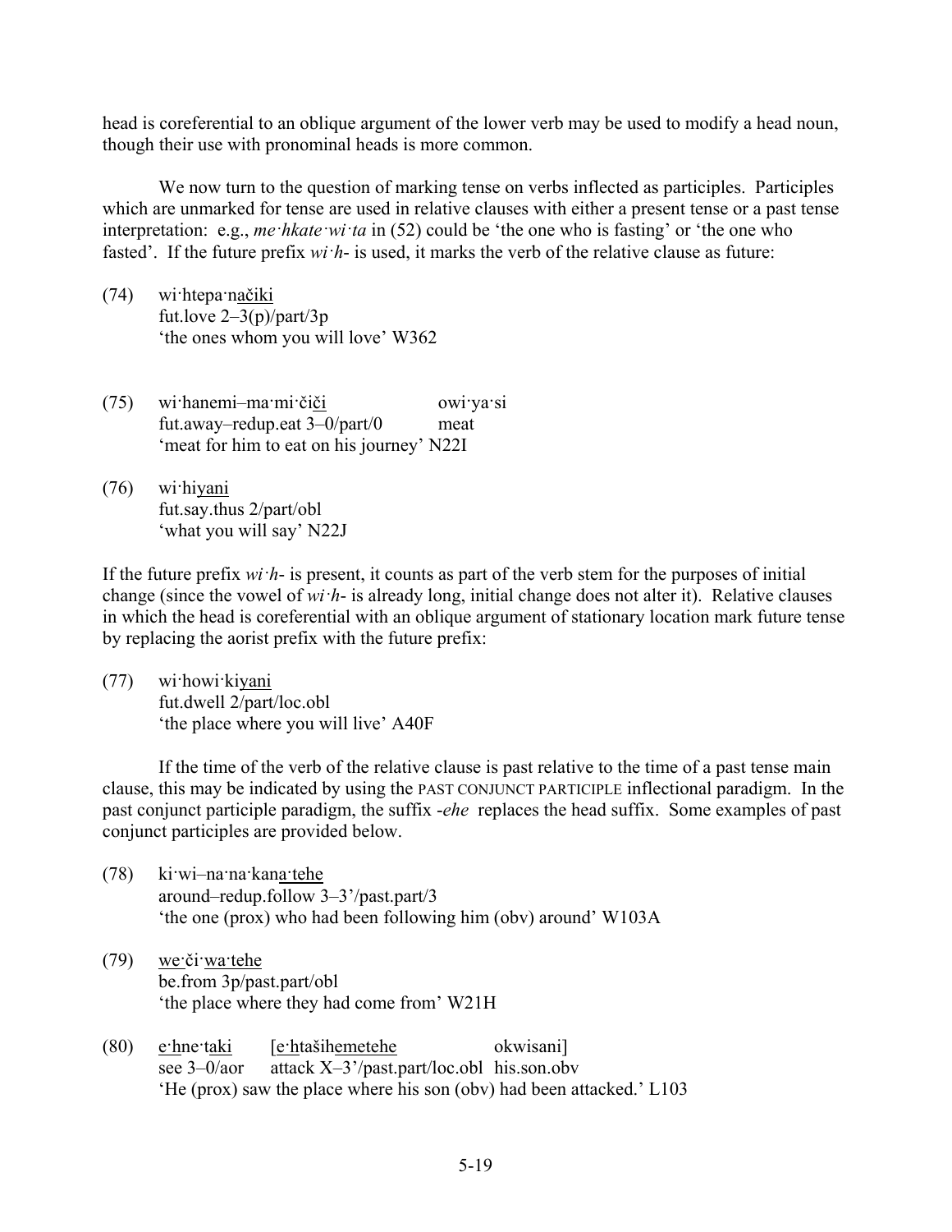head is coreferential to an oblique argument of the lower verb may be used to modify a head noun, though their use with pronominal heads is more common.

We now turn to the question of marking tense on verbs inflected as participles. Participles which are unmarked for tense are used in relative clauses with either a present tense or a past tense interpretation: e.g., *me·hkate·wi·ta* in (52) could be 'the one who is fasting' or 'the one who fasted'. If the future prefix *wi·h-* is used, it marks the verb of the relative clause as future:

(74) wi·htepa·n<u>ačiki</u>
fut.love 2–3(p)/part/3p
'the ones whom you will love' W362

(75) wi·hanemi–ma·mi·či<u>či</u> owi·ya·si
fut.away–redup.eat 3–0/part/0 meat
'meat for him to eat on his journey' N22I

(76) wi·hi<u>yani</u>
fut.say.thus 2/part/obl
'what you will say' N22J

If the future prefix *wi·h-* is present, it counts as part of the verb stem for the purposes of initial change (since the vowel of *wi·h-* is already long, initial change does not alter it). Relative clauses in which the head is coreferential with an oblique argument of stationary location mark future tense by replacing the aorist prefix with the future prefix:

(77) wi·howi·ki<u>yani</u>
fut.dwell 2/part/loc.obl
'the place where you will live' A40F

If the time of the verb of the relative clause is past relative to the time of a past tense main clause, this may be indicated by using the PAST CONJUNCT PARTICIPLE inflectional paradigm. In the past conjunct participle paradigm, the suffix *-ehe* replaces the head suffix. Some examples of past conjunct participles are provided below.

(78) ki·wi–na·na·kan<u>a·tehe</u>
around–redup.follow 3–3'/past.part/3
'the one (prox) who had been following him (obv) around' W103A

(79) <u>we</u>·či·<u>wa·tehe</u>
be.from 3p/past.part/obl
'the place where they had come from' W21H

(80) <u>e·h</u>ne·<u>taki</u> [<u>e·h</u>taših<u>emetehe</u> okwisani]
see 3–0/aor attack X–3'/past.part/loc.obl his.son.obv
'He (prox) saw the place where his son (obv) had been attacked.' L103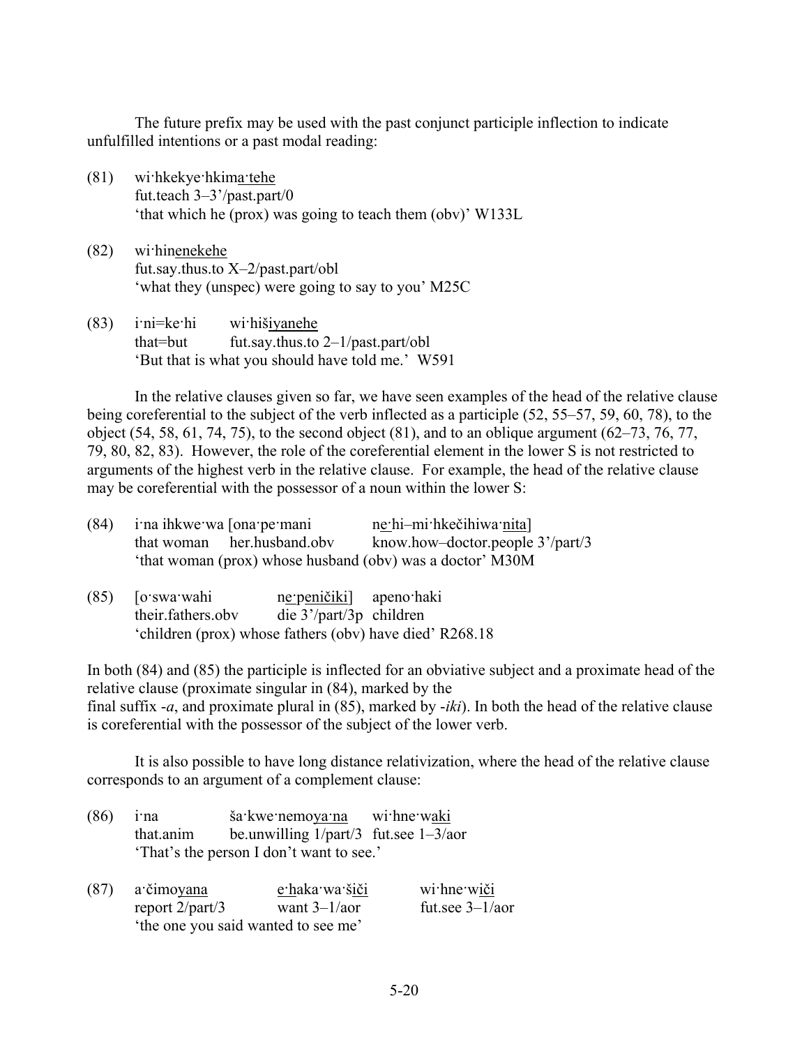The future prefix may be used with the past conjunct participle inflection to indicate unfulfilled intentions or a past modal reading:

(81) wi·hkekye·hkima·tehe
fut.teach 3–3'/past.part/0
'that which he (prox) was going to teach them (obv)' W133L

(82) wi·hinenekehe
fut.say.thus.to X–2/past.part/obl
'what they (unspec) were going to say to you' M25C

(83) i·ni=ke·hi wi·hišiyanehe
that=but fut.say.thus.to 2–1/past.part/obl
'But that is what you should have told me.' W591

In the relative clauses given so far, we have seen examples of the head of the relative clause being coreferential to the subject of the verb inflected as a participle (52, 55–57, 59, 60, 78), to the object (54, 58, 61, 74, 75), to the second object (81), and to an oblique argument (62–73, 76, 77, 79, 80, 82, 83). However, the role of the coreferential element in the lower S is not restricted to arguments of the highest verb in the relative clause. For example, the head of the relative clause may be coreferential with the possessor of a noun within the lower S:

(84) i·na ihkwe·wa [ona·pe·mani ne·hi–mi·hkečihiwa·nita]
that woman her.husband.obv know.how–doctor.people 3'/part/3
'that woman (prox) whose husband (obv) was a doctor' M30M

(85) [o·swa·wahi ne·peničiki] apeno·haki
their.fathers.obv die 3'/part/3p children
'children (prox) whose fathers (obv) have died' R268.18

In both (84) and (85) the participle is inflected for an obviative subject and a proximate head of the relative clause (proximate singular in (84), marked by the final suffix *-a*, and proximate plural in (85), marked by *-iki*). In both the head of the relative clause is coreferential with the possessor of the subject of the lower verb.

It is also possible to have long distance relativization, where the head of the relative clause corresponds to an argument of a complement clause:

(86) i·na ša·kwe·nemoya·na wi·hne·waki
that.anim be.unwilling 1/part/3 fut.see 1–3/aor
'That's the person I don't want to see.'

(87) a·čimoyana e·haka·wa·šiči wi·hne·wiči
report 2/part/3 want 3–1/aor fut.see 3–1/aor
'the one you said wanted to see me'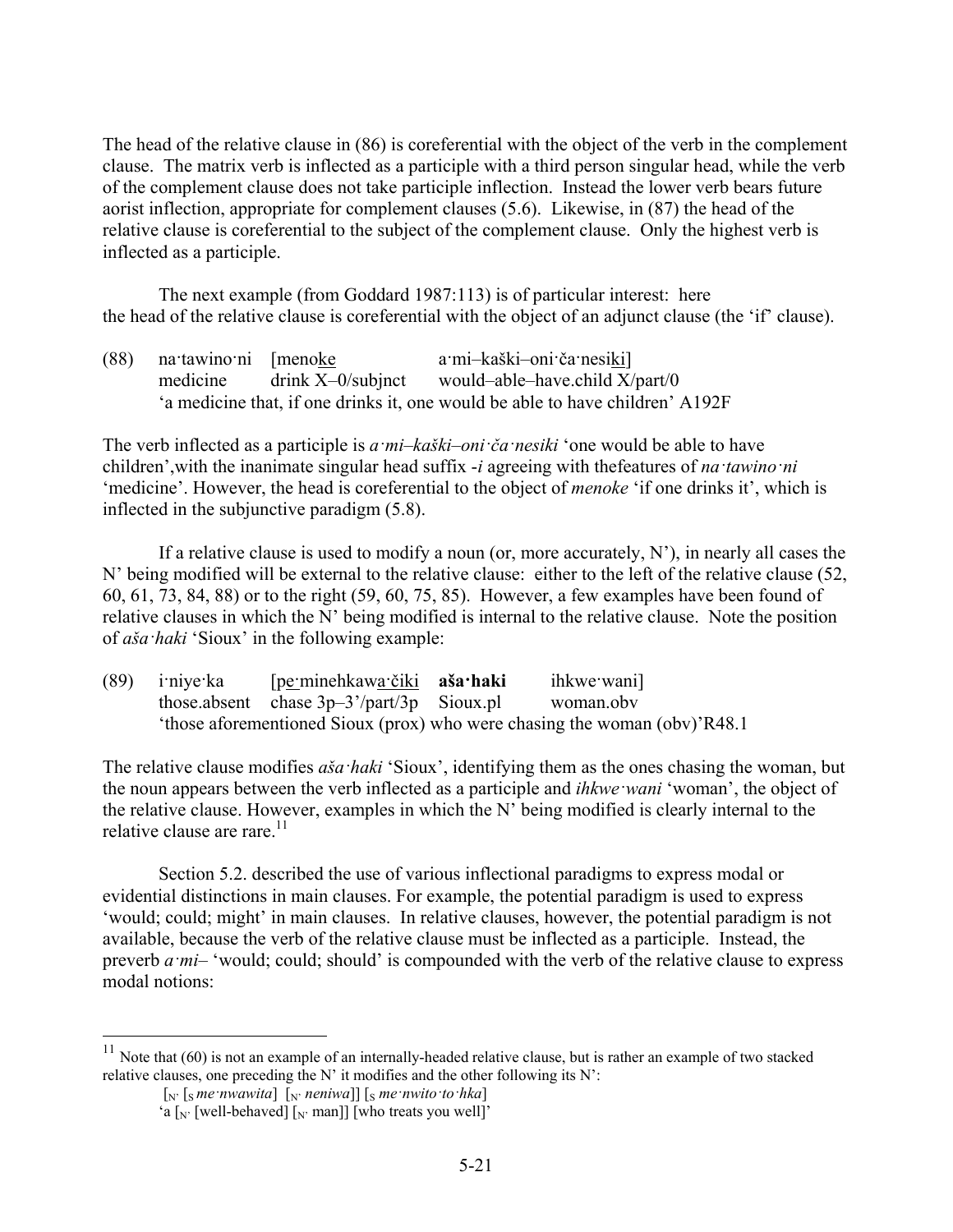The head of the relative clause in (86) is coreferential with the object of the verb in the complement clause. The matrix verb is inflected as a participle with a third person singular head, while the verb of the complement clause does not take participle inflection. Instead the lower verb bears future aorist inflection, appropriate for complement clauses (5.6). Likewise, in (87) the head of the relative clause is coreferential to the subject of the complement clause. Only the highest verb is inflected as a participle.

The next example (from Goddard 1987:113) is of particular interest: here the head of the relative clause is coreferential with the object of an adjunct clause (the 'if' clause).

(88) na·tawino·ni [meno<u>ke</u> a·mi–kaški–oni·ča·nesi<u>ki</u>]
medicine drink X–0/subjnct would–able–have.child X/part/0
'a medicine that, if one drinks it, one would be able to have children' A192F

The verb inflected as a participle is *a·mi–kaški–oni·ča·nesiki* 'one would be able to have children',with the inanimate singular head suffix *-i* agreeing with thefeatures of *na·tawino·ni* 'medicine'. However, the head is coreferential to the object of *menoke* 'if one drinks it', which is inflected in the subjunctive paradigm (5.8).

If a relative clause is used to modify a noun (or, more accurately, N'), in nearly all cases the N' being modified will be external to the relative clause: either to the left of the relative clause (52, 60, 61, 73, 84, 88) or to the right (59, 60, 75, 85). However, a few examples have been found of relative clauses in which the N' being modified is internal to the relative clause. Note the position of *aša·haki* 'Sioux' in the following example:

(89) i·niye·ka [<u>pe·</u>minehkaw<u>a·čiki</u> **aša·haki** ihkwe·wani]
those.absent chase 3p–3'/part/3p Sioux.pl woman.obv
'those aforementioned Sioux (prox) who were chasing the woman (obv)'R48.1

The relative clause modifies *aša·haki* 'Sioux', identifying them as the ones chasing the woman, but the noun appears between the verb inflected as a participle and *ihkwe·wani* 'woman', the object of the relative clause. However, examples in which the N' being modified is clearly internal to the relative clause are rare.[11]

Section 5.2. described the use of various inflectional paradigms to express modal or evidential distinctions in main clauses. For example, the potential paradigm is used to express 'would; could; might' in main clauses. In relative clauses, however, the potential paradigm is not available, because the verb of the relative clause must be inflected as a participle. Instead, the preverb *a·mi–* 'would; could; should' is compounded with the verb of the relative clause to express modal notions:

---

[11] Note that (60) is not an example of an internally-headed relative clause, but is rather an example of two stacked relative clauses, one preceding the N' it modifies and the other following its N':

[N' [S *me·nwawita*] [N' *neniwa*]] [S *me·nwito·to·hka*]
'a [N' [well-behaved] [N' man]] [who treats you well]'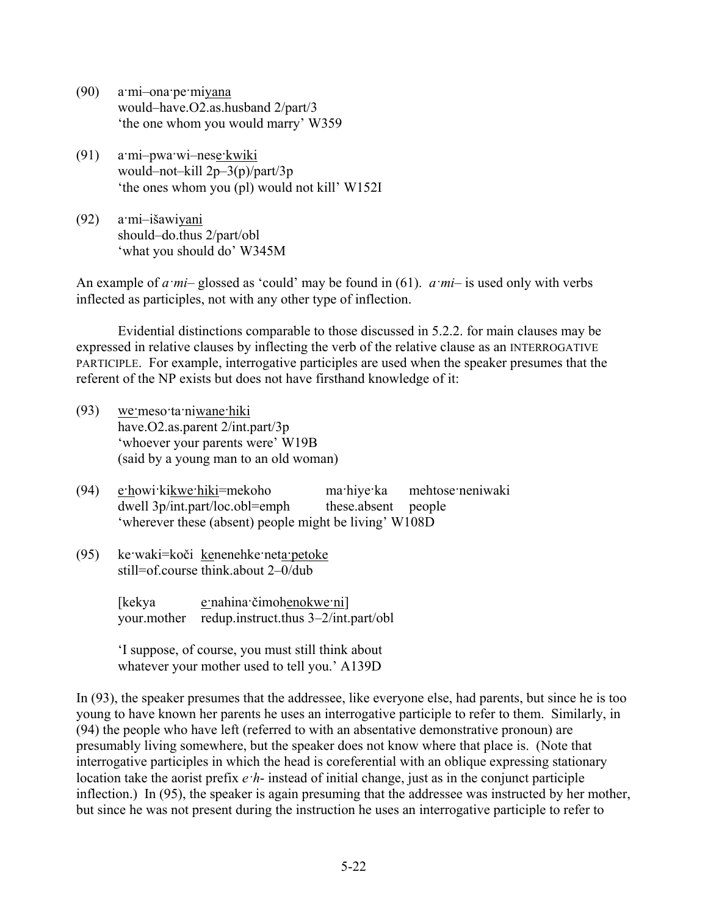(90) a·mi–ona·pe·mi<u>yana</u>
would–have.O2.as.husband 2/part/3
'the one whom you would marry' W359

(91) a·mi–pwa·wi–nes<u>e·kwiki</u>
would–not–kill 2p–3(p)/part/3p
'the ones whom you (pl) would not kill' W152I

(92) a·mi–išawi<u>yani</u>
should–do.thus 2/part/obl
'what you should do' W345M

An example of *a·mi–* glossed as 'could' may be found in (61). *a·mi–* is used only with verbs inflected as participles, not with any other type of inflection.

Evidential distinctions comparable to those discussed in 5.2.2. for main clauses may be expressed in relative clauses by inflecting the verb of the relative clause as an INTERROGATIVE PARTICIPLE. For example, interrogative participles are used when the speaker presumes that the referent of the NP exists but does not have firsthand knowledge of it:

(93) <u>we·</u>meso·ta·ni<u>wane·hiki</u>
have.O2.as.parent 2/int.part/3p
'whoever your parents were' W19B
(said by a young man to an old woman)

(94) <u>e·</u>howi·ki<u>kwe·hiki</u>=mekoho ma·hiye·ka mehtose·neniwaki
dwell 3p/int.part/loc.obl=emph these.absent people
'wherever these (absent) people might be living' W108D

(95) ke·waki=koči <u>ke</u>nenehke·net<u>a·petoke</u>
still=of.course think.about 2–0/dub

[kekya <u>e·</u>nahina·čimoh<u>enokwe·ni</u>]
your.mother redup.instruct.thus 3–2/int.part/obl

'I suppose, of course, you must still think about whatever your mother used to tell you.' A139D

In (93), the speaker presumes that the addressee, like everyone else, had parents, but since he is too young to have known her parents he uses an interrogative participle to refer to them. Similarly, in (94) the people who have left (referred to with an absentative demonstrative pronoun) are presumably living somewhere, but the speaker does not know where that place is. (Note that interrogative participles in which the head is coreferential with an oblique expressing stationary location take the aorist prefix *e·h-* instead of initial change, just as in the conjunct participle inflection.) In (95), the speaker is again presuming that the addressee was instructed by her mother, but since he was not present during the instruction he uses an interrogative participle to refer to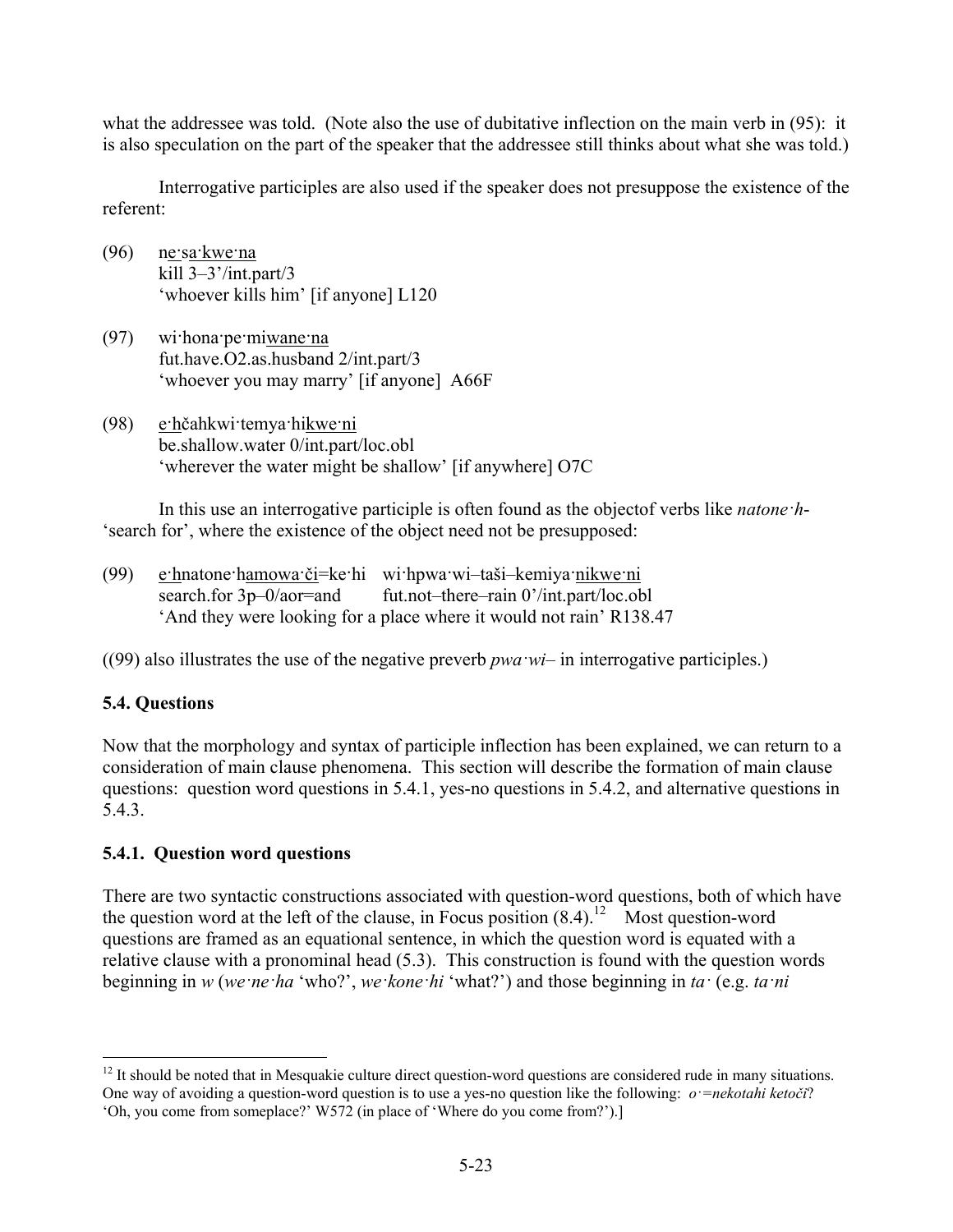what the addressee was told. (Note also the use of dubitative inflection on the main verb in (95): it is also speculation on the part of the speaker that the addressee still thinks about what she was told.)

Interrogative participles are also used if the speaker does not presuppose the existence of the referent:

(96) ne·sa·kwe·na
kill 3–3'/int.part/3
'whoever kills him' [if anyone] L120

(97) wi·hona·pe·miwane·na
fut.have.O2.as.husband 2/int.part/3
'whoever you may marry' [if anyone] A66F

(98) e·hčahkwi·temya·hikwe·ni
be.shallow.water 0/int.part/loc.obl
'wherever the water might be shallow' [if anywhere] O7C

In this use an interrogative participle is often found as the objectof verbs like *natone·h-* 'search for', where the existence of the object need not be presupposed:

(99) e·hnatone·hamowa·či=ke·hi wi·hpwa·wi–taši–kemiya·nikwe·ni
search.for 3p–0/aor=and fut.not–there–rain 0'/int.part/loc.obl
'And they were looking for a place where it would not rain' R138.47

((99) also illustrates the use of the negative preverb *pwa·wi–* in interrogative participles.)

## 5.4. Questions

Now that the morphology and syntax of participle inflection has been explained, we can return to a consideration of main clause phenomena. This section will describe the formation of main clause questions: question word questions in 5.4.1, yes-no questions in 5.4.2, and alternative questions in 5.4.3.

### 5.4.1. Question word questions

There are two syntactic constructions associated with question-word questions, both of which have the question word at the left of the clause, in Focus position (8.4).[12] Most question-word questions are framed as an equational sentence, in which the question word is equated with a relative clause with a pronominal head (5.3). This construction is found with the question words beginning in *w* (*we·ne·ha* 'who?', *we·kone·hi* 'what?') and those beginning in *ta·* (e.g. *ta·ni*

---

[12] It should be noted that in Mesquakie culture direct question-word questions are considered rude in many situations. One way of avoiding a question-word question is to use a yes-no question like the following: *o·=nekotahi ketoči*? 'Oh, you come from someplace?' W572 (in place of 'Where do you come from?').]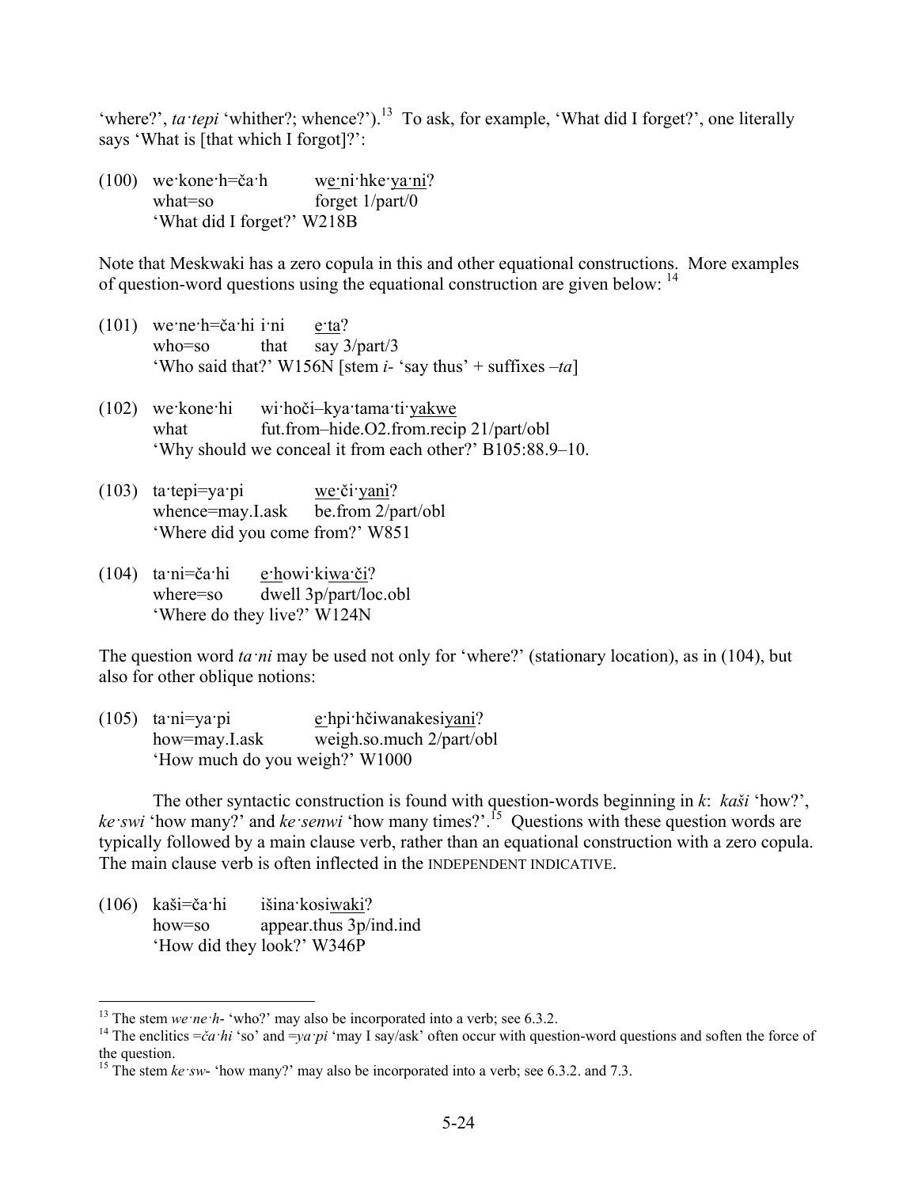'where?', *ta·tepi* 'whither?; whence?').[13] To ask, for example, 'What did I forget?', one literally says 'What is [that which I forgot]?':

(100) we·kone·h=ča·h w<u>e</u>·ni·hke·<u>ya·ni</u>?
what=so forget 1/part/0
'What did I forget?' W218B

Note that Meskwaki has a zero copula in this and other equational constructions. More examples of question-word questions using the equational construction are given below: [14]

(101) we·ne·h=ča·hi i·ni <u>e</u>·<u>ta</u>?
who=so that say 3/part/3
'Who said that?' W156N [stem *i*- 'say thus' + suffixes –*ta*]

(102) we·kone·hi wi·hoči–kya·tama·ti·<u>yakwe</u>
what fut.from–hide.O2.from.recip 21/part/obl
'Why should we conceal it from each other?' B105:88.9–10.

(103) ta·tepi=ya·pi <u>we</u>·či·<u>yani</u>?
whence=may.I.ask be.from 2/part/obl
'Where did you come from?' W851

(104) ta·ni=ča·hi <u>e</u>·<u>h</u>owi·ki<u>wa·či</u>?
where=so dwell 3p/part/loc.obl
'Where do they live?' W124N

The question word *ta·ni* may be used not only for 'where?' (stationary location), as in (104), but also for other oblique notions:

(105) ta·ni=ya·pi <u>e</u>·hpi·hčiwanakesi<u>yani</u>?
how=may.I.ask weigh.so.much 2/part/obl
'How much do you weigh?' W1000

The other syntactic construction is found with question-words beginning in *k*: *kaši* 'how?', *ke·swi* 'how many?' and *ke·senwi* 'how many times?'.[15] Questions with these question words are typically followed by a main clause verb, rather than an equational construction with a zero copula. The main clause verb is often inflected in the INDEPENDENT INDICATIVE.

(106) kaši=ča·hi išina·kosi<u>waki</u>?
how=so appear.thus 3p/ind.ind
'How did they look?' W346P

---

[13] The stem *we·ne·h*- 'who?' may also be incorporated into a verb; see 6.3.2.

[14] The enclitics =*ča·hi* 'so' and =*ya·pi* 'may I say/ask' often occur with question-word questions and soften the force of the question.

[15] The stem *ke·sw*- 'how many?' may also be incorporated into a verb; see 6.3.2. and 7.3.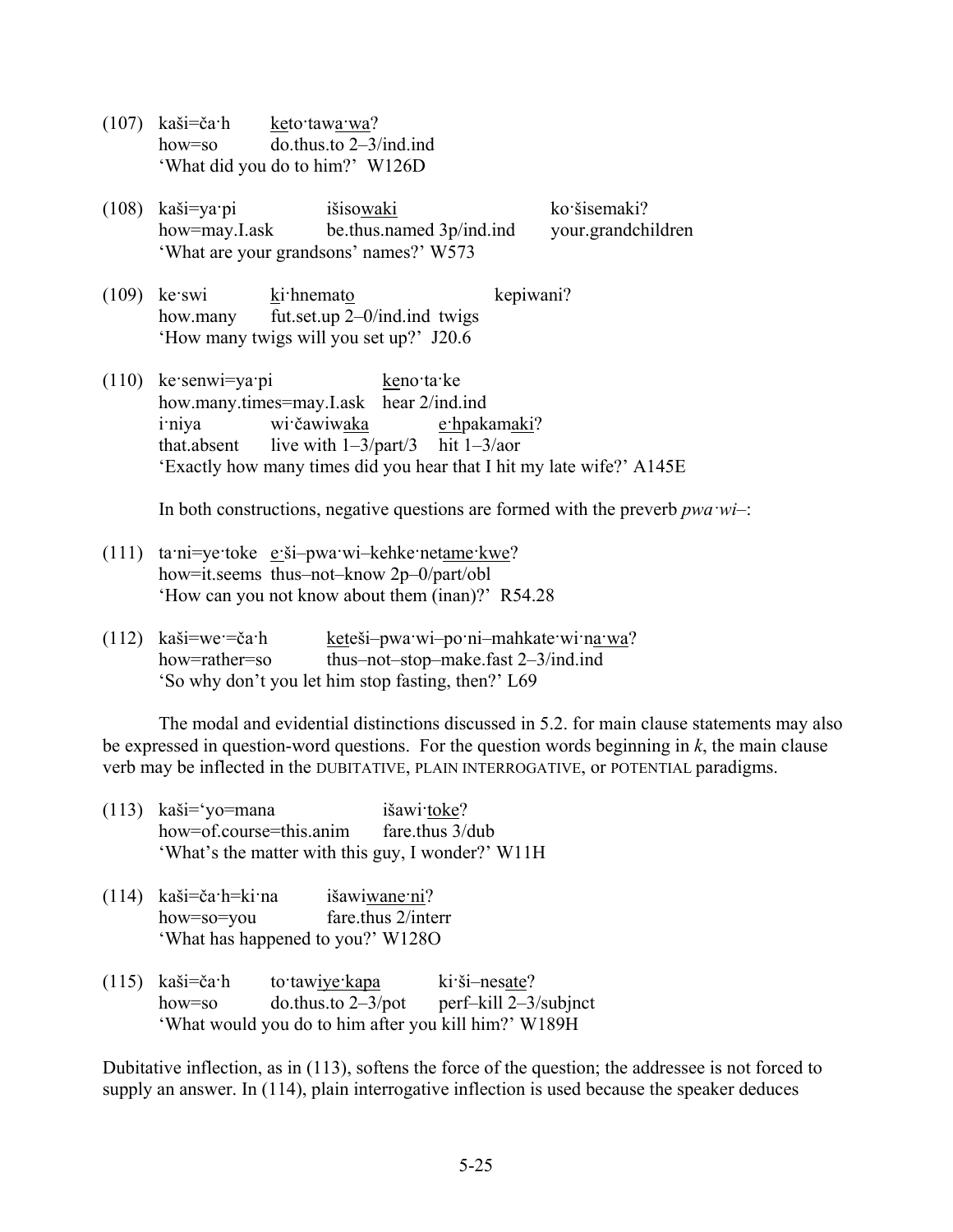(107) kaši=ča·h    <u>ke</u>to·taw<u>a·wa</u>?
      how=so    do.thus.to 2–3/ind.ind
      'What did you do to him?' W126D

(108) kaši=ya·pi    išiso<u>waki</u>    ko·šisemaki?
      how=may.I.ask    be.thus.named 3p/ind.ind    your.grandchildren
      'What are your grandsons' names?' W573

(109) ke·swi    <u>ki</u>·hnemat<u>o</u>    kepiwani?
      how.many    fut.set.up 2–0/ind.ind    twigs
      'How many twigs will you set up?' J20.6

(110) ke·senwi=ya·pi    <u>ke</u>no·ta·ke
      how.many.times=may.I.ask    hear 2/ind.ind
      i·niya    wi·čawiw<u>aka</u>    <u>e·h</u>pakam<u>aki</u>?
      that.absent    live with 1–3/part/3    hit 1–3/aor
      'Exactly how many times did you hear that I hit my late wife?' A145E

In both constructions, negative questions are formed with the preverb *pwa·wi–*:

(111) ta·ni=ye·toke    <u>e·</u>ši–pwa·wi–kehke·net<u>ame·kwe</u>?
      how=it.seems    thus–not–know 2p–0/part/obl
      'How can you not know about them (inan)?' R54.28

(112) kaši=we·=ča·h    <u>ke</u>teši–pwa·wi–po·ni–mahkate·wi·n<u>a·wa</u>?
      how=rather=so    thus–not–stop–make.fast 2–3/ind.ind
      'So why don't you let him stop fasting, then?' L69

The modal and evidential distinctions discussed in 5.2. for main clause statements may also be expressed in question-word questions. For the question words beginning in *k*, the main clause verb may be inflected in the DUBITATIVE, PLAIN INTERROGATIVE, or POTENTIAL paradigms.

(113) kaši='yo=mana    išawi·<u>toke</u>?
      how=of.course=this.anim    fare.thus 3/dub
      'What's the matter with this guy, I wonder?' W11H

(114) kaši=ča·h=ki·na    išawi<u>wane·ni</u>?
      how=so=you    fare.thus 2/interr
      'What has happened to you?' W128O

(115) kaši=ča·h    to·taw<u>iye·kapa</u>    ki·ši–nes<u>ate</u>?
      how=so    do.thus.to 2–3/pot    perf–kill 2–3/subjnct
      'What would you do to him after you kill him?' W189H

Dubitative inflection, as in (113), softens the force of the question; the addressee is not forced to supply an answer. In (114), plain interrogative inflection is used because the speaker deduces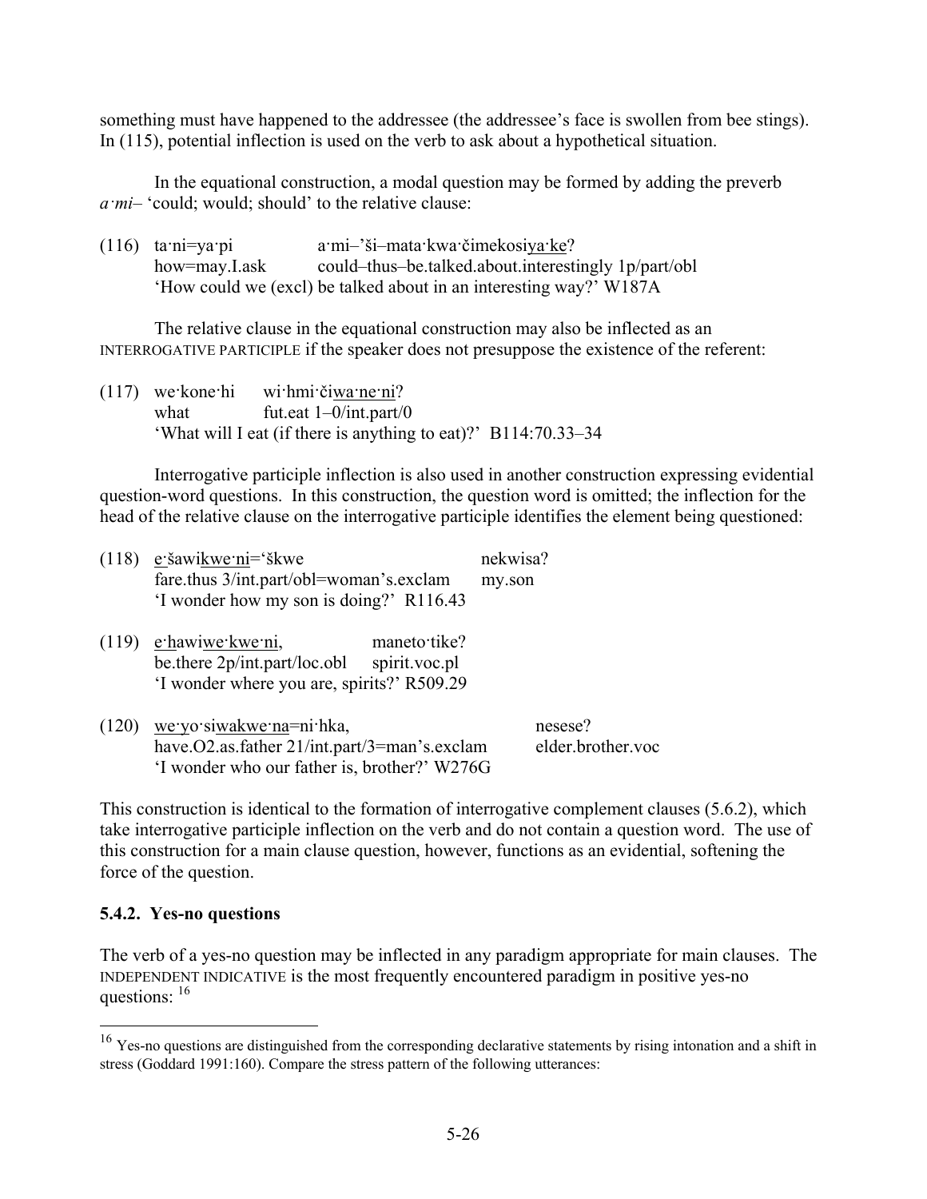something must have happened to the addressee (the addressee's face is swollen from bee stings). In (115), potential inflection is used on the verb to ask about a hypothetical situation.

In the equational construction, a modal question may be formed by adding the preverb *a·mi–* 'could; would; should' to the relative clause:

(116) ta·ni=ya·pi a·mi–'ši–mata·kwa·čimekosiya·ke?
how=may.I.ask could–thus–be.talked.about.interestingly 1p/part/obl
'How could we (excl) be talked about in an interesting way?' W187A

The relative clause in the equational construction may also be inflected as an INTERROGATIVE PARTICIPLE if the speaker does not presuppose the existence of the referent:

(117) we·kone·hi wi·hmi·čiwa·ne·ni?
what fut.eat 1–0/int.part/0
'What will I eat (if there is anything to eat)?' B114:70.33–34

Interrogative participle inflection is also used in another construction expressing evidential question-word questions. In this construction, the question word is omitted; the inflection for the head of the relative clause on the interrogative participle identifies the element being questioned:

(118) e·šawikwe·ni='škwe nekwisa?
fare.thus 3/int.part/obl=woman's.exclam my.son
'I wonder how my son is doing?' R116.43

(119) e·hawiwe·kwe·ni, maneto·tike?
be.there 2p/int.part/loc.obl spirit.voc.pl
'I wonder where you are, spirits?' R509.29

(120) we·yo·siwakwe·na=ni·hka, nesese?
have.O2.as.father 21/int.part/3=man's.exclam elder.brother.voc
'I wonder who our father is, brother?' W276G

This construction is identical to the formation of interrogative complement clauses (5.6.2), which take interrogative participle inflection on the verb and do not contain a question word. The use of this construction for a main clause question, however, functions as an evidential, softening the force of the question.

### 5.4.2. Yes-no questions

The verb of a yes-no question may be inflected in any paradigm appropriate for main clauses. The INDEPENDENT INDICATIVE is the most frequently encountered paradigm in positive yes-no questions: [16]

---

[16] Yes-no questions are distinguished from the corresponding declarative statements by rising intonation and a shift in stress (Goddard 1991:160). Compare the stress pattern of the following utterances: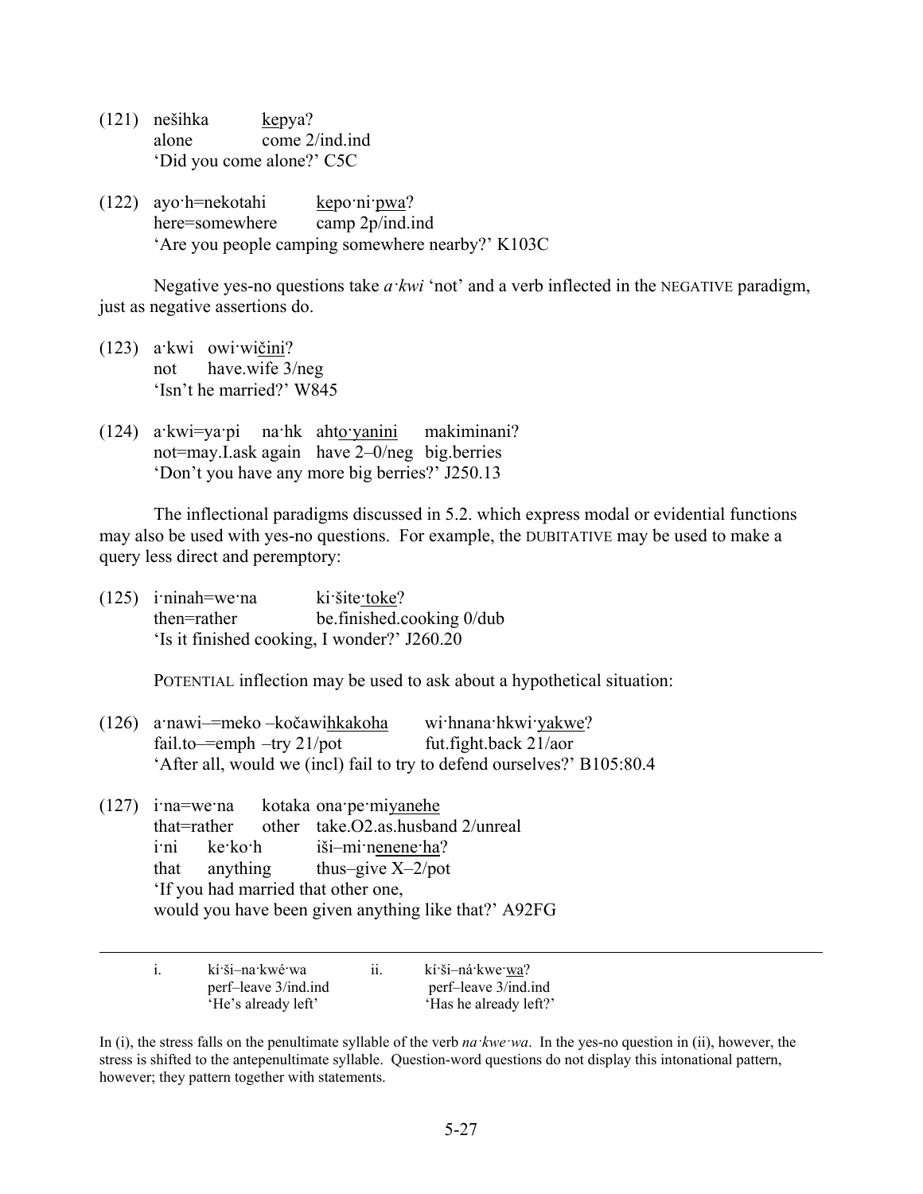(121) nešihka kepya?
alone come 2/ind.ind
'Did you come alone?' C5C

(122) ayo·h=nekotahi kepo·ni·pwa?
here=somewhere camp 2p/ind.ind
'Are you people camping somewhere nearby?' K103C

Negative yes-no questions take *a·kwi* 'not' and a verb inflected in the NEGATIVE paradigm, just as negative assertions do.

(123) a·kwi owi·wičini?
not have.wife 3/neg
'Isn't he married?' W845

(124) a·kwi=ya·pi na·hk ahto·yanini makiminani?
not=may.I.ask again have 2–0/neg big.berries
'Don't you have any more big berries?' J250.13

The inflectional paradigms discussed in 5.2. which express modal or evidential functions may also be used with yes-no questions. For example, the DUBITATIVE may be used to make a query less direct and peremptory:

(125) i·ninah=we·na ki·šite·toke?
then=rather be.finished.cooking 0/dub
'Is it finished cooking, I wonder?' J260.20

POTENTIAL inflection may be used to ask about a hypothetical situation:

(126) a·nawi–=meko –kočawihkakoha wi·hnana·hkwi·yakwe?
fail.to–=emph –try 21/pot fut.fight.back 21/aor
'After all, would we (incl) fail to try to defend ourselves?' B105:80.4

(127) i·na=we·na kotaka ona·pe·miyanehe
that=rather other take.O2.as.husband 2/unreal
i·ni ke·ko·h iši–mi·nenene·ha?
that anything thus–give X–2/pot
'If you had married that other one,
would you have been given anything like that?' A92FG

---

i. kí·ši–na·kwé·wa
perf–leave 3/ind.ind
'He's already left'

ii. kí·ši–ná·kwe·wa?
perf–leave 3/ind.ind
'Has he already left?'

In (i), the stress falls on the penultimate syllable of the verb *na·kwe·wa*. In the yes-no question in (ii), however, the stress is shifted to the antepenultimate syllable. Question-word questions do not display this intonational pattern, however; they pattern together with statements.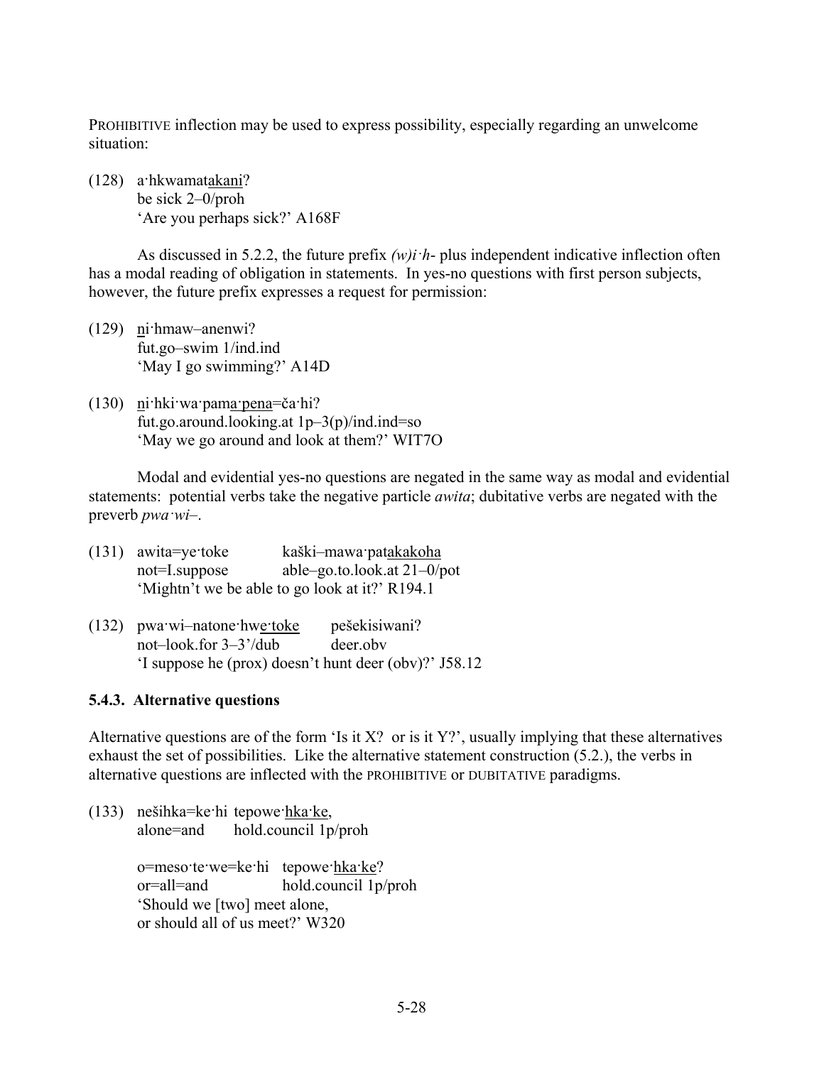PROHIBITIVE inflection may be used to express possibility, especially regarding an unwelcome situation:

(128) a·hkwamat<u>akani</u>?
be sick 2–0/proh
'Are you perhaps sick?' A168F

As discussed in 5.2.2, the future prefix *(w)i·h-* plus independent indicative inflection often has a modal reading of obligation in statements. In yes-no questions with first person subjects, however, the future prefix expresses a request for permission:

(129) <u>n</u>i·hmaw–anenwi?
fut.go–swim 1/ind.ind
'May I go swimming?' A14D

(130) <u>n</u>i·hki·wa·pam<u>a·pena</u>=ča·hi?
fut.go.around.looking.at 1p–3(p)/ind.ind=so
'May we go around and look at them?' WIT7O

Modal and evidential yes-no questions are negated in the same way as modal and evidential statements: potential verbs take the negative particle *awita*; dubitative verbs are negated with the preverb *pwa·wi–*.

(131) awita=ye·toke kaški–mawa·pat<u>akakoha</u>
not=I.suppose able–go.to.look.at 21–0/pot
'Mightn't we be able to go look at it?' R194.1

(132) pwa·wi–natone·hw<u>e·toke</u> pešekisiwani?
not–look.for 3–3'/dub deer.obv
'I suppose he (prox) doesn't hunt deer (obv)?' J58.12

### 5.4.3. Alternative questions

Alternative questions are of the form 'Is it X? or is it Y?', usually implying that these alternatives exhaust the set of possibilities. Like the alternative statement construction (5.2.), the verbs in alternative questions are inflected with the PROHIBITIVE or DUBITATIVE paradigms.

(133) nešihka=ke·hi tepowe·<u>hka·ke</u>,
alone=and hold.council 1p/proh

o=meso·te·we=ke·hi tepowe·<u>hka·ke</u>?
or=all=and hold.council 1p/proh
'Should we [two] meet alone,
or should all of us meet?' W320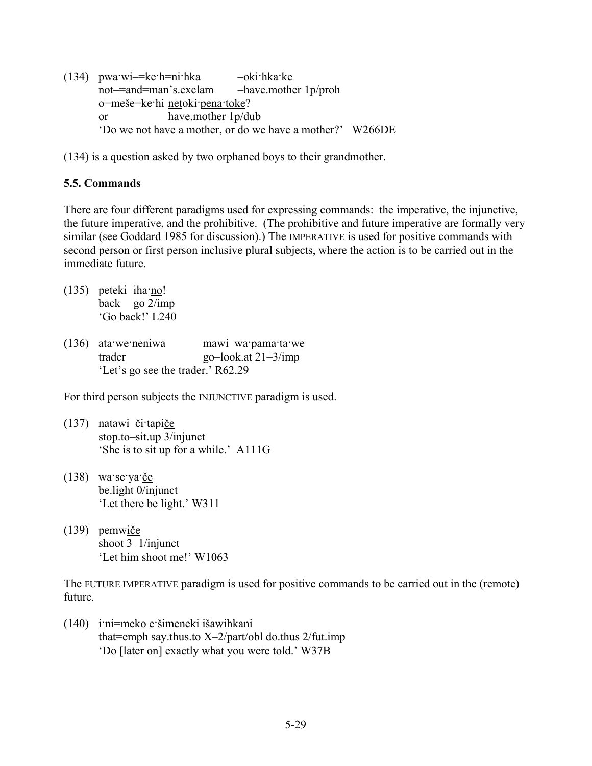(134) pwa·wi–=ke·h=ni·hka –oki·<u>hka·ke</u>
not–=and=man's.exclam –have.mother 1p/proh
o=meše=ke·hi <u>net</u>oki·<u>pena·toke</u>?
or have.mother 1p/dub
'Do we not have a mother, or do we have a mother?' W266DE

(134) is a question asked by two orphaned boys to their grandmother.

### 5.5. Commands

There are four different paradigms used for expressing commands: the imperative, the injunctive, the future imperative, and the prohibitive. (The prohibitive and future imperative are formally very similar (see Goddard 1985 for discussion).) The IMPERATIVE is used for positive commands with second person or first person inclusive plural subjects, where the action is to be carried out in the immediate future.

(135) peteki iha·<u>no</u>!
back go 2/imp
'Go back!' L240

(136) ata·we·neniwa mawi–wa·pam<u>a·ta·we</u>
trader go–look.at 21–3/imp
'Let's go see the trader.' R62.29

For third person subjects the INJUNCTIVE paradigm is used.

(137) natawi–či·tapi<u>če</u>
stop.to–sit.up 3/injunct
'She is to sit up for a while.' A111G

(138) wa·se·ya·<u>če</u>
be.light 0/injunct
'Let there be light.' W311

(139) pemwi<u>če</u>
shoot 3–1/injunct
'Let him shoot me!' W1063

The FUTURE IMPERATIVE paradigm is used for positive commands to be carried out in the (remote) future.

(140) i·ni=meko e·šimeneki išawi<u>hkani</u>
that=emph say.thus.to X–2/part/obl do.thus 2/fut.imp
'Do [later on] exactly what you were told.' W37B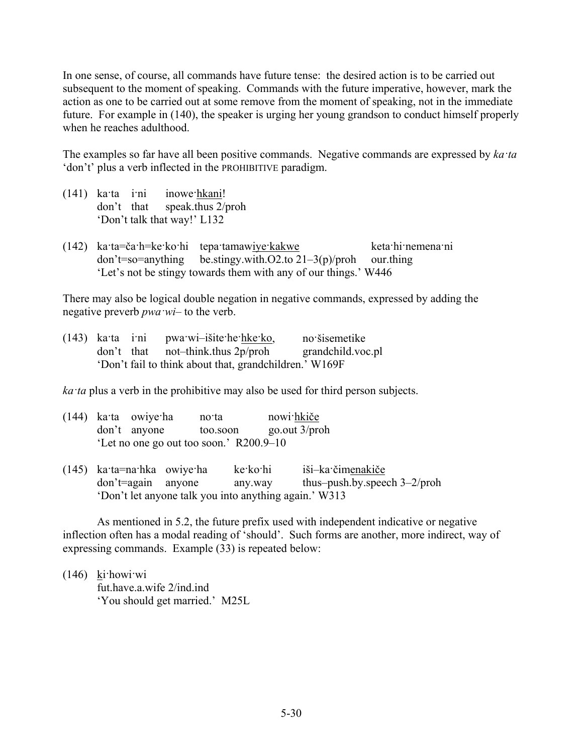In one sense, of course, all commands have future tense: the desired action is to be carried out subsequent to the moment of speaking. Commands with the future imperative, however, mark the action as one to be carried out at some remove from the moment of speaking, not in the immediate future. For example in (140), the speaker is urging her young grandson to conduct himself properly when he reaches adulthood.

The examples so far have all been positive commands. Negative commands are expressed by *ka·ta* 'don't' plus a verb inflected in the PROHIBITIVE paradigm.

(141) ka·ta i·ni inowe·<u>hkani</u>!
don't that speak.thus 2/proh
'Don't talk that way!' L132

(142) ka·ta=ča·h=ke·ko·hi tepa·tamaw<u>iye·kakwe</u> keta·hi·nemena·ni
don't=so=anything be.stingy.with.O2.to 21–3(p)/proh our.thing
'Let's not be stingy towards them with any of our things.' W446

There may also be logical double negation in negative commands, expressed by adding the negative preverb *pwa·wi–* to the verb.

(143) ka·ta i·ni pwa·wi–išite·he·<u>hke·ko</u>, no·šisemetike
don't that not–think.thus 2p/proh grandchild.voc.pl
'Don't fail to think about that, grandchildren.' W169F

*ka·ta* plus a verb in the prohibitive may also be used for third person subjects.

(144) ka·ta owiye·ha no·ta nowi·<u>hkiče</u>
don't anyone too.soon go.out 3/proh
'Let no one go out too soon.' R200.9–10

(145) ka·ta=na·hka owiye·ha ke·ko·hi iši–ka·čim<u>enakiče</u>
don't=again anyone any.way thus–push.by.speech 3–2/proh
'Don't let anyone talk you into anything again.' W313

As mentioned in 5.2, the future prefix used with independent indicative or negative inflection often has a modal reading of 'should'. Such forms are another, more indirect, way of expressing commands. Example (33) is repeated below:

(146) <u>k</u>i·howi·wi
fut.have.a.wife 2/ind.ind
'You should get married.' M25L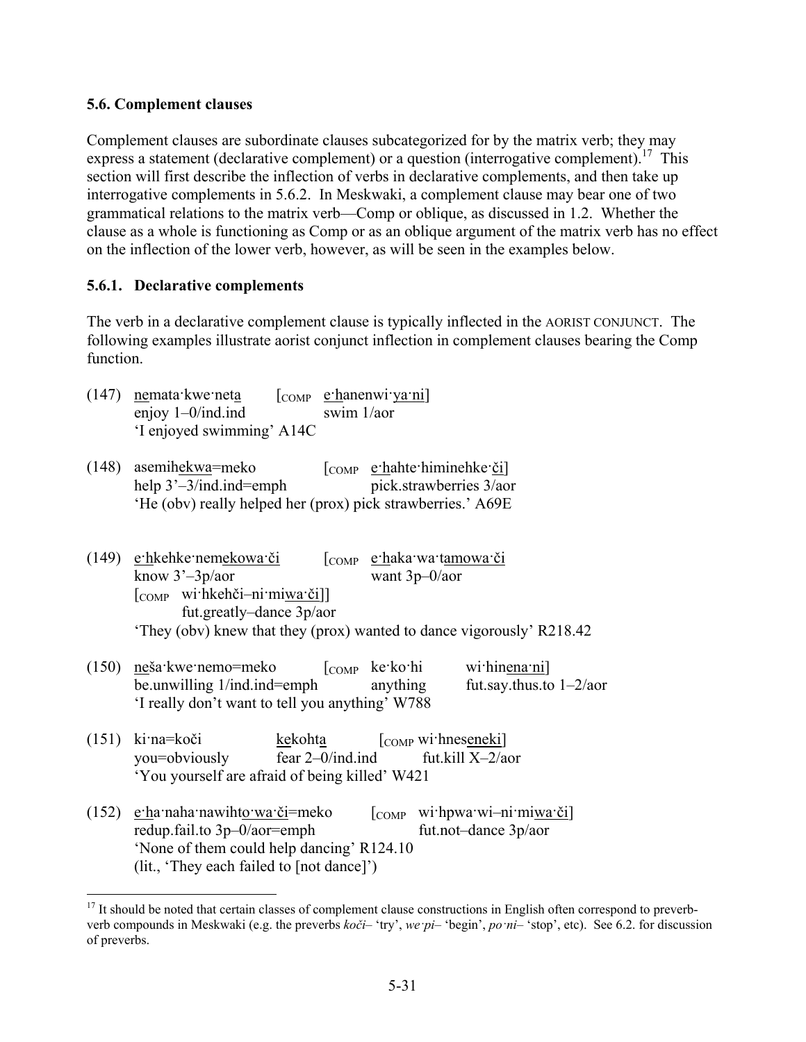### 5.6. Complement clauses

Complement clauses are subordinate clauses subcategorized for by the matrix verb; they may express a statement (declarative complement) or a question (interrogative complement).[17] This section will first describe the inflection of verbs in declarative complements, and then take up interrogative complements in 5.6.2. In Meskwaki, a complement clause may bear one of two grammatical relations to the matrix verb—Comp or oblique, as discussed in 1.2. Whether the clause as a whole is functioning as Comp or as an oblique argument of the matrix verb has no effect on the inflection of the lower verb, however, as will be seen in the examples below.

#### 5.6.1. Declarative complements

The verb in a declarative complement clause is typically inflected in the AORIST CONJUNCT. The following examples illustrate aorist conjunct inflection in complement clauses bearing the Comp function.

(147) nemata·kwe·neta [COMP e·hanenwi·ya·ni]
enjoy 1–0/ind.ind swim 1/aor
'I enjoyed swimming' A14C

(148) asemihekwa=meko [COMP e·hahte·himinehke·či]
help 3'–3/ind.ind=emph pick.strawberries 3/aor
'He (obv) really helped her (prox) pick strawberries.' A69E

(149) e·hkehke·nemekowa·či [COMP e·haka·wa·tamowa·či
know 3'–3p/aor want 3p–0/aor
[COMP wi·hkehči–ni·miwa·či]]
fut.greatly–dance 3p/aor
'They (obv) knew that they (prox) wanted to dance vigorously' R218.42

(150) neša·kwe·nemo=meko [COMP ke·ko·hi wi·hinena·ni]
be.unwilling 1/ind.ind=emph anything fut.say.thus.to 1–2/aor
'I really don't want to tell you anything' W788

(151) ki·na=koči kekohta [COMP wi·hneseneki]
you=obviously fear 2–0/ind.ind fut.kill X–2/aor
'You yourself are afraid of being killed' W421

(152) e·ha·naha·nawihto·wa·či=meko [COMP wi·hpwa·wi–ni·miwa·či]
redup.fail.to 3p–0/aor=emph fut.not–dance 3p/aor
'None of them could help dancing' R124.10
(lit., 'They each failed to [not dance]')

---

[17] It should be noted that certain classes of complement clause constructions in English often correspond to preverb-verb compounds in Meskwaki (e.g. the preverbs *koči–* 'try', *we·pi–* 'begin', *po·ni–* 'stop', etc). See 6.2. for discussion of preverbs.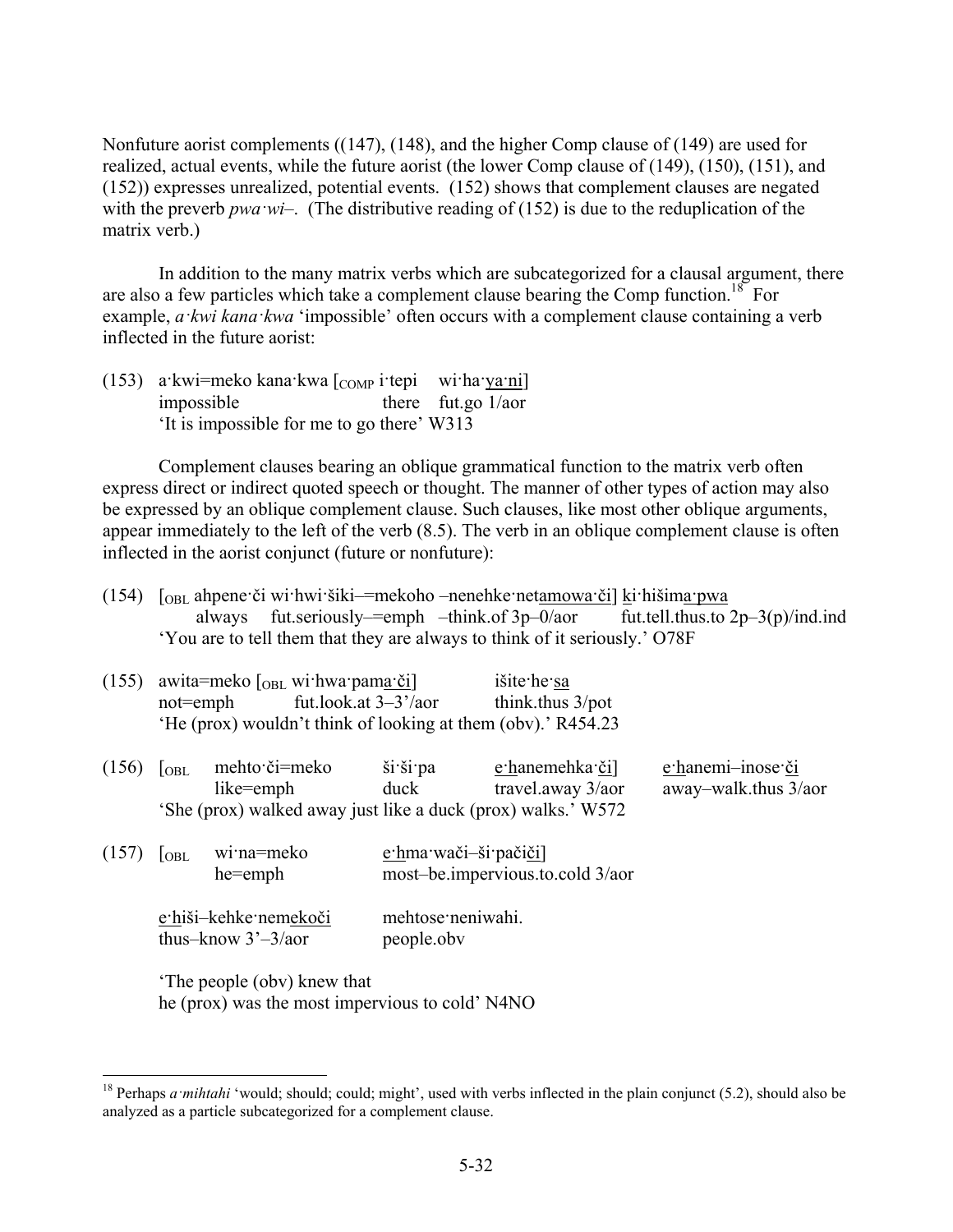Nonfuture aorist complements ((147), (148), and the higher Comp clause of (149) are used for realized, actual events, while the future aorist (the lower Comp clause of (149), (150), (151), and (152)) expresses unrealized, potential events. (152) shows that complement clauses are negated with the preverb *pwa·wi–*. (The distributive reading of (152) is due to the reduplication of the matrix verb.)

In addition to the many matrix verbs which are subcategorized for a clausal argument, there are also a few particles which take a complement clause bearing the Comp function.[18] For example, *a·kwi kana·kwa* 'impossible' often occurs with a complement clause containing a verb inflected in the future aorist:

(153) a·kwi=meko kana·kwa [$_{COMP}$ i·tepi wi·ha·ya·ni]
impossible there fut.go 1/aor
'It is impossible for me to go there' W313

Complement clauses bearing an oblique grammatical function to the matrix verb often express direct or indirect quoted speech or thought. The manner of other types of action may also be expressed by an oblique complement clause. Such clauses, like most other oblique arguments, appear immediately to the left of the verb (8.5). The verb in an oblique complement clause is often inflected in the aorist conjunct (future or nonfuture):

(154) [$_{OBL}$ ahpene·či wi·hwi·šiki–=mekoho –nenehke·netamowa·či] ki·hišima·pwa
always fut.seriously–=emph –think.of 3p–0/aor fut.tell.thus.to 2p–3(p)/ind.ind
'You are to tell them that they are always to think of it seriously.' O78F

(155) awita=meko [$_{OBL}$ wi·hwa·pama·či] išite·he·sa
not=emph fut.look.at 3–3'/aor think.thus 3/pot
'He (prox) wouldn't think of looking at them (obv).' R454.23

(156) [$_{OBL}$ mehto·či=meko ši·ši·pa e·hanemehka·či] e·hanemi–inose·či
like=emph duck travel.away 3/aor away–walk.thus 3/aor
'She (prox) walked away just like a duck (prox) walks.' W572

(157) [$_{OBL}$ wi·na=meko e·hma·wači–ši·pačiči]
he=emph most–be.impervious.to.cold 3/aor

e·hiši–kehke·nemekoči mehtose·neniwahi.
thus–know 3'–3/aor people.obv

'The people (obv) knew that
he (prox) was the most impervious to cold' N4NO

---

[18] Perhaps *a·mihtahi* 'would; should; could; might', used with verbs inflected in the plain conjunct (5.2), should also be analyzed as a particle subcategorized for a complement clause.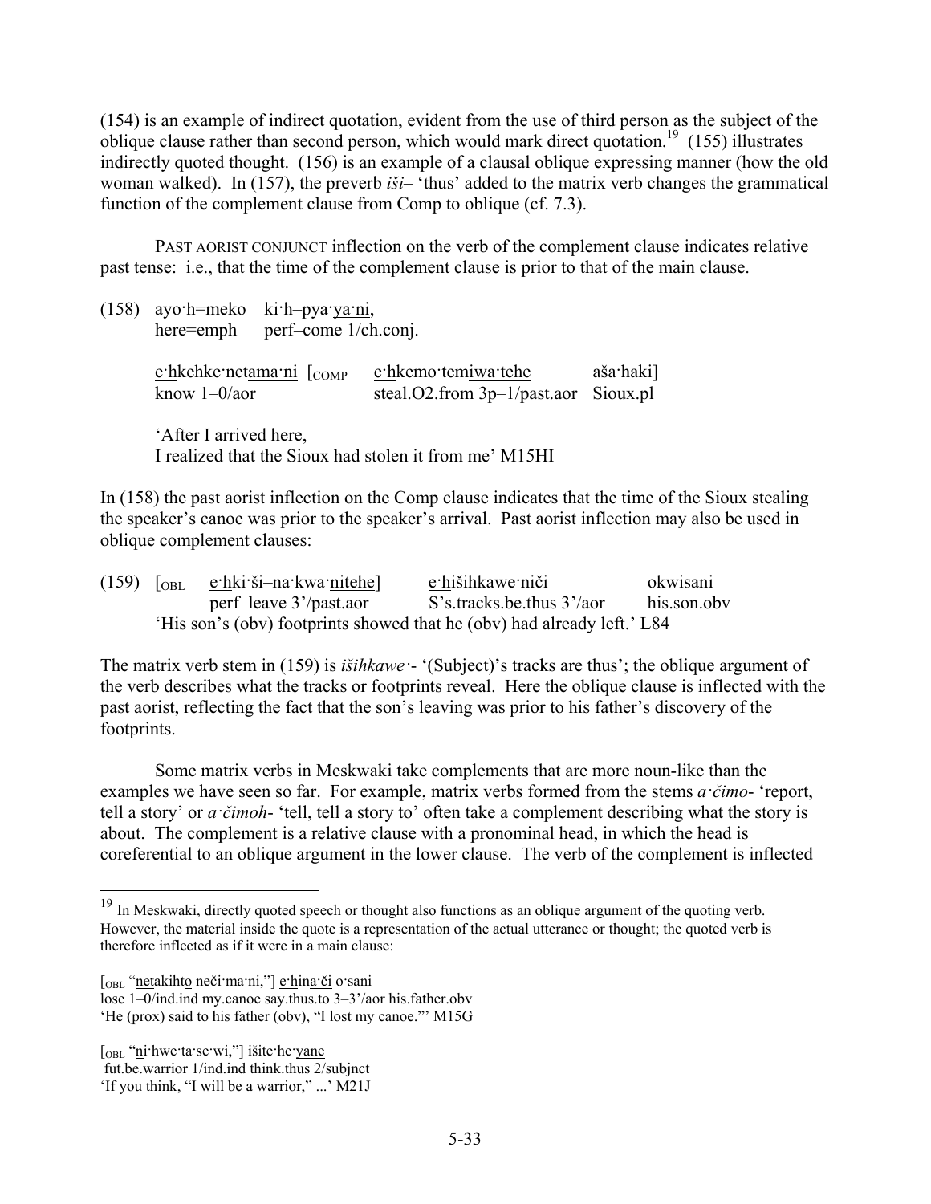(154) is an example of indirect quotation, evident from the use of third person as the subject of the oblique clause rather than second person, which would mark direct quotation.[19] (155) illustrates indirectly quoted thought. (156) is an example of a clausal oblique expressing manner (how the old woman walked). In (157), the preverb *iši–* 'thus' added to the matrix verb changes the grammatical function of the complement clause from Comp to oblique (cf. 7.3).

PAST AORIST CONJUNCT inflection on the verb of the complement clause indicates relative past tense: i.e., that the time of the complement clause is prior to that of the main clause.

(158) ayo·h=meko ki·h–pya·ya·ni,
here=emph perf–come 1/ch.conj.

e·hkehke·netama·ni [COMP e·hkemo·temiwa·tehe aša·haki]
know 1–0/aor steal.O2.from 3p–1/past.aor Sioux.pl

'After I arrived here,
I realized that the Sioux had stolen it from me' M15HI

In (158) the past aorist inflection on the Comp clause indicates that the time of the Sioux stealing the speaker's canoe was prior to the speaker's arrival. Past aorist inflection may also be used in oblique complement clauses:

(159) [OBL e·hki·ši–na·kwa·nitehe] e·hišihkawe·niči okwisani
perf–leave 3'/past.aor S's.tracks.be.thus 3'/aor his.son.obv
'His son's (obv) footprints showed that he (obv) had already left.' L84

The matrix verb stem in (159) is *išihkawe·-* '(Subject)'s tracks are thus'; the oblique argument of the verb describes what the tracks or footprints reveal. Here the oblique clause is inflected with the past aorist, reflecting the fact that the son's leaving was prior to his father's discovery of the footprints.

Some matrix verbs in Meskwaki take complements that are more noun-like than the examples we have seen so far. For example, matrix verbs formed from the stems *a·čimo-* 'report, tell a story' or *a·čimoh-* 'tell, tell a story to' often take a complement describing what the story is about. The complement is a relative clause with a pronominal head, in which the head is coreferential to an oblique argument in the lower clause. The verb of the complement is inflected

---

[19] In Meskwaki, directly quoted speech or thought also functions as an oblique argument of the quoting verb. However, the material inside the quote is a representation of the actual utterance or thought; the quoted verb is therefore inflected as if it were in a main clause:

[OBL "netakihto neči·ma·ni,"] e·hina·či o·sani
lose 1–0/ind.ind my.canoe say.thus.to 3–3'/aor his.father.obv
'He (prox) said to his father (obv), "I lost my canoe."' M15G

[OBL "ni·hwe·ta·se·wi,"] išite·he·yane
fut.be.warrior 1/ind.ind think.thus 2/subjnct
'If you think, "I will be a warrior," ...' M21J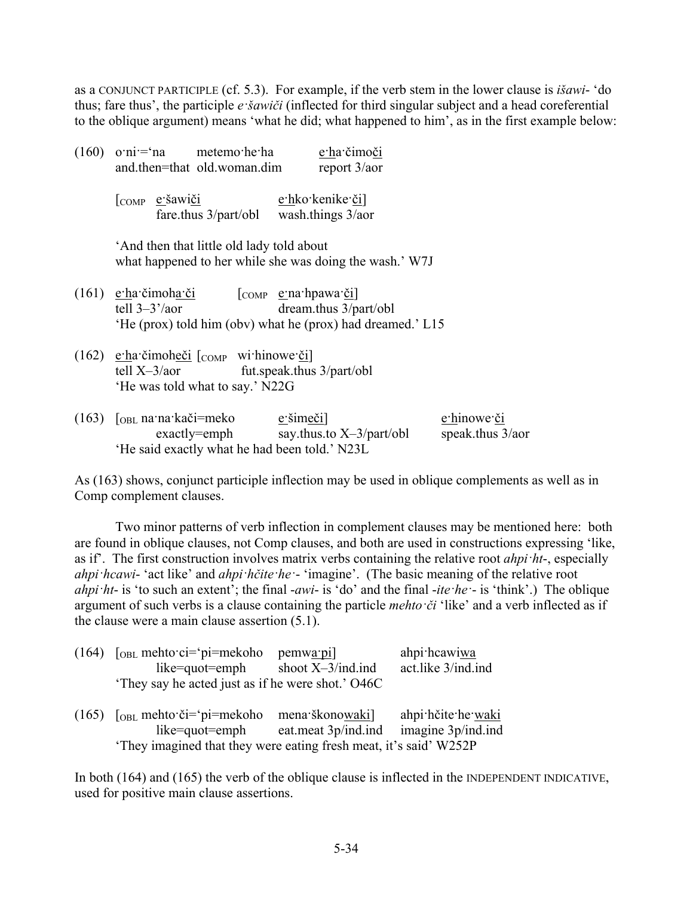as a CONJUNCT PARTICIPLE (cf. 5.3). For example, if the verb stem in the lower clause is *išawi-* 'do thus; fare thus', the participle *e·šawiči* (inflected for third singular subject and a head coreferential to the oblique argument) means 'what he did; what happened to him', as in the first example below:

(160) o·ni·='na metemo·he·ha e·ha·čimoči
and.then=that old.woman.dim report 3/aor

[COMP e·šawiči e·hko·kenike·či]
fare.thus 3/part/obl wash.things 3/aor

'And then that little old lady told about what happened to her while she was doing the wash.' W7J

(161) e·ha·čimoha·či [COMP e·na·hpawa·či]
tell 3–3'/aor dream.thus 3/part/obl
'He (prox) told him (obv) what he (prox) had dreamed.' L15

(162) e·ha·čimoheči [COMP wi·hinowe·či]
tell X–3/aor fut.speak.thus 3/part/obl
'He was told what to say.' N22G

(163) [OBL na·na·kači=meko e·šimeči] e·hinowe·či
exactly=emph say.thus.to X–3/part/obl speak.thus 3/aor
'He said exactly what he had been told.' N23L

As (163) shows, conjunct participle inflection may be used in oblique complements as well as in Comp complement clauses.

Two minor patterns of verb inflection in complement clauses may be mentioned here: both are found in oblique clauses, not Comp clauses, and both are used in constructions expressing 'like, as if'. The first construction involves matrix verbs containing the relative root *ahpi·ht-*, especially *ahpi·hcawi-* 'act like' and *ahpi·hčite·he·-* 'imagine'. (The basic meaning of the relative root *ahpi·ht-* is 'to such an extent'; the final *-awi-* is 'do' and the final *-ite·he·-* is 'think'.) The oblique argument of such verbs is a clause containing the particle *mehto·či* 'like' and a verb inflected as if the clause were a main clause assertion (5.1).

(164) [OBL mehto·ci='pi=mekoho pemwa·pi] ahpi·hcawiwa
like=quot=emph shoot X–3/ind.ind act.like 3/ind.ind
'They say he acted just as if he were shot.' O46C

(165) [OBL mehto·či='pi=mekoho mena·škonowaki] ahpi·hčite·he·waki
like=quot=emph eat.meat 3p/ind.ind imagine 3p/ind.ind
'They imagined that they were eating fresh meat, it's said' W252P

In both (164) and (165) the verb of the oblique clause is inflected in the INDEPENDENT INDICATIVE, used for positive main clause assertions.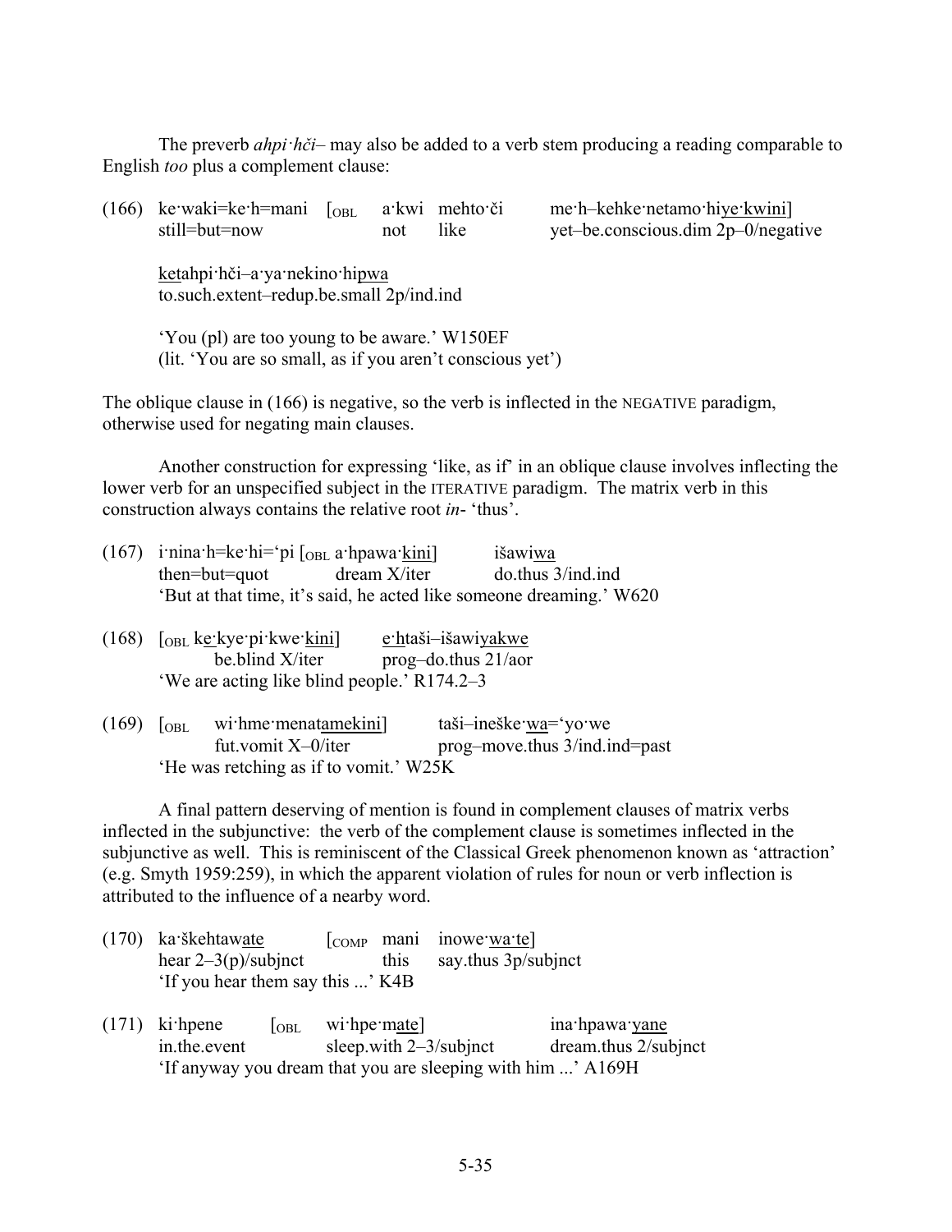The preverb *ahpi·hči–* may also be added to a verb stem producing a reading comparable to English *too* plus a complement clause:

(166) ke·waki=ke·h=mani [OBL a·kwi mehto·či me·h–kehke·netamo·hiye·kwini]
still=but=now not like yet–be.conscious.dim 2p–0/negative

ketahpi·hči–a·ya·nekino·hipwa
to.such.extent–redup.be.small 2p/ind.ind

'You (pl) are too young to be aware.' W150EF
(lit. 'You are so small, as if you aren't conscious yet')

The oblique clause in (166) is negative, so the verb is inflected in the NEGATIVE paradigm, otherwise used for negating main clauses.

Another construction for expressing 'like, as if' in an oblique clause involves inflecting the lower verb for an unspecified subject in the ITERATIVE paradigm. The matrix verb in this construction always contains the relative root *in-* 'thus'.

(167) i·nina·h=ke·hi='pi [OBL a·hpawa·kini] išawiwa
then=but=quot dream X/iter do.thus 3/ind.ind
'But at that time, it's said, he acted like someone dreaming.' W620

(168) [OBL ke·kye·pi·kwe·kini] e·htaši–išawiyakwe
be.blind X/iter prog–do.thus 21/aor
'We are acting like blind people.' R174.2–3

(169) [OBL wi·hme·menatamekini] taši–ineške·wa='yo·we
fut.vomit X–0/iter prog–move.thus 3/ind.ind=past
'He was retching as if to vomit.' W25K

A final pattern deserving of mention is found in complement clauses of matrix verbs inflected in the subjunctive: the verb of the complement clause is sometimes inflected in the subjunctive as well. This is reminiscent of the Classical Greek phenomenon known as 'attraction' (e.g. Smyth 1959:259), in which the apparent violation of rules for noun or verb inflection is attributed to the influence of a nearby word.

(170) ka·škehtawate [COMP mani inowe·wa·te]
hear 2–3(p)/subjnct this say.thus 3p/subjnct
'If you hear them say this ...' K4B

(171) ki·hpene [OBL wi·hpe·mate] ina·hpawa·yane
in.the.event sleep.with 2–3/subjnct dream.thus 2/subjnct
'If anyway you dream that you are sleeping with him ...' A169H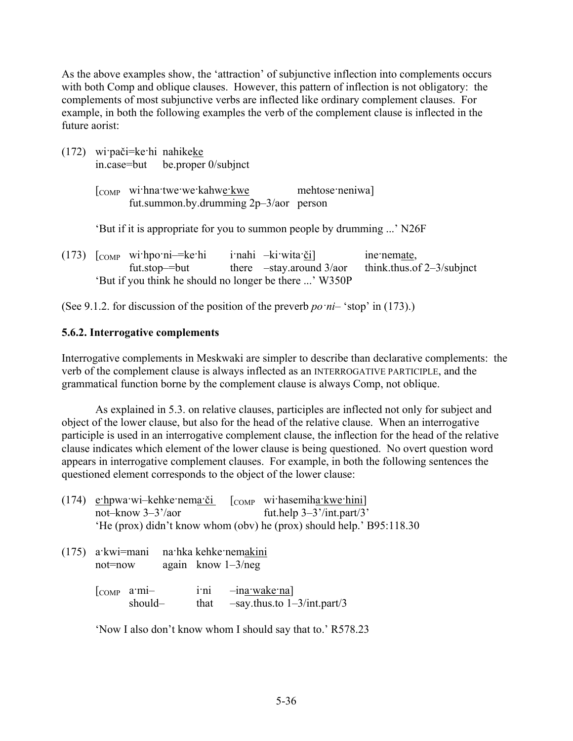As the above examples show, the 'attraction' of subjunctive inflection into complements occurs with both Comp and oblique clauses. However, this pattern of inflection is not obligatory: the complements of most subjunctive verbs are inflected like ordinary complement clauses. For example, in both the following examples the verb of the complement clause is inflected in the future aorist:

(172) wi·pači=ke·hi nahike<u>ke</u>
in.case=but be.proper 0/subjnct

[<sub>COMP</sub> wi·hna·twe·we·kahw<u>e·kwe</u> mehtose·neniwa]
fut.summon.by.drumming 2p–3/aor person

'But if it is appropriate for you to summon people by drumming ...' N26F

(173) [<sub>COMP</sub> wi·hpo·ni–=ke·hi i·nahi –ki·wita·<u>či</u>] ine·nem<u>ate</u>,
fut.stop–=but there –stay.around 3/aor think.thus.of 2–3/subjnct
'But if you think he should no longer be there ...' W350P

(See 9.1.2. for discussion of the position of the preverb *po·ni–* 'stop' in (173).)

### 5.6.2. Interrogative complements

Interrogative complements in Meskwaki are simpler to describe than declarative complements: the verb of the complement clause is always inflected as an INTERROGATIVE PARTICIPLE, and the grammatical function borne by the complement clause is always Comp, not oblique.

As explained in 5.3. on relative clauses, participles are inflected not only for subject and object of the lower clause, but also for the head of the relative clause. When an interrogative participle is used in an interrogative complement clause, the inflection for the head of the relative clause indicates which element of the lower clause is being questioned. No overt question word appears in interrogative complement clauses. For example, in both the following sentences the questioned element corresponds to the object of the lower clause:

(174) <u>e·</u>hpwa·wi–kehke·nem<u>a·či</u> [<sub>COMP</sub> wi·hasemih<u>a·kwe·hini</u>]
not–know 3–3'/aor fut.help 3–3'/int.part/3'
'He (prox) didn't know whom (obv) he (prox) should help.' B95:118.30

(175) a·kwi=mani na·hka kehke·nem<u>akini</u>
not=now again know 1–3/neg

[<sub>COMP</sub> a·mi– i·ni –in<u>a·wake·na</u>]
should– that –say.thus.to 1–3/int.part/3

'Now I also don't know whom I should say that to.' R578.23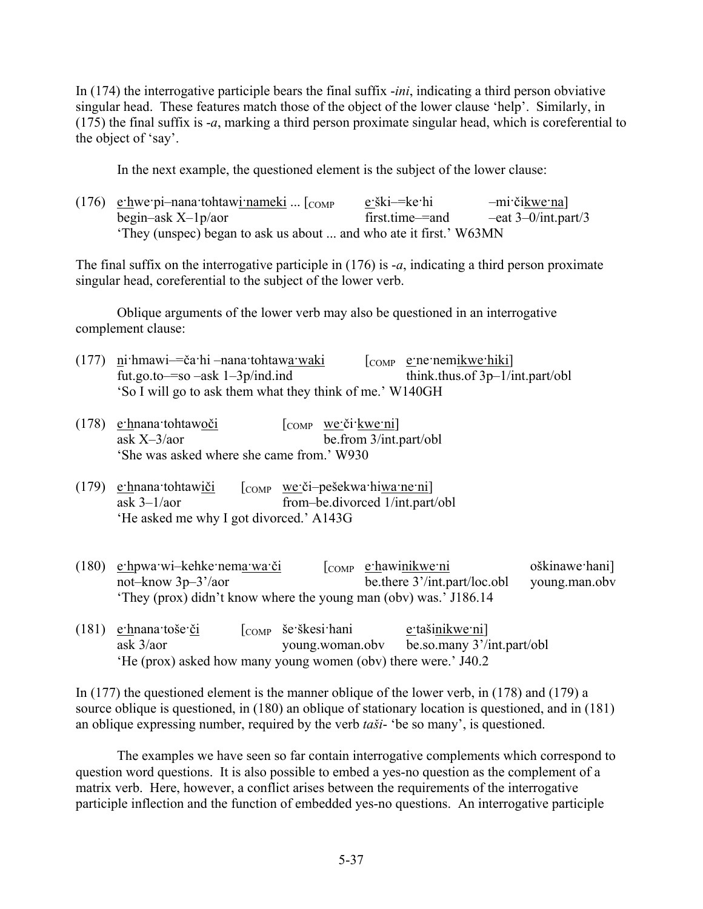In (174) the interrogative participle bears the final suffix *-ini*, indicating a third person obviative singular head. These features match those of the object of the lower clause 'help'. Similarly, in (175) the final suffix is *-a*, marking a third person proximate singular head, which is coreferential to the object of 'say'.

In the next example, the questioned element is the subject of the lower clause:

(176) e·hwe·pi–nana·tohtawi·nameki ... [COMP e·ški–=ke·hi –mi·čikwe·na]
begin–ask X–1p/aor first.time–=and –eat 3–0/int.part/3
'They (unspec) began to ask us about ... and who ate it first.' W63MN

The final suffix on the interrogative participle in (176) is *-a*, indicating a third person proximate singular head, coreferential to the subject of the lower verb.

Oblique arguments of the lower verb may also be questioned in an interrogative complement clause:

(177) ni·hmawi–=ča·hi –nana·tohtawa·waki [COMP e·ne·nemikwe·hiki]
fut.go.to–=so –ask 1–3p/ind.ind think.thus.of 3p–1/int.part/obl
'So I will go to ask them what they think of me.' W140GH

(178) e·hnana·tohtawoči [COMP we·či·kwe·ni]
ask X–3/aor be.from 3/int.part/obl
'She was asked where she came from.' W930

(179) e·hnana·tohtawiči [COMP we·či–pešekwa·hiwa·ne·ni]
ask 3–1/aor from–be.divorced 1/int.part/obl
'He asked me why I got divorced.' A143G

(180) e·hpwa·wi–kehke·nema·wa·či [COMP e·hawinikwe·ni oškinawe·hani]
not–know 3p–3'/aor be.there 3'/int.part/loc.obl young.man.obv
'They (prox) didn't know where the young man (obv) was.' J186.14

(181) e·hnana·toše·či [COMP še·škesi·hani e·tašinikwe·ni]
ask 3/aor young.woman.obv be.so.many 3'/int.part/obl
'He (prox) asked how many young women (obv) there were.' J40.2

In (177) the questioned element is the manner oblique of the lower verb, in (178) and (179) a source oblique is questioned, in (180) an oblique of stationary location is questioned, and in (181) an oblique expressing number, required by the verb *taši-* 'be so many', is questioned.

The examples we have seen so far contain interrogative complements which correspond to question word questions. It is also possible to embed a yes-no question as the complement of a matrix verb. Here, however, a conflict arises between the requirements of the interrogative participle inflection and the function of embedded yes-no questions. An interrogative participle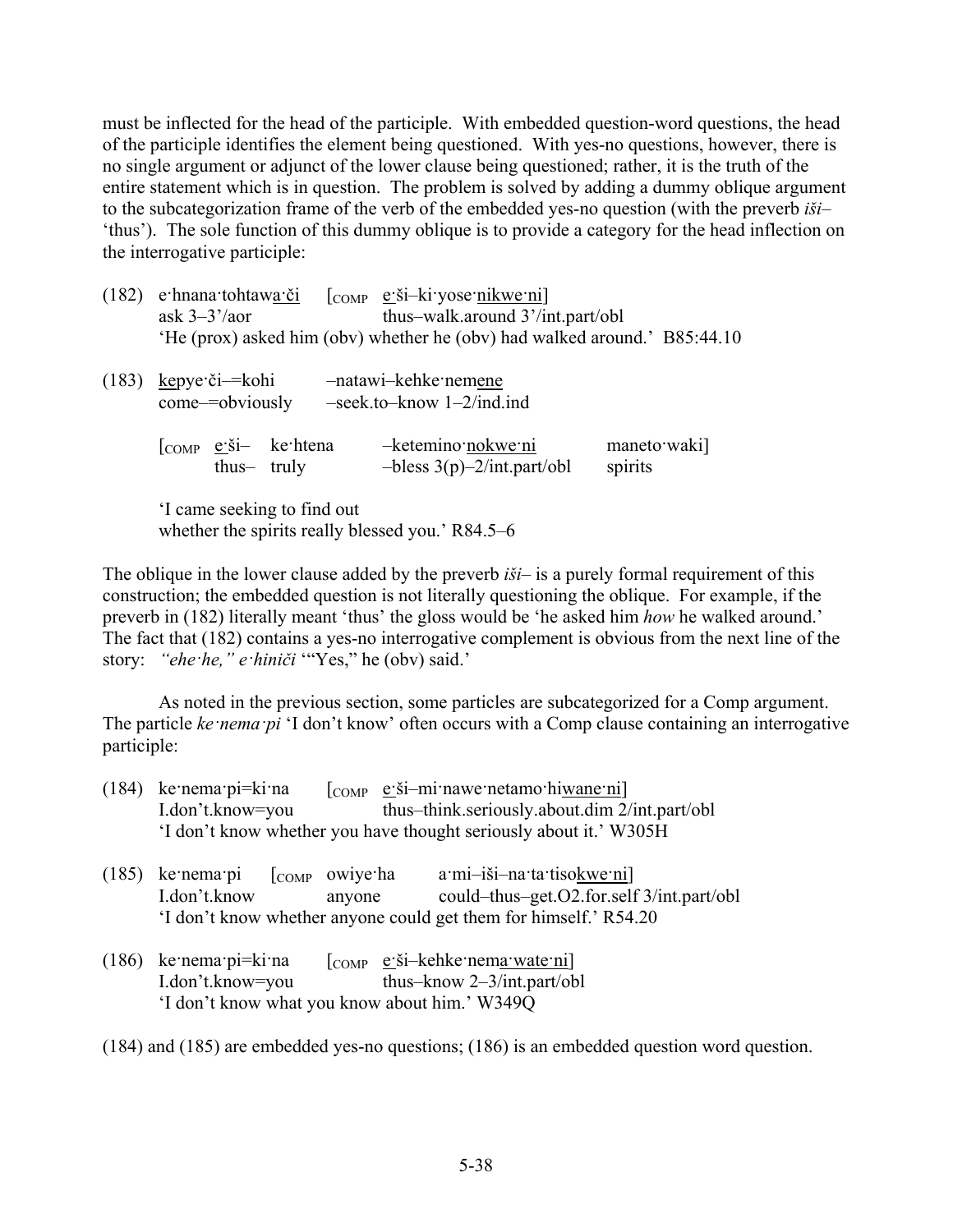must be inflected for the head of the participle. With embedded question-word questions, the head of the participle identifies the element being questioned. With yes-no questions, however, there is no single argument or adjunct of the lower clause being questioned; rather, it is the truth of the entire statement which is in question. The problem is solved by adding a dummy oblique argument to the subcategorization frame of the verb of the embedded yes-no question (with the preverb *iši–* 'thus'). The sole function of this dummy oblique is to provide a category for the head inflection on the interrogative participle:

(182) e·hnana·tohtaw<u>a·či</u> [COMP <u>e·</u>ši–ki·yose·<u>nikwe·ni</u>]
ask 3–3'/aor thus–walk.around 3'/int.part/obl
'He (prox) asked him (obv) whether he (obv) had walked around.' B85:44.10

(183) <u>ke</u>pye·či–=kohi –natawi–kehke·nem<u>ene</u>
come–=obviously –seek.to–know 1–2/ind.ind

[COMP <u>e·</u>ši– ke·htena –ketemino·<u>nokwe·ni</u> maneto·waki]
thus– truly –bless 3(p)–2/int.part/obl spirits

'I came seeking to find out
whether the spirits really blessed you.' R84.5–6

The oblique in the lower clause added by the preverb *iši–* is a purely formal requirement of this construction; the embedded question is not literally questioning the oblique. For example, if the preverb in (182) literally meant 'thus' the gloss would be 'he asked him *how* he walked around.' The fact that (182) contains a yes-no interrogative complement is obvious from the next line of the story: *"ehe·he," e·hiniči* '"Yes," he (obv) said.'

As noted in the previous section, some particles are subcategorized for a Comp argument. The particle *ke·nema·pi* 'I don't know' often occurs with a Comp clause containing an interrogative participle:

(184) ke·nema·pi=ki·na [COMP <u>e·</u>ši–mi·nawe·netamo·hi<u>wane·ni</u>]
I.don't.know=you thus–think.seriously.about.dim 2/int.part/obl
'I don't know whether you have thought seriously about it.' W305H

(185) ke·nema·pi [COMP owiye·ha a·mi–iši–na·ta·tiso<u>kwe·ni</u>]
I.don't.know anyone could–thus–get.O2.for.self 3/int.part/obl
'I don't know whether anyone could get them for himself.' R54.20

(186) ke·nema·pi=ki·na [COMP <u>e·</u>ši–kehke·nem<u>a·wate·ni</u>]
I.don't.know=you thus–know 2–3/int.part/obl
'I don't know what you know about him.' W349Q

(184) and (185) are embedded yes-no questions; (186) is an embedded question word question.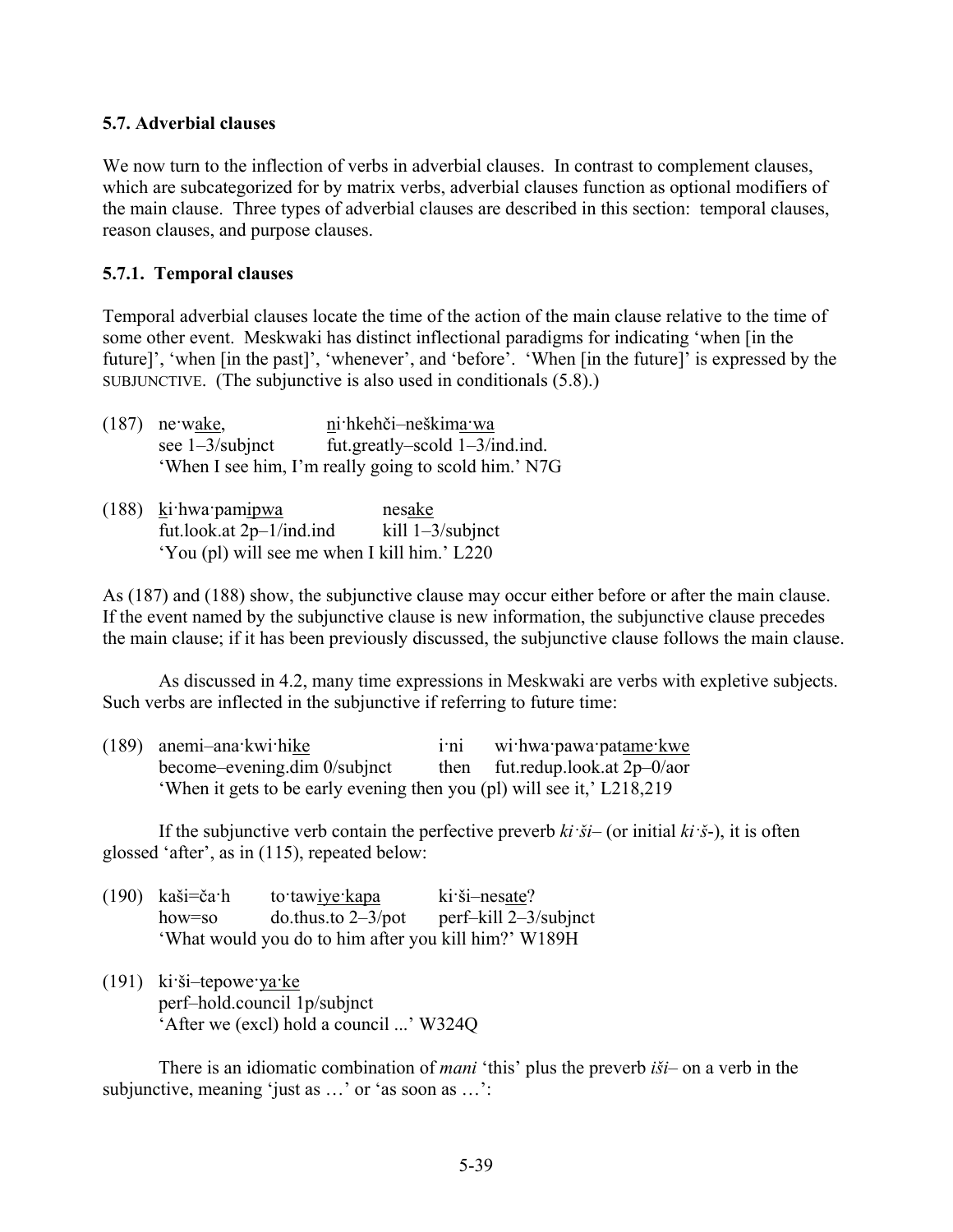### 5.7. Adverbial clauses

We now turn to the inflection of verbs in adverbial clauses. In contrast to complement clauses, which are subcategorized for by matrix verbs, adverbial clauses function as optional modifiers of the main clause. Three types of adverbial clauses are described in this section: temporal clauses, reason clauses, and purpose clauses.

#### 5.7.1. Temporal clauses

Temporal adverbial clauses locate the time of the action of the main clause relative to the time of some other event. Meskwaki has distinct inflectional paradigms for indicating 'when [in the future]', 'when [in the past]', 'whenever', and 'before'. 'When [in the future]' is expressed by the SUBJUNCTIVE. (The subjunctive is also used in conditionals (5.8).)

(187) ne·wake, ni·hkehči–neškima·wa
see 1–3/subjnct fut.greatly–scold 1–3/ind.ind.
'When I see him, I'm really going to scold him.' N7G

(188) ki·hwa·pamipwa nesake
fut.look.at 2p–1/ind.ind kill 1–3/subjnct
'You (pl) will see me when I kill him.' L220

As (187) and (188) show, the subjunctive clause may occur either before or after the main clause. If the event named by the subjunctive clause is new information, the subjunctive clause precedes the main clause; if it has been previously discussed, the subjunctive clause follows the main clause.

As discussed in 4.2, many time expressions in Meskwaki are verbs with expletive subjects. Such verbs are inflected in the subjunctive if referring to future time:

(189) anemi–ana·kwi·hike i·ni wi·hwa·pawa·patame·kwe
become–evening.dim 0/subjnct then fut.redup.look.at 2p–0/aor
'When it gets to be early evening then you (pl) will see it,' L218,219

If the subjunctive verb contain the perfective preverb *ki·ši–* (or initial *ki·š-*), it is often glossed 'after', as in (115), repeated below:

(190) kaši=ča·h to·tawiye·kapa ki·ši–nesate?
how=so do.thus.to 2–3/pot perf–kill 2–3/subjnct
'What would you do to him after you kill him?' W189H

(191) ki·ši–tepowe·ya·ke
perf–hold.council 1p/subjnct
'After we (excl) hold a council ...' W324Q

There is an idiomatic combination of *mani* 'this' plus the preverb *iši–* on a verb in the subjunctive, meaning 'just as …' or 'as soon as …':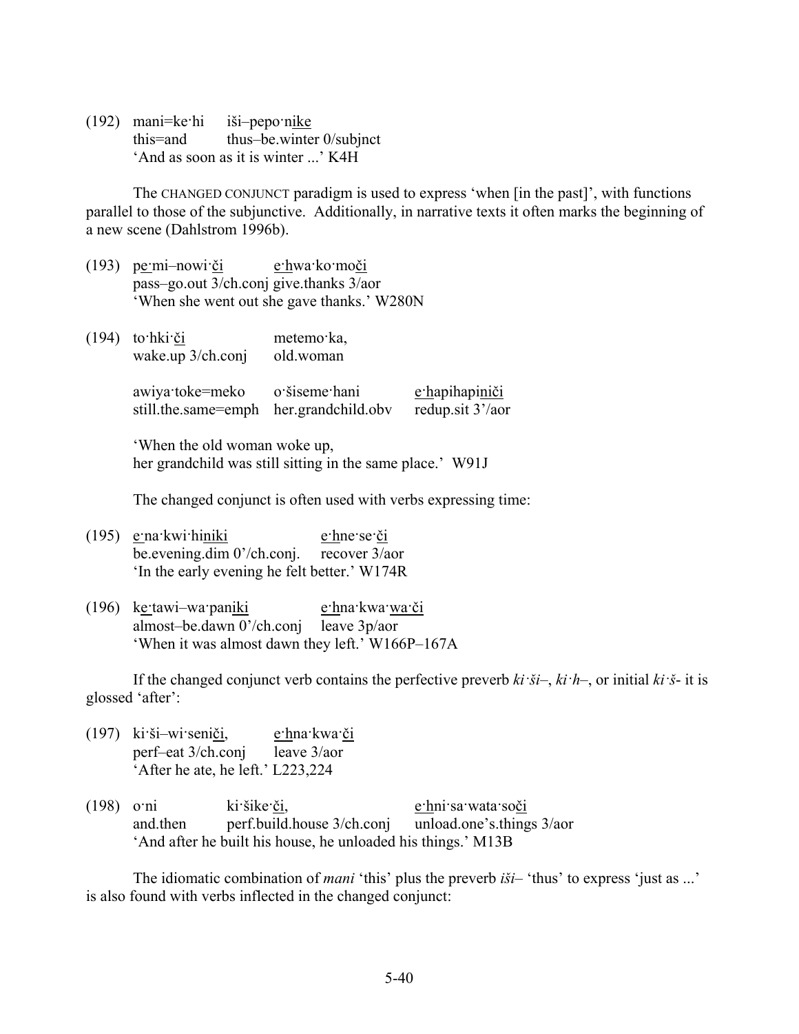(192) mani=ke·hi iši–pepo·nike
this=and thus–be.winter 0/subjnct
'And as soon as it is winter ...' K4H

The CHANGED CONJUNCT paradigm is used to express 'when [in the past]', with functions parallel to those of the subjunctive. Additionally, in narrative texts it often marks the beginning of a new scene (Dahlstrom 1996b).

(193) pe·mi–nowi·či e·hwa·ko·moči
pass–go.out 3/ch.conj give.thanks 3/aor
'When she went out she gave thanks.' W280N

(194) to·hki·či metemo·ka,
wake.up 3/ch.conj old.woman

awiya·toke=meko o·šiseme·hani e·hapihapiniči
still.the.same=emph her.grandchild.obv redup.sit 3'/aor

'When the old woman woke up,
her grandchild was still sitting in the same place.' W91J

The changed conjunct is often used with verbs expressing time:

(195) e·na·kwi·hiniki e·hne·se·či
be.evening.dim 0'/ch.conj. recover 3/aor
'In the early evening he felt better.' W174R

(196) ke·tawi–wa·paniki e·hna·kwa·wa·či
almost–be.dawn 0'/ch.conj leave 3p/aor
'When it was almost dawn they left.' W166P–167A

If the changed conjunct verb contains the perfective preverb *ki·ši–*, *ki·h–*, or initial *ki·š-* it is glossed 'after':

(197) ki·ši–wi·seniči, e·hna·kwa·či
perf–eat 3/ch.conj leave 3/aor
'After he ate, he left.' L223,224

(198) o·ni ki·šike·či, e·hni·sa·wata·soči
and.then perf.build.house 3/ch.conj unload.one's.things 3/aor
'And after he built his house, he unloaded his things.' M13B

The idiomatic combination of *mani* 'this' plus the preverb *iši–* 'thus' to express 'just as ...' is also found with verbs inflected in the changed conjunct: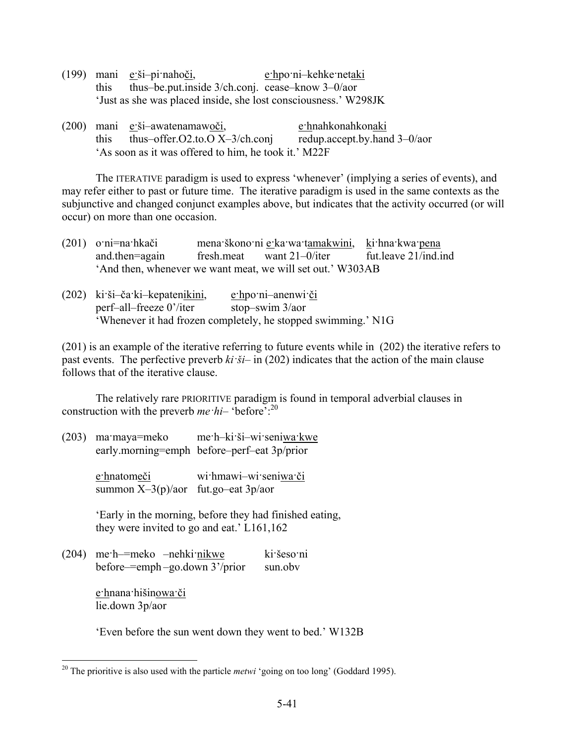(199) mani e·ši–pi·nahoči, e·hpo·ni–kehke·netaki
this thus–be.put.inside 3/ch.conj. cease–know 3–0/aor
'Just as she was placed inside, she lost consciousness.' W298JK

(200) mani e·ši–awatenamawoči, e·hnahkonahkonaki
this thus–offer.O2.to.O X–3/ch.conj redup.accept.by.hand 3–0/aor
'As soon as it was offered to him, he took it.' M22F

The ITERATIVE paradigm is used to express 'whenever' (implying a series of events), and may refer either to past or future time. The iterative paradigm is used in the same contexts as the subjunctive and changed conjunct examples above, but indicates that the activity occurred (or will occur) on more than one occasion.

(201) o·ni=na·hkači mena·škono·ni e·ka·wa·tamakwini, ki·hna·kwa·pena
and.then=again fresh.meat want 21–0/iter fut.leave 21/ind.ind
'And then, whenever we want meat, we will set out.' W303AB

(202) ki·ši–ča·ki–kepatenikini, e·hpo·ni–anenwi·či
perf–all–freeze 0'/iter stop–swim 3/aor
'Whenever it had frozen completely, he stopped swimming.' N1G

(201) is an example of the iterative referring to future events while in (202) the iterative refers to past events. The perfective preverb *ki·ši–* in (202) indicates that the action of the main clause follows that of the iterative clause.

The relatively rare PRIORITIVE paradigm is found in temporal adverbial clauses in construction with the preverb *me·hi–* 'before':[20]

(203) ma·maya=meko me·h–ki·ši–wi·seniwa·kwe
early.morning=emph before–perf–eat 3p/prior

e·hnatomeči wi·hmawi–wi·seniwa·či
summon X–3(p)/aor fut.go–eat 3p/aor

'Early in the morning, before they had finished eating, they were invited to go and eat.' L161,162

(204) me·h–=meko –nehki·nikwe ki·šeso·ni
before–=emph –go.down 3'/prior sun.obv

e·hnana·hišinowa·či
lie.down 3p/aor

'Even before the sun went down they went to bed.' W132B

[20] The prioritive is also used with the particle *metwi* 'going on too long' (Goddard 1995).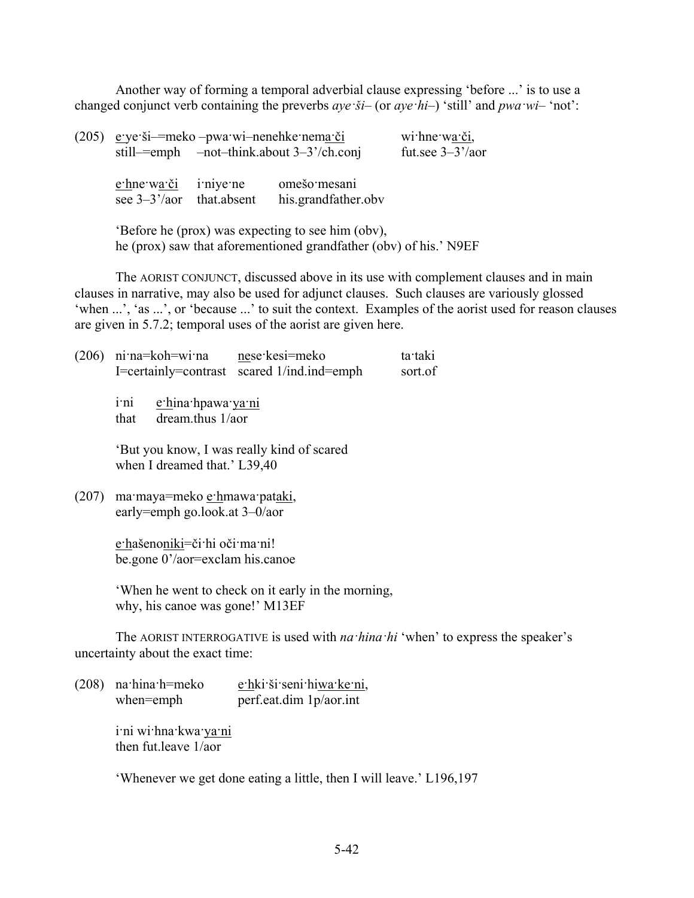Another way of forming a temporal adverbial clause expressing 'before ...' is to use a changed conjunct verb containing the preverbs *aye·ši–* (or *aye·hi–*) 'still' and *pwa·wi–* 'not':

(205) <u>e</u>·ye·ši–=meko –pwa·wi–nenehke·nem<u>a·či</u>  wi·hne·w<u>a·či</u>,
  still–=emph  –not–think.about 3–3'/ch.conj  fut.see 3–3'/aor

  <u>e·h</u>ne·w<u>a·či</u>  i·niye·ne  omešo·mesani
  see 3–3'/aor  that.absent  his.grandfather.obv

  'Before he (prox) was expecting to see him (obv),
  he (prox) saw that aforementioned grandfather (obv) of his.' N9EF

The AORIST CONJUNCT, discussed above in its use with complement clauses and in main clauses in narrative, may also be used for adjunct clauses. Such clauses are variously glossed 'when ...', 'as ...', or 'because ...' to suit the context. Examples of the aorist used for reason clauses are given in 5.7.2; temporal uses of the aorist are given here.

(206) ni·na=koh=wi·na  <u>ne</u>se·kesi=meko  ta·taki
  I=certainly=contrast  scared 1/ind.ind=emph  sort.of

  i·ni  <u>e·h</u>ina·hpawa·<u>ya·ni</u>
  that  dream.thus 1/aor

  'But you know, I was really kind of scared
  when I dreamed that.' L39,40

(207) ma·maya=meko <u>e·h</u>mawa·pat<u>aki</u>,
  early=emph go.look.at 3–0/aor

  <u>e·h</u>ašeno<u>niki</u>=či·hi oči·ma·ni!
  be.gone 0'/aor=exclam his.canoe

  'When he went to check on it early in the morning,
  why, his canoe was gone!' M13EF

The AORIST INTERROGATIVE is used with *na·hina·hi* 'when' to express the speaker's uncertainty about the exact time:

(208) na·hina·h=meko  <u>e·h</u>ki·ši·seni·hi<u>wa·ke·ni</u>,
  when=emph  perf.eat.dim 1p/aor.int

  i·ni wi·hna·kwa·<u>ya·ni</u>
  then fut.leave 1/aor

  'Whenever we get done eating a little, then I will leave.' L196,197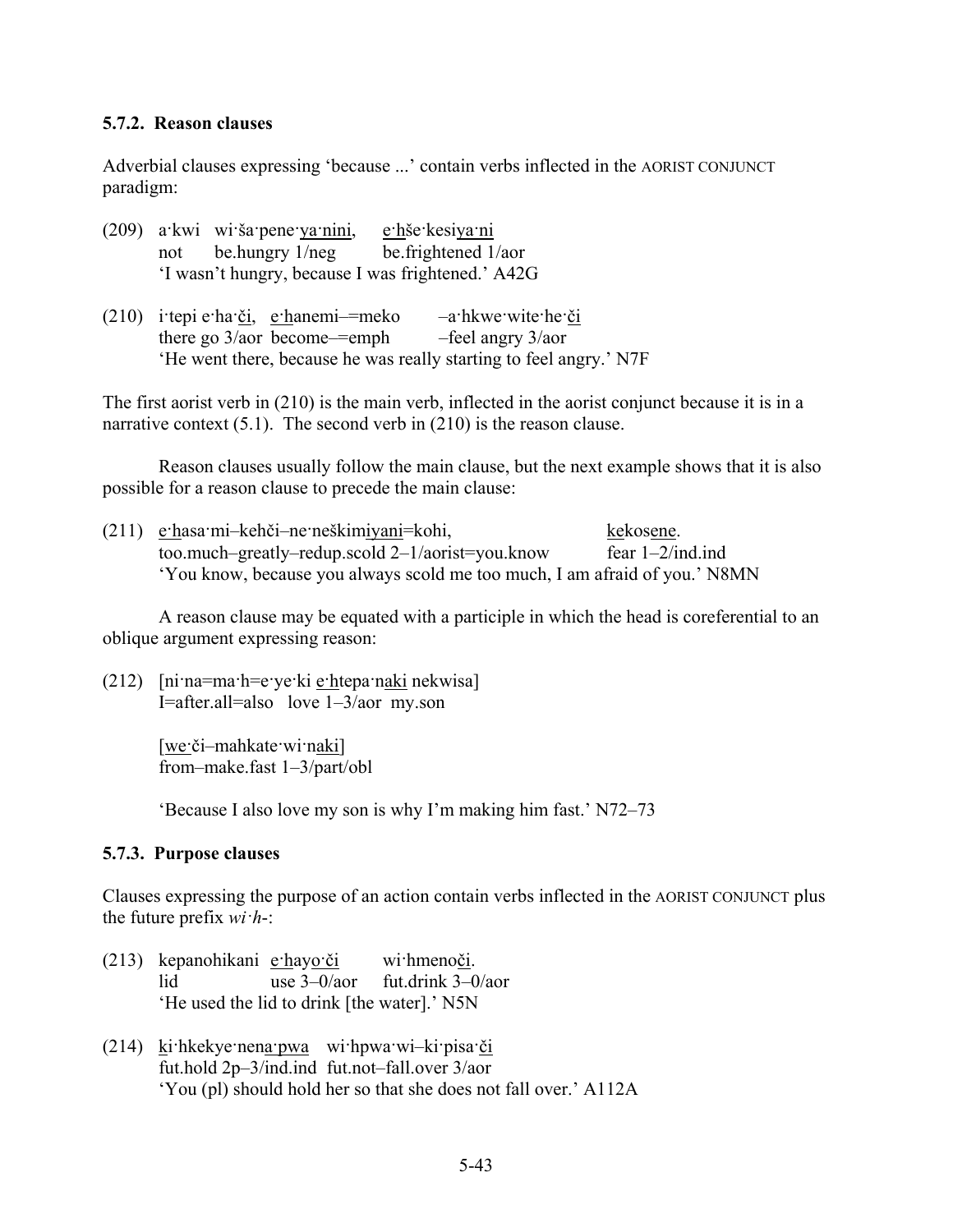### 5.7.2. Reason clauses

Adverbial clauses expressing 'because ...' contain verbs inflected in the AORIST CONJUNCT paradigm:

(209) a·kwi wi·ša·pene·<u>ya·nini</u>, <u>e·h</u>še·kesi<u>ya·ni</u>
  not be.hungry 1/neg be.frightened 1/aor
  'I wasn't hungry, because I was frightened.' A42G

(210) i·tepi e·ha·<u>či</u>, <u>e·h</u>anemi–=meko –a·hkwe·wite·he·<u>či</u>
  there go 3/aor become–=emph –feel angry 3/aor
  'He went there, because he was really starting to feel angry.' N7F

The first aorist verb in (210) is the main verb, inflected in the aorist conjunct because it is in a narrative context (5.1). The second verb in (210) is the reason clause.

Reason clauses usually follow the main clause, but the next example shows that it is also possible for a reason clause to precede the main clause:

(211) <u>e·h</u>asa·mi–kehči–ne·neškimi<u>yani</u>=kohi, <u>ke</u>kos<u>ene</u>.
  too.much–greatly–redup.scold 2–1/aorist=you.know fear 1–2/ind.ind
  'You know, because you always scold me too much, I am afraid of you.' N8MN

A reason clause may be equated with a participle in which the head is coreferential to an oblique argument expressing reason:

(212) [ni·na=ma·h=e·ye·ki <u>e·h</u>tepa·<u>naki</u> nekwisa]
  I=after.all=also love 1–3/aor my.son

  [<u>we·</u>či–mahkate·wi·<u>naki</u>]
  from–make.fast 1–3/part/obl

  'Because I also love my son is why I'm making him fast.' N72–73

### 5.7.3. Purpose clauses

Clauses expressing the purpose of an action contain verbs inflected in the AORIST CONJUNCT plus the future prefix *wi·h-*:

(213) kepanohikani <u>e·h</u>ay<u>o·či</u> wi·hmeno<u>či</u>.
  lid use 3–0/aor fut.drink 3–0/aor
  'He used the lid to drink [the water].' N5N

(214) <u>ki</u>·hkekye·nen<u>a·pwa</u> wi·hpwa·wi–ki·pisa·<u>či</u>
  fut.hold 2p–3/ind.ind fut.not–fall.over 3/aor
  'You (pl) should hold her so that she does not fall over.' A112A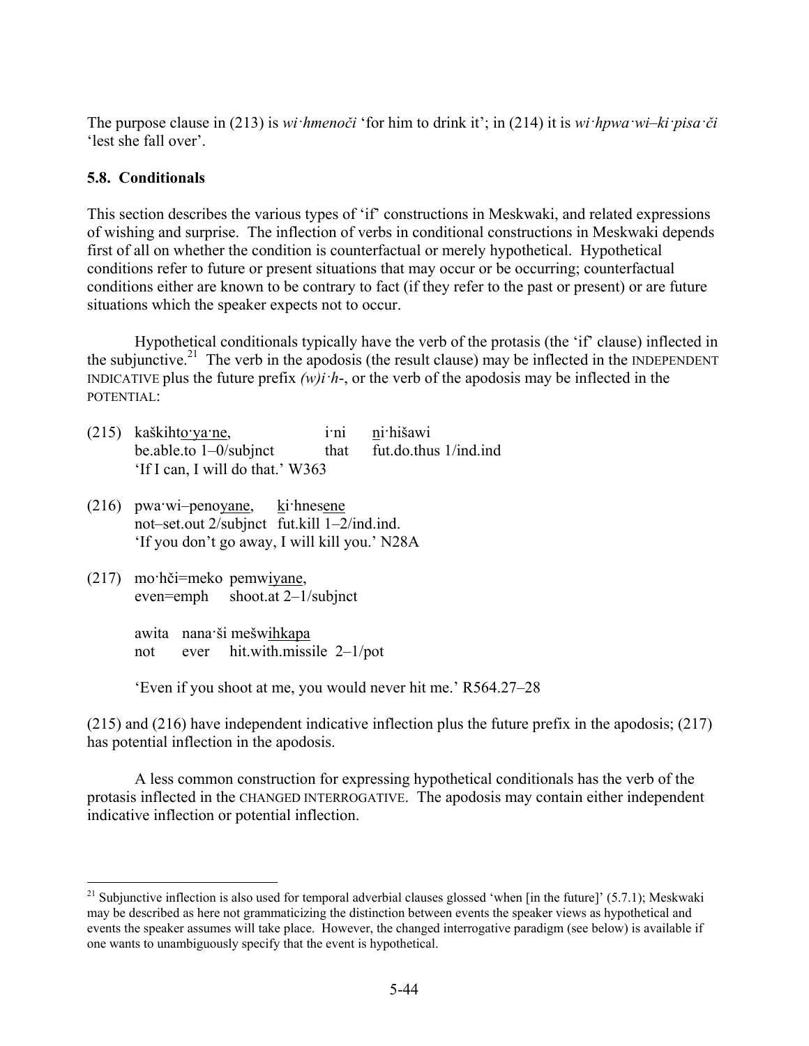The purpose clause in (213) is *wi·hmenoči* 'for him to drink it'; in (214) it is *wi·hpwa·wi–ki·pisa·či* 'lest she fall over'.

## 5.8. Conditionals

This section describes the various types of 'if' constructions in Meskwaki, and related expressions of wishing and surprise. The inflection of verbs in conditional constructions in Meskwaki depends first of all on whether the condition is counterfactual or merely hypothetical. Hypothetical conditions refer to future or present situations that may occur or be occurring; counterfactual conditions either are known to be contrary to fact (if they refer to the past or present) or are future situations which the speaker expects not to occur.

Hypothetical conditionals typically have the verb of the protasis (the 'if' clause) inflected in the subjunctive.[21] The verb in the apodosis (the result clause) may be inflected in the INDEPENDENT INDICATIVE plus the future prefix *(w)i·h-*, or the verb of the apodosis may be inflected in the POTENTIAL:

(215) kaškihto·ya·ne, i·ni ni·hišawi
be.able.to 1–0/subjnct that fut.do.thus 1/ind.ind
'If I can, I will do that.' W363

(216) pwa·wi–penoyane, ki·hnesene
not–set.out 2/subjnct fut.kill 1–2/ind.ind.
'If you don't go away, I will kill you.' N28A

(217) mo·hči=meko pemwiyane,
even=emph shoot.at 2–1/subjnct

awita nana·ši mešwihkapa
not ever hit.with.missile 2–1/pot

'Even if you shoot at me, you would never hit me.' R564.27–28

(215) and (216) have independent indicative inflection plus the future prefix in the apodosis; (217) has potential inflection in the apodosis.

A less common construction for expressing hypothetical conditionals has the verb of the protasis inflected in the CHANGED INTERROGATIVE. The apodosis may contain either independent indicative inflection or potential inflection.

---

[21] Subjunctive inflection is also used for temporal adverbial clauses glossed 'when [in the future]' (5.7.1); Meskwaki may be described as here not grammaticizing the distinction between events the speaker views as hypothetical and events the speaker assumes will take place. However, the changed interrogative paradigm (see below) is available if one wants to unambiguously specify that the event is hypothetical.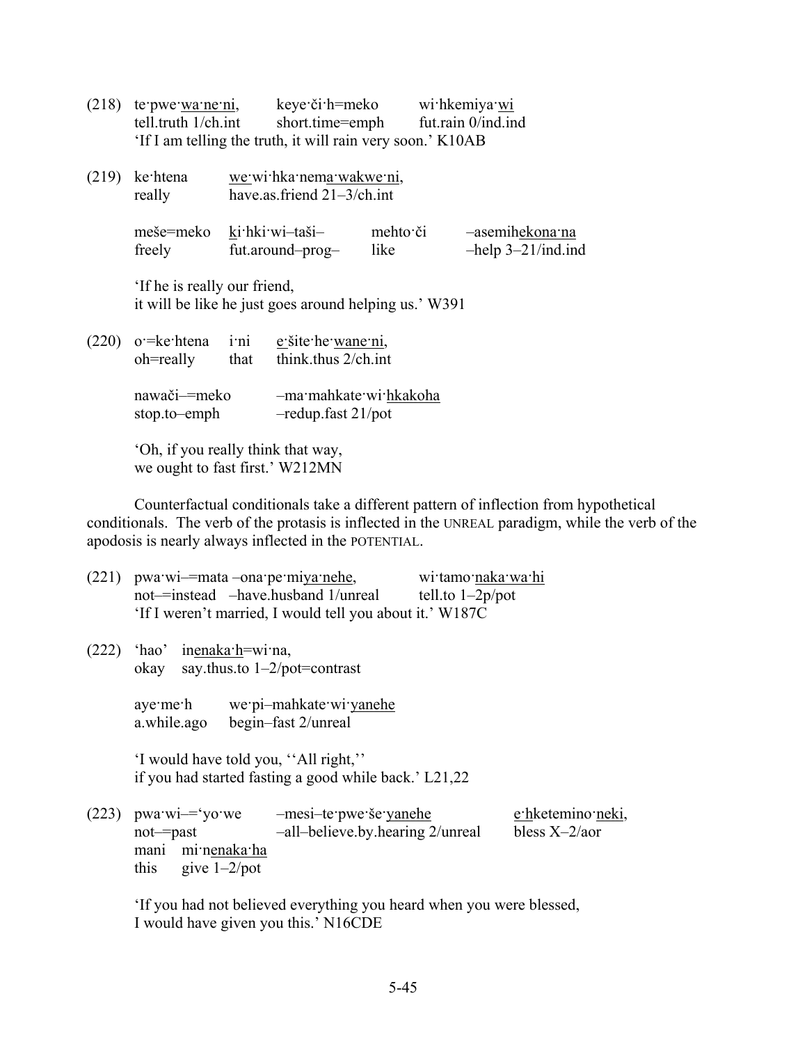(218) te·pwe·wa·ne·ni, keye·či·h=meko wi·hkemiya·wi
tell.truth 1/ch.int short.time=emph fut.rain 0/ind.ind
'If I am telling the truth, it will rain very soon.' K10AB

(219) ke·htena we·wi·hka·nema·wakwe·ni,
really have.as.friend 21–3/ch.int

meše=meko ki·hki·wi–taši– mehto·či –asemihekona·na
freely fut.around–prog– like –help 3–21/ind.ind

'If he is really our friend,
it will be like he just goes around helping us.' W391

(220) o·=ke·htena i·ni e·šite·he·wane·ni,
oh=really that think.thus 2/ch.int

nawači–=meko –ma·mahkate·wi·hkakoha
stop.to–emph –redup.fast 21/pot

'Oh, if you really think that way,
we ought to fast first.' W212MN

Counterfactual conditionals take a different pattern of inflection from hypothetical conditionals. The verb of the protasis is inflected in the UNREAL paradigm, while the verb of the apodosis is nearly always inflected in the POTENTIAL.

(221) pwa·wi–=mata –ona·pe·miya·nehe, wi·tamo·naka·wa·hi
not–=instead –have.husband 1/unreal tell.to 1–2p/pot
'If I weren't married, I would tell you about it.' W187C

(222) 'hao' inenaka·h=wi·na,
okay say.thus.to 1–2/pot=contrast

aye·me·h we·pi–mahkate·wi·yanehe
a.while.ago begin–fast 2/unreal

'I would have told you, ''All right,''
if you had started fasting a good while back.' L21,22

(223) pwa·wi–='yo·we –mesi–te·pwe·še·yanehe e·hketemino·neki,
not–=past –all–believe.by.hearing 2/unreal bless X–2/aor
mani mi·nenaka·ha
this give 1–2/pot

'If you had not believed everything you heard when you were blessed,
I would have given you this.' N16CDE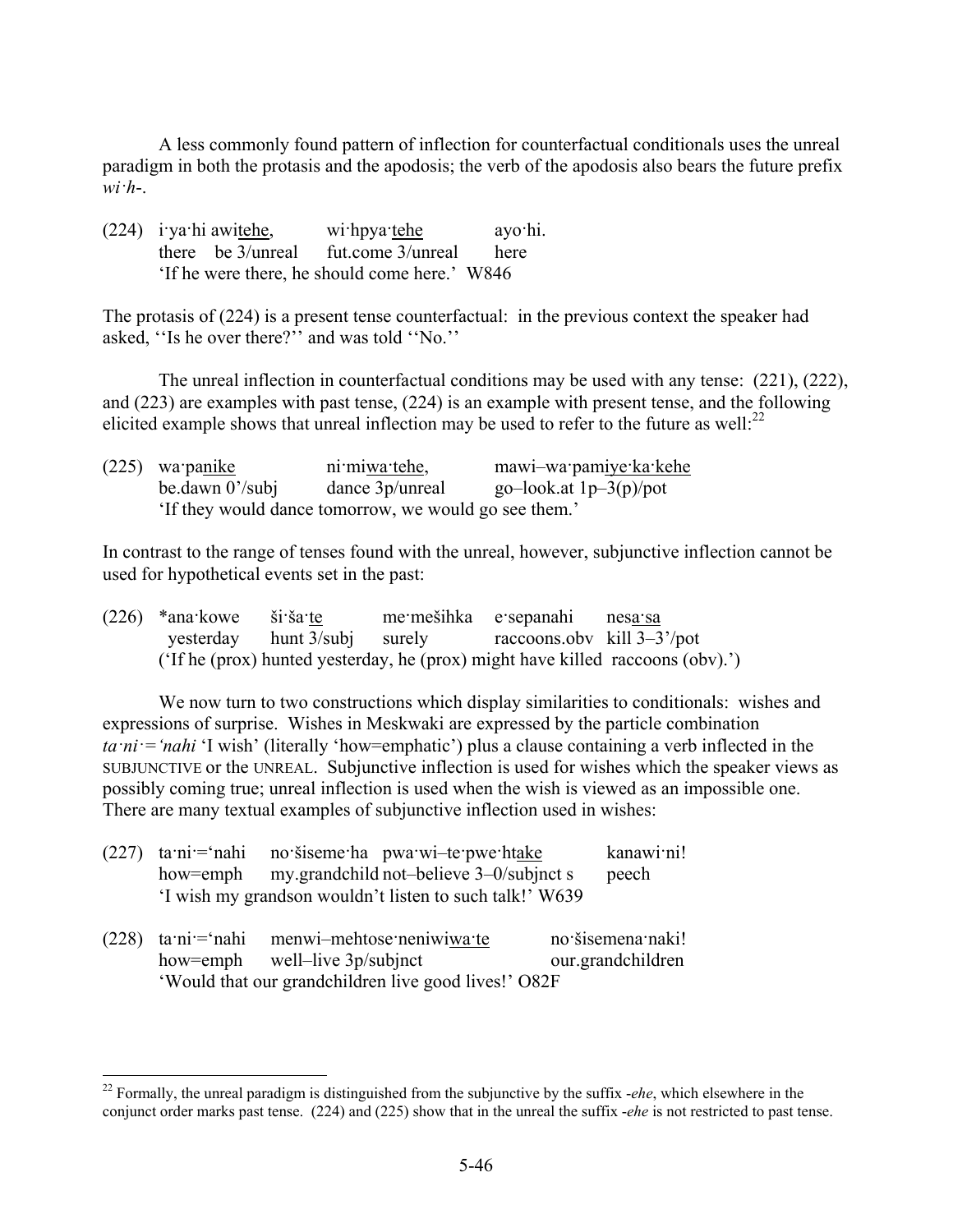A less commonly found pattern of inflection for counterfactual conditionals uses the unreal paradigm in both the protasis and the apodosis; the verb of the apodosis also bears the future prefix *wi·h-*.

(224) i·ya·hi awitehe,  wi·hpya·tehe  ayo·hi.
there  be 3/unreal  fut.come 3/unreal  here
'If he were there, he should come here.'  W846

The protasis of (224) is a present tense counterfactual: in the previous context the speaker had asked, ''Is he over there?'' and was told ''No.''

The unreal inflection in counterfactual conditions may be used with any tense: (221), (222), and (223) are examples with past tense, (224) is an example with present tense, and the following elicited example shows that unreal inflection may be used to refer to the future as well:[22]

(225) wa·panike  ni·miwa·tehe,  mawi–wa·pamiye·ka·kehe
be.dawn 0'/subj  dance 3p/unreal  go–look.at 1p–3(p)/pot
'If they would dance tomorrow, we would go see them.'

In contrast to the range of tenses found with the unreal, however, subjunctive inflection cannot be used for hypothetical events set in the past:

(226) *ana·kowe  ši·ša·te  me·mešihka  e·sepanahi  nesa·sa
yesterday  hunt 3/subj  surely  raccoons.obv  kill 3–3'/pot
('If he (prox) hunted yesterday, he (prox) might have killed raccoons (obv).')

We now turn to two constructions which display similarities to conditionals: wishes and expressions of surprise. Wishes in Meskwaki are expressed by the particle combination *ta·ni·='nahi* 'I wish' (literally 'how=emphatic') plus a clause containing a verb inflected in the SUBJUNCTIVE or the UNREAL. Subjunctive inflection is used for wishes which the speaker views as possibly coming true; unreal inflection is used when the wish is viewed as an impossible one. There are many textual examples of subjunctive inflection used in wishes:

(227) ta·ni·='nahi  no·šiseme·ha  pwa·wi–te·pwe·htake  kanawi·ni!
how=emph  my.grandchild  not–believe 3–0/subjnct s  peech
'I wish my grandson wouldn't listen to such talk!'  W639

(228) ta·ni·='nahi  menwi–mehtose·neniwiwa·te  no·šisemena·naki!
how=emph  well–live 3p/subjnct  our.grandchildren
'Would that our grandchildren live good lives!'  O82F

[22] Formally, the unreal paradigm is distinguished from the subjunctive by the suffix *-ehe*, which elsewhere in the conjunct order marks past tense. (224) and (225) show that in the unreal the suffix *-ehe* is not restricted to past tense.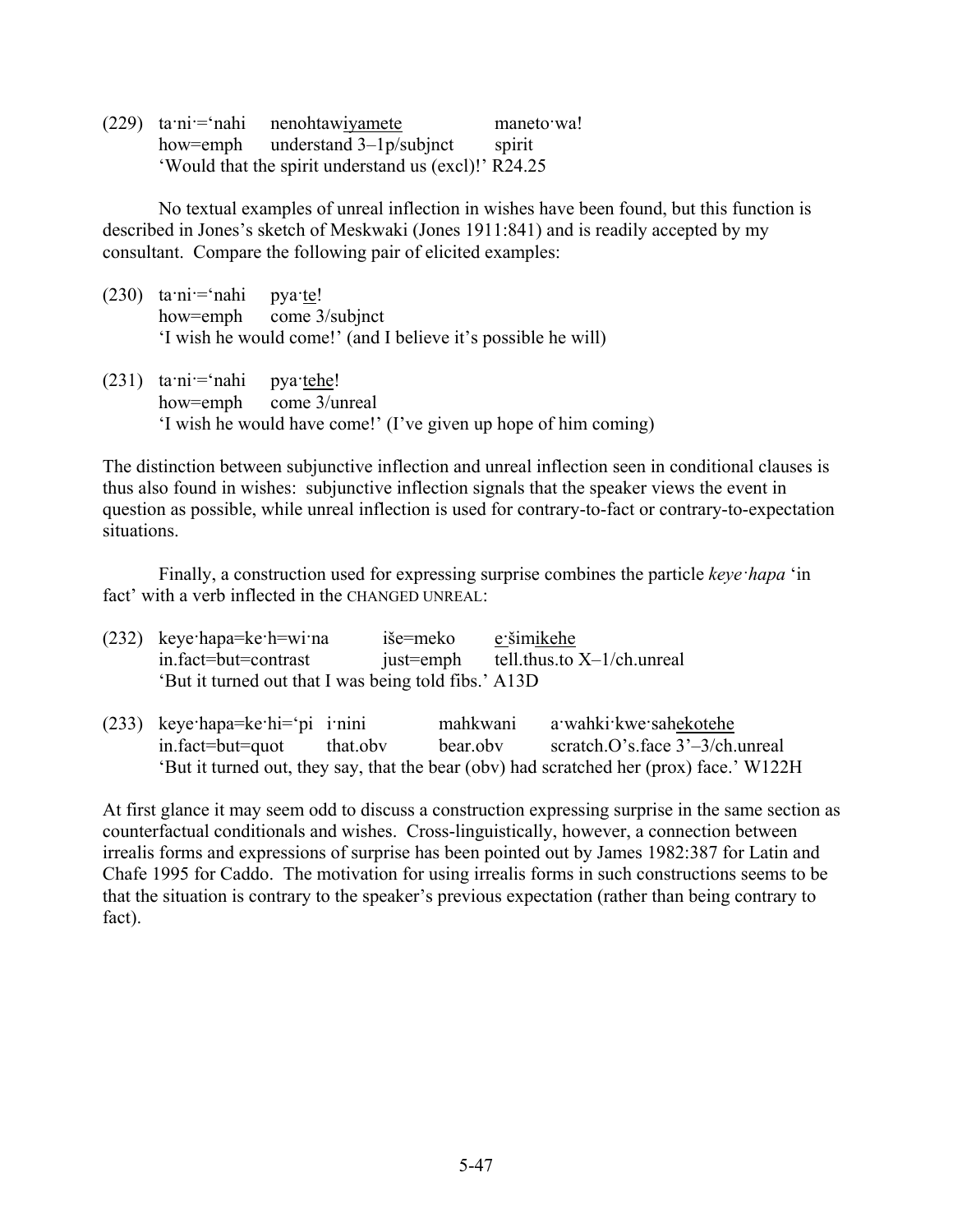(229) ta·ni·=ʻnahi nenohtawiyamete maneto·wa!
how=emph understand 3–1p/subjnct spirit
'Would that the spirit understand us (excl)!' R24.25

No textual examples of unreal inflection in wishes have been found, but this function is described in Jones's sketch of Meskwaki (Jones 1911:841) and is readily accepted by my consultant. Compare the following pair of elicited examples:

(230) ta·ni·=ʻnahi pya·te!
how=emph come 3/subjnct
'I wish he would come!' (and I believe it's possible he will)

(231) ta·ni·=ʻnahi pya·tehe!
how=emph come 3/unreal
'I wish he would have come!' (I've given up hope of him coming)

The distinction between subjunctive inflection and unreal inflection seen in conditional clauses is thus also found in wishes: subjunctive inflection signals that the speaker views the event in question as possible, while unreal inflection is used for contrary-to-fact or contrary-to-expectation situations.

Finally, a construction used for expressing surprise combines the particle *keye·hapa* 'in fact' with a verb inflected in the CHANGED UNREAL:

(232) keye·hapa=ke·h=wi·na iše=meko e·šimikehe
in.fact=but=contrast just=emph tell.thus.to X–1/ch.unreal
'But it turned out that I was being told fibs.' A13D

(233) keye·hapa=ke·hi=ʻpi i·nini mahkwani a·wahki·kwe·sahekotehe
in.fact=but=quot that.obv bear.obv scratch.O's.face 3'–3/ch.unreal
'But it turned out, they say, that the bear (obv) had scratched her (prox) face.' W122H

At first glance it may seem odd to discuss a construction expressing surprise in the same section as counterfactual conditionals and wishes. Cross-linguistically, however, a connection between irrealis forms and expressions of surprise has been pointed out by James 1982:387 for Latin and Chafe 1995 for Caddo. The motivation for using irrealis forms in such constructions seems to be that the situation is contrary to the speaker's previous expectation (rather than being contrary to fact).